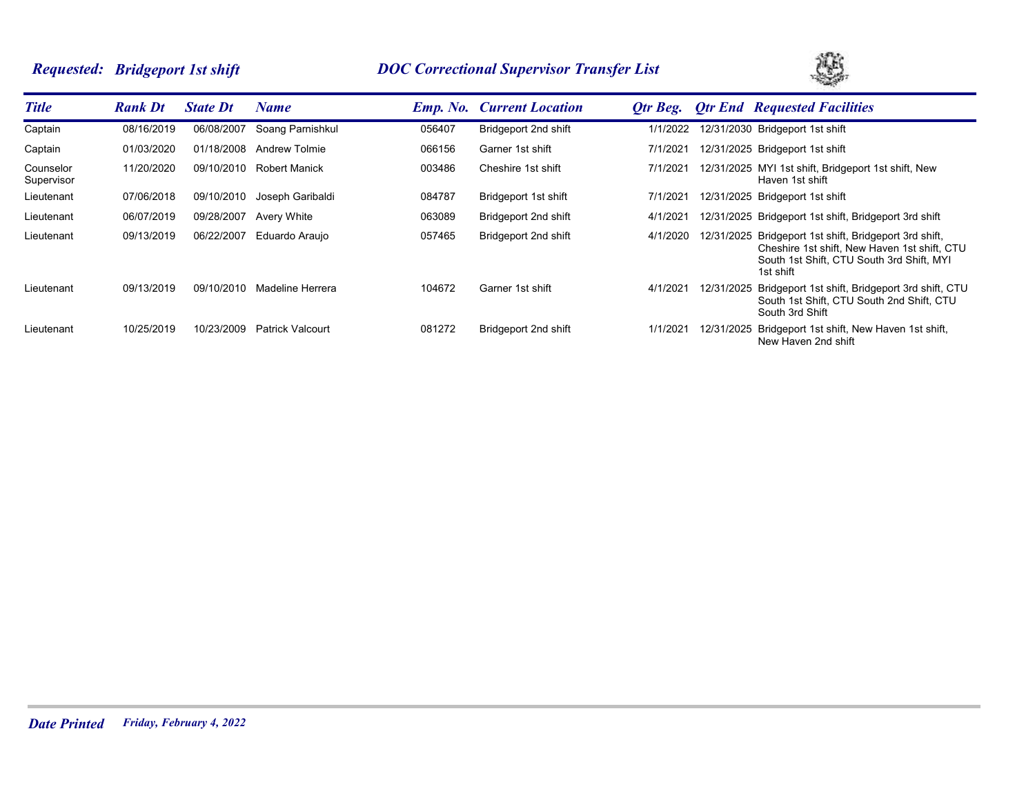## *Requested: Bridgeport 1st shift* — *DOC Correctional Supervisor Transfer List*

| Title | Rank Dt | State Dt | Name | Emp. No. | Current Location | Qtr Beg. | Qtr End | Requested Facilities |
|---|---|---|---|---|---|---|---|---|
| Captain | 08/16/2019 | 06/08/2007 | Soang Parnishkul | 056407 | Bridgeport 2nd shift | 1/1/2022 | 12/31/2030 | Bridgeport 1st shift |
| Captain | 01/03/2020 | 01/18/2008 | Andrew Tolmie | 066156 | Garner 1st shift | 7/1/2021 | 12/31/2025 | Bridgeport 1st shift |
| Counselor Supervisor | 11/20/2020 | 09/10/2010 | Robert Manick | 003486 | Cheshire 1st shift | 7/1/2021 | 12/31/2025 | MYI 1st shift, Bridgeport 1st shift, New Haven 1st shift |
| Lieutenant | 07/06/2018 | 09/10/2010 | Joseph Garibaldi | 084787 | Bridgeport 1st shift | 7/1/2021 | 12/31/2025 | Bridgeport 1st shift |
| Lieutenant | 06/07/2019 | 09/28/2007 | Avery White | 063089 | Bridgeport 2nd shift | 4/1/2021 | 12/31/2025 | Bridgeport 1st shift, Bridgeport 3rd shift |
| Lieutenant | 09/13/2019 | 06/22/2007 | Eduardo Araujo | 057465 | Bridgeport 2nd shift | 4/1/2020 | 12/31/2025 | Bridgeport 1st shift, Bridgeport 3rd shift, Cheshire 1st shift, New Haven 1st shift, CTU South 1st Shift, CTU South 3rd Shift, MYI 1st shift |
| Lieutenant | 09/13/2019 | 09/10/2010 | Madeline Herrera | 104672 | Garner 1st shift | 4/1/2021 | 12/31/2025 | Bridgeport 1st shift, Bridgeport 3rd shift, CTU South 1st Shift, CTU South 2nd Shift, CTU South 3rd Shift |
| Lieutenant | 10/25/2019 | 10/23/2009 | Patrick Valcourt | 081272 | Bridgeport 2nd shift | 1/1/2021 | 12/31/2025 | Bridgeport 1st shift, New Haven 1st shift, New Haven 2nd shift |

***Date Printed*** *Friday, February 4, 2022*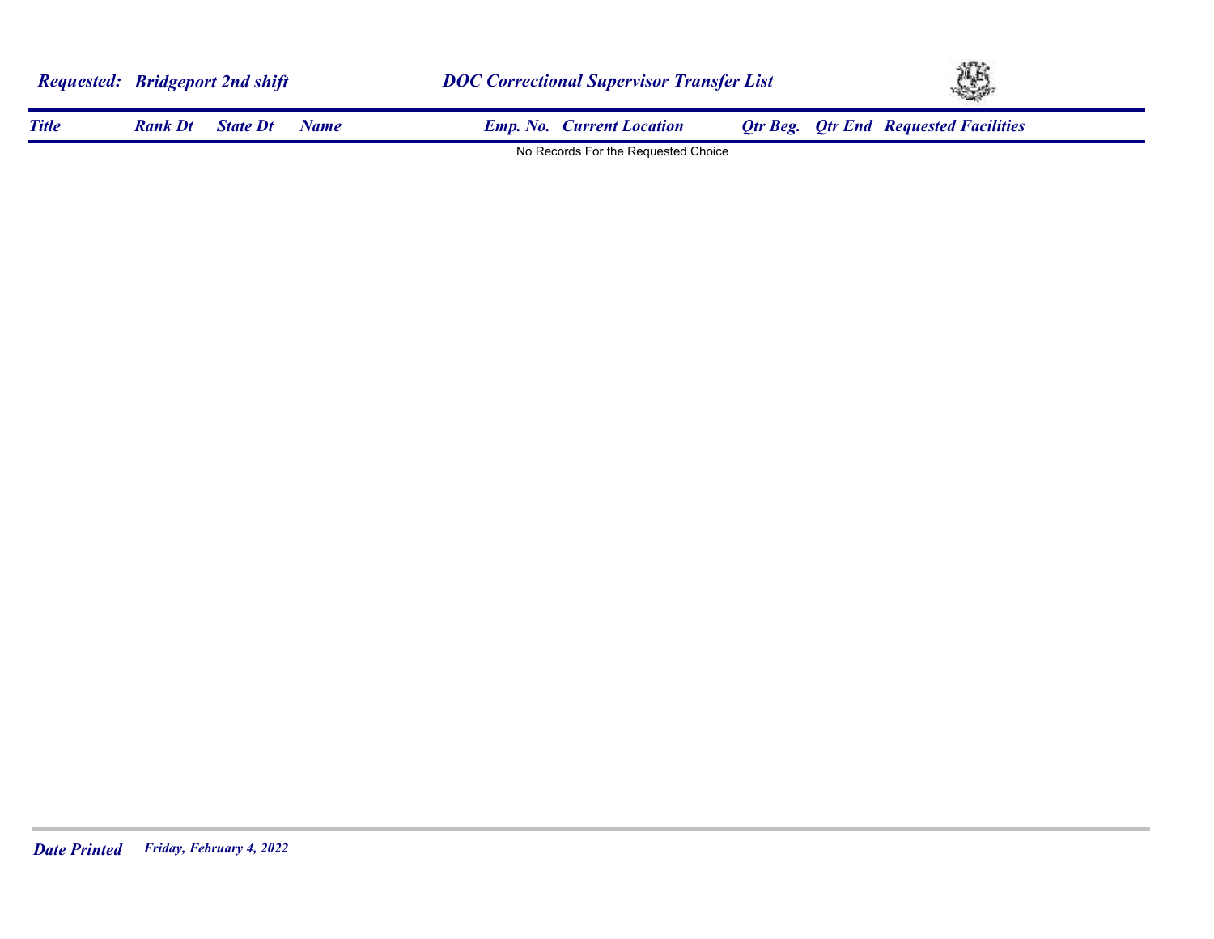***Requested: Bridgeport 2nd shift*** &nbsp;&nbsp;&nbsp;&nbsp; ***DOC Correctional Supervisor Transfer List***

| *Title* | *Rank Dt* | *State Dt* | *Name* | *Emp. No.* | *Current Location* | *Qtr Beg.* | *Qtr End* | *Requested Facilities* |
|---|---|---|---|---|---|---|---|---|

No Records For the Requested Choice

***Date Printed*** *Friday, February 4, 2022*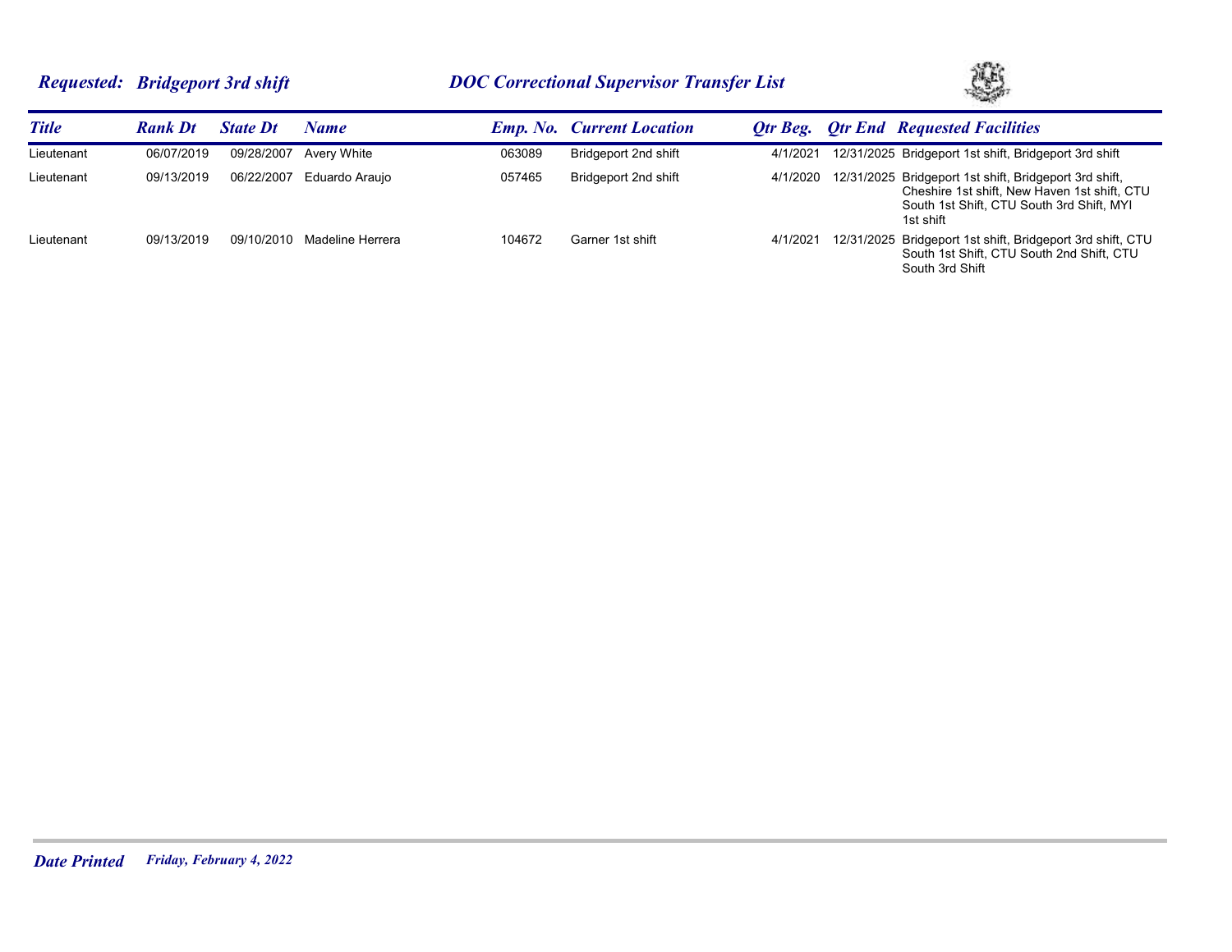***Requested: Bridgeport 3rd shift*** ***DOC Correctional Supervisor Transfer List***

| *Title* | *Rank Dt* | *State Dt* | *Name* | *Emp. No.* | *Current Location* | *Qtr Beg.* | *Qtr End* | *Requested Facilities* |
|---|---|---|---|---|---|---|---|---|
| Lieutenant | 06/07/2019 | 09/28/2007 | Avery White | 063089 | Bridgeport 2nd shift | 4/1/2021 | 12/31/2025 | Bridgeport 1st shift, Bridgeport 3rd shift |
| Lieutenant | 09/13/2019 | 06/22/2007 | Eduardo Araujo | 057465 | Bridgeport 2nd shift | 4/1/2020 | 12/31/2025 | Bridgeport 1st shift, Bridgeport 3rd shift, Cheshire 1st shift, New Haven 1st shift, CTU South 1st Shift, CTU South 3rd Shift, MYI 1st shift |
| Lieutenant | 09/13/2019 | 09/10/2010 | Madeline Herrera | 104672 | Garner 1st shift | 4/1/2021 | 12/31/2025 | Bridgeport 1st shift, Bridgeport 3rd shift, CTU South 1st Shift, CTU South 2nd Shift, CTU South 3rd Shift |

***Date Printed*** *Friday, February 4, 2022*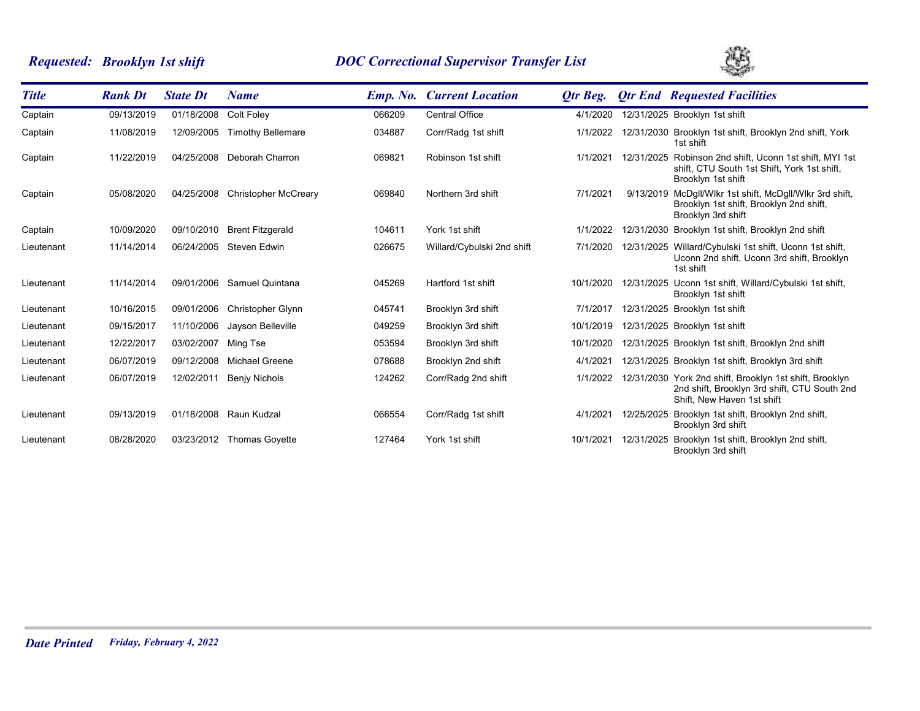## *Requested: Brooklyn 1st shift* — *DOC Correctional Supervisor Transfer List*

| Title | Rank Dt | State Dt | Name | Emp. No. | Current Location | Qtr Beg. | Qtr End | Requested Facilities |
|---|---|---|---|---|---|---|---|---|
| Captain | 09/13/2019 | 01/18/2008 | Colt Foley | 066209 | Central Office | 4/1/2020 | 12/31/2025 | Brooklyn 1st shift |
| Captain | 11/08/2019 | 12/09/2005 | Timothy Bellemare | 034887 | Corr/Radg 1st shift | 1/1/2022 | 12/31/2030 | Brooklyn 1st shift, Brooklyn 2nd shift, York 1st shift |
| Captain | 11/22/2019 | 04/25/2008 | Deborah Charron | 069821 | Robinson 1st shift | 1/1/2021 | 12/31/2025 | Robinson 2nd shift, Uconn 1st shift, MYI 1st shift, CTU South 1st Shift, York 1st shift, Brooklyn 1st shift |
| Captain | 05/08/2020 | 04/25/2008 | Christopher McCreary | 069840 | Northern 3rd shift | 7/1/2021 | 9/13/2019 | McDgll/Wlkr 1st shift, McDgll/Wlkr 3rd shift, Brooklyn 1st shift, Brooklyn 2nd shift, Brooklyn 3rd shift |
| Captain | 10/09/2020 | 09/10/2010 | Brent Fitzgerald | 104611 | York 1st shift | 1/1/2022 | 12/31/2030 | Brooklyn 1st shift, Brooklyn 2nd shift |
| Lieutenant | 11/14/2014 | 06/24/2005 | Steven Edwin | 026675 | Willard/Cybulski 2nd shift | 7/1/2020 | 12/31/2025 | Willard/Cybulski 1st shift, Uconn 1st shift, Uconn 2nd shift, Uconn 3rd shift, Brooklyn 1st shift |
| Lieutenant | 11/14/2014 | 09/01/2006 | Samuel Quintana | 045269 | Hartford 1st shift | 10/1/2020 | 12/31/2025 | Uconn 1st shift, Willard/Cybulski 1st shift, Brooklyn 1st shift |
| Lieutenant | 10/16/2015 | 09/01/2006 | Christopher Glynn | 045741 | Brooklyn 3rd shift | 7/1/2017 | 12/31/2025 | Brooklyn 1st shift |
| Lieutenant | 09/15/2017 | 11/10/2006 | Jayson Belleville | 049259 | Brooklyn 3rd shift | 10/1/2019 | 12/31/2025 | Brooklyn 1st shift |
| Lieutenant | 12/22/2017 | 03/02/2007 | Ming Tse | 053594 | Brooklyn 3rd shift | 10/1/2020 | 12/31/2025 | Brooklyn 1st shift, Brooklyn 2nd shift |
| Lieutenant | 06/07/2019 | 09/12/2008 | Michael Greene | 078688 | Brooklyn 2nd shift | 4/1/2021 | 12/31/2025 | Brooklyn 1st shift, Brooklyn 3rd shift |
| Lieutenant | 06/07/2019 | 12/02/2011 | Benjy Nichols | 124262 | Corr/Radg 2nd shift | 1/1/2022 | 12/31/2030 | York 2nd shift, Brooklyn 1st shift, Brooklyn 2nd shift, Brooklyn 3rd shift, CTU South 2nd Shift, New Haven 1st shift |
| Lieutenant | 09/13/2019 | 01/18/2008 | Raun Kudzal | 066554 | Corr/Radg 1st shift | 4/1/2021 | 12/25/2025 | Brooklyn 1st shift, Brooklyn 2nd shift, Brooklyn 3rd shift |
| Lieutenant | 08/28/2020 | 03/23/2012 | Thomas Goyette | 127464 | York 1st shift | 10/1/2021 | 12/31/2025 | Brooklyn 1st shift, Brooklyn 2nd shift, Brooklyn 3rd shift |

***Date Printed*** *Friday, February 4, 2022*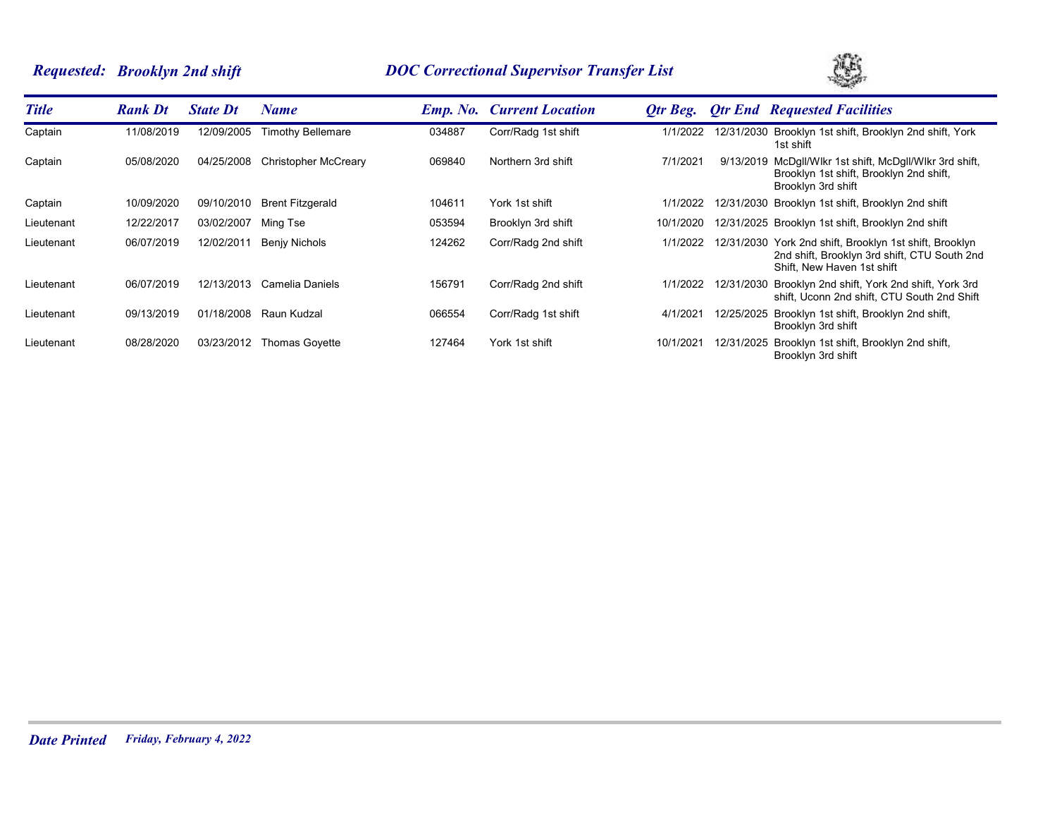**Requested: Brooklyn 2nd shift** — **DOC Correctional Supervisor Transfer List**

| Title | Rank Dt | State Dt | Name | Emp. No. | Current Location | Qtr Beg. | Qtr End | Requested Facilities |
|---|---|---|---|---|---|---|---|---|
| Captain | 11/08/2019 | 12/09/2005 | Timothy Bellemare | 034887 | Corr/Radg 1st shift | 1/1/2022 | 12/31/2030 | Brooklyn 1st shift, Brooklyn 2nd shift, York 1st shift |
| Captain | 05/08/2020 | 04/25/2008 | Christopher McCreary | 069840 | Northern 3rd shift | 7/1/2021 | 9/13/2019 | McDgll/Wlkr 1st shift, McDgll/Wlkr 3rd shift, Brooklyn 1st shift, Brooklyn 2nd shift, Brooklyn 3rd shift |
| Captain | 10/09/2020 | 09/10/2010 | Brent Fitzgerald | 104611 | York 1st shift | 1/1/2022 | 12/31/2030 | Brooklyn 1st shift, Brooklyn 2nd shift |
| Lieutenant | 12/22/2017 | 03/02/2007 | Ming Tse | 053594 | Brooklyn 3rd shift | 10/1/2020 | 12/31/2025 | Brooklyn 1st shift, Brooklyn 2nd shift |
| Lieutenant | 06/07/2019 | 12/02/2011 | Benjy Nichols | 124262 | Corr/Radg 2nd shift | 1/1/2022 | 12/31/2030 | York 2nd shift, Brooklyn 1st shift, Brooklyn 2nd shift, Brooklyn 3rd shift, CTU South 2nd Shift, New Haven 1st shift |
| Lieutenant | 06/07/2019 | 12/13/2013 | Camelia Daniels | 156791 | Corr/Radg 2nd shift | 1/1/2022 | 12/31/2030 | Brooklyn 2nd shift, York 2nd shift, York 3rd shift, Uconn 2nd shift, CTU South 2nd Shift |
| Lieutenant | 09/13/2019 | 01/18/2008 | Raun Kudzal | 066554 | Corr/Radg 1st shift | 4/1/2021 | 12/25/2025 | Brooklyn 1st shift, Brooklyn 2nd shift, Brooklyn 3rd shift |
| Lieutenant | 08/28/2020 | 03/23/2012 | Thomas Goyette | 127464 | York 1st shift | 10/1/2021 | 12/31/2025 | Brooklyn 1st shift, Brooklyn 2nd shift, Brooklyn 3rd shift |

*Date Printed* *Friday, February 4, 2022*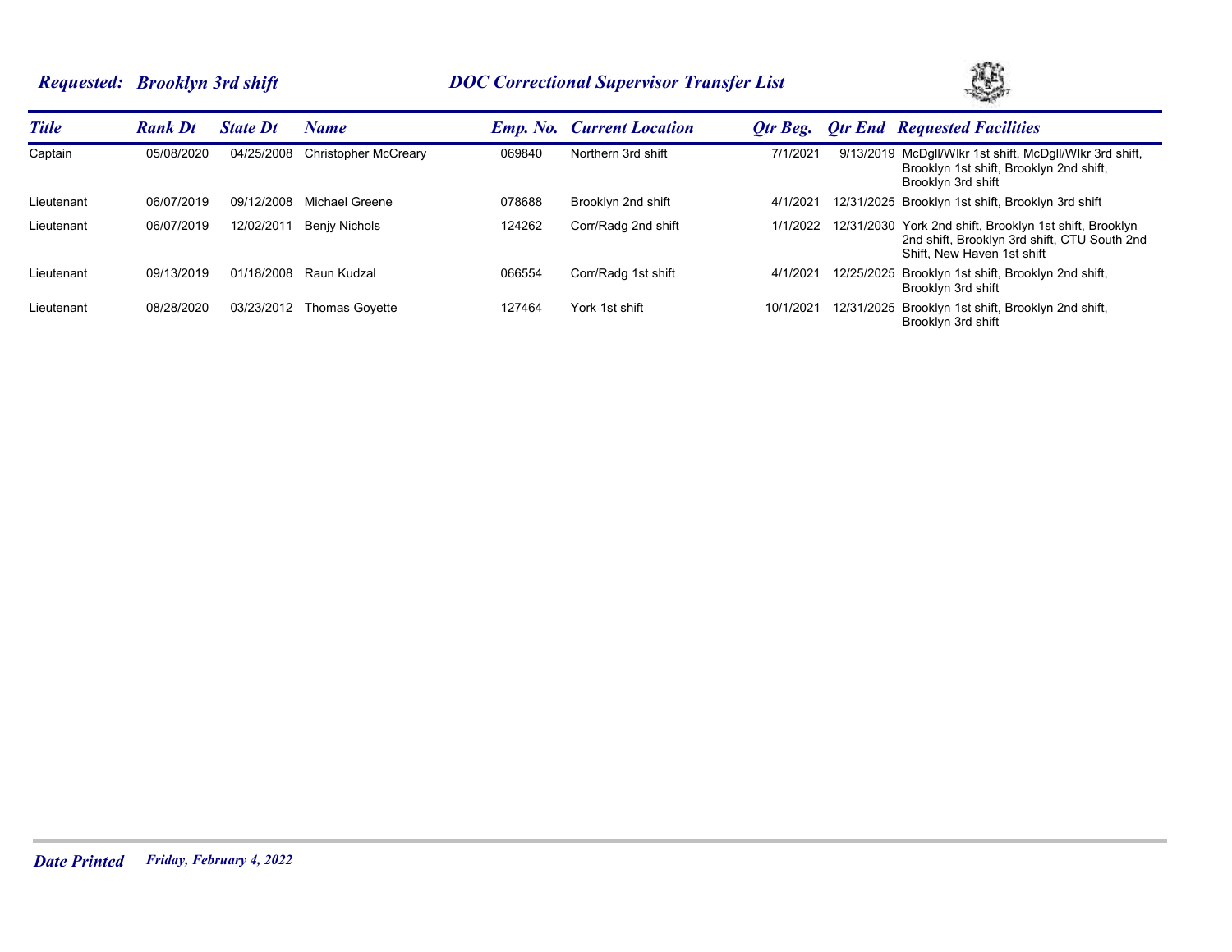## *Requested: Brooklyn 3rd shift*

## *DOC Correctional Supervisor Transfer List*

| Title | Rank Dt | State Dt | Name | Emp. No. | Current Location | Qtr Beg. | Qtr End | Requested Facilities |
|---|---|---|---|---|---|---|---|---|
| Captain | 05/08/2020 | 04/25/2008 | Christopher McCreary | 069840 | Northern 3rd shift | 7/1/2021 | 9/13/2019 | McDgll/Wlkr 1st shift, McDgll/Wlkr 3rd shift, Brooklyn 1st shift, Brooklyn 2nd shift, Brooklyn 3rd shift |
| Lieutenant | 06/07/2019 | 09/12/2008 | Michael Greene | 078688 | Brooklyn 2nd shift | 4/1/2021 | 12/31/2025 | Brooklyn 1st shift, Brooklyn 3rd shift |
| Lieutenant | 06/07/2019 | 12/02/2011 | Benjy Nichols | 124262 | Corr/Radg 2nd shift | 1/1/2022 | 12/31/2030 | York 2nd shift, Brooklyn 1st shift, Brooklyn 2nd shift, Brooklyn 3rd shift, CTU South 2nd Shift, New Haven 1st shift |
| Lieutenant | 09/13/2019 | 01/18/2008 | Raun Kudzal | 066554 | Corr/Radg 1st shift | 4/1/2021 | 12/25/2025 | Brooklyn 1st shift, Brooklyn 2nd shift, Brooklyn 3rd shift |
| Lieutenant | 08/28/2020 | 03/23/2012 | Thomas Goyette | 127464 | York 1st shift | 10/1/2021 | 12/31/2025 | Brooklyn 1st shift, Brooklyn 2nd shift, Brooklyn 3rd shift |

***Date Printed*** *Friday, February 4, 2022*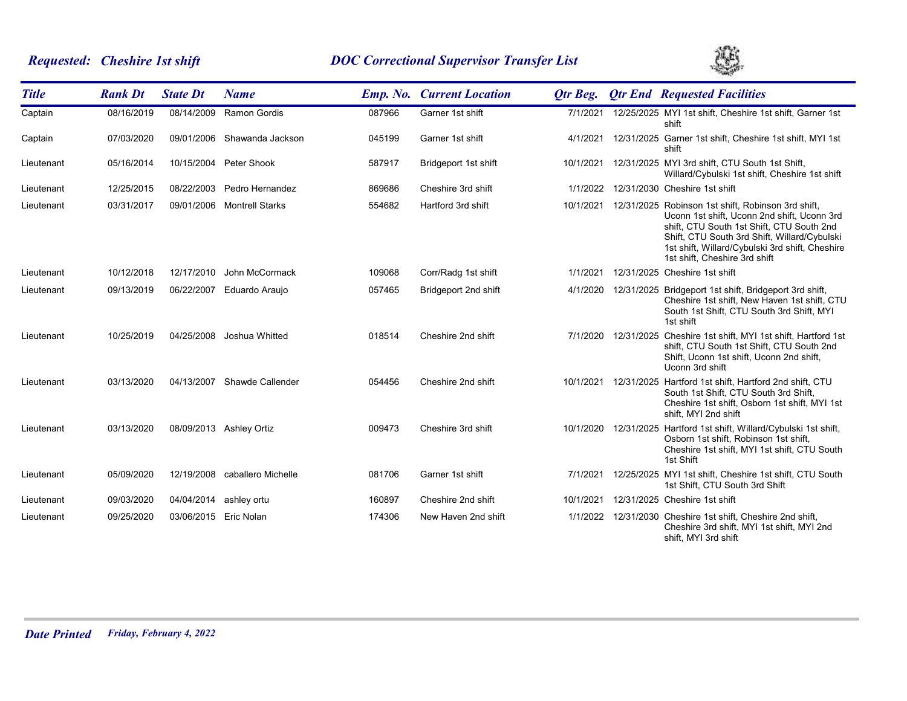## *Requested: Cheshire 1st shift*

## *DOC Correctional Supervisor Transfer List*

| *Title* | *Rank Dt* | *State Dt* | *Name* | *Emp. No.* | *Current Location* | *Qtr Beg.* | *Qtr End* | *Requested Facilities* |
|---|---|---|---|---|---|---|---|---|
| Captain | 08/16/2019 | 08/14/2009 | Ramon Gordis | 087966 | Garner 1st shift | 7/1/2021 | 12/25/2025 | MYI 1st shift, Cheshire 1st shift, Garner 1st shift |
| Captain | 07/03/2020 | 09/01/2006 | Shawanda Jackson | 045199 | Garner 1st shift | 4/1/2021 | 12/31/2025 | Garner 1st shift, Cheshire 1st shift, MYI 1st shift |
| Lieutenant | 05/16/2014 | 10/15/2004 | Peter Shook | 587917 | Bridgeport 1st shift | 10/1/2021 | 12/31/2025 | MYI 3rd shift, CTU South 1st Shift, Willard/Cybulski 1st shift, Cheshire 1st shift |
| Lieutenant | 12/25/2015 | 08/22/2003 | Pedro Hernandez | 869686 | Cheshire 3rd shift | 1/1/2022 | 12/31/2030 | Cheshire 1st shift |
| Lieutenant | 03/31/2017 | 09/01/2006 | Montrell Starks | 554682 | Hartford 3rd shift | 10/1/2021 | 12/31/2025 | Robinson 1st shift, Robinson 3rd shift, Uconn 1st shift, Uconn 2nd shift, Uconn 3rd shift, CTU South 1st Shift, CTU South 2nd Shift, CTU South 3rd Shift, Willard/Cybulski 1st shift, Willard/Cybulski 3rd shift, Cheshire 1st shift, Cheshire 3rd shift |
| Lieutenant | 10/12/2018 | 12/17/2010 | John McCormack | 109068 | Corr/Radg 1st shift | 1/1/2021 | 12/31/2025 | Cheshire 1st shift |
| Lieutenant | 09/13/2019 | 06/22/2007 | Eduardo Araujo | 057465 | Bridgeport 2nd shift | 4/1/2020 | 12/31/2025 | Bridgeport 1st shift, Bridgeport 3rd shift, Cheshire 1st shift, New Haven 1st shift, CTU South 1st Shift, CTU South 3rd Shift, MYI 1st shift |
| Lieutenant | 10/25/2019 | 04/25/2008 | Joshua Whitted | 018514 | Cheshire 2nd shift | 7/1/2020 | 12/31/2025 | Cheshire 1st shift, MYI 1st shift, Hartford 1st shift, CTU South 1st Shift, CTU South 2nd Shift, Uconn 1st shift, Uconn 2nd shift, Uconn 3rd shift |
| Lieutenant | 03/13/2020 | 04/13/2007 | Shawde Callender | 054456 | Cheshire 2nd shift | 10/1/2021 | 12/31/2025 | Hartford 1st shift, Hartford 2nd shift, CTU South 1st Shift, CTU South 3rd Shift, Cheshire 1st shift, Osborn 1st shift, MYI 1st shift, MYI 2nd shift |
| Lieutenant | 03/13/2020 | 08/09/2013 | Ashley Ortiz | 009473 | Cheshire 3rd shift | 10/1/2020 | 12/31/2025 | Hartford 1st shift, Willard/Cybulski 1st shift, Osborn 1st shift, Robinson 1st shift, Cheshire 1st shift, MYI 1st shift, CTU South 1st Shift |
| Lieutenant | 05/09/2020 | 12/19/2008 | caballero Michelle | 081706 | Garner 1st shift | 7/1/2021 | 12/25/2025 | MYI 1st shift, Cheshire 1st shift, CTU South 1st Shift, CTU South 3rd Shift |
| Lieutenant | 09/03/2020 | 04/04/2014 | ashley ortu | 160897 | Cheshire 2nd shift | 10/1/2021 | 12/31/2025 | Cheshire 1st shift |
| Lieutenant | 09/25/2020 | 03/06/2015 | Eric Nolan | 174306 | New Haven 2nd shift | 1/1/2022 | 12/31/2030 | Cheshire 1st shift, Cheshire 2nd shift, Cheshire 3rd shift, MYI 1st shift, MYI 2nd shift, MYI 3rd shift |

***Date Printed*** *Friday, February 4, 2022*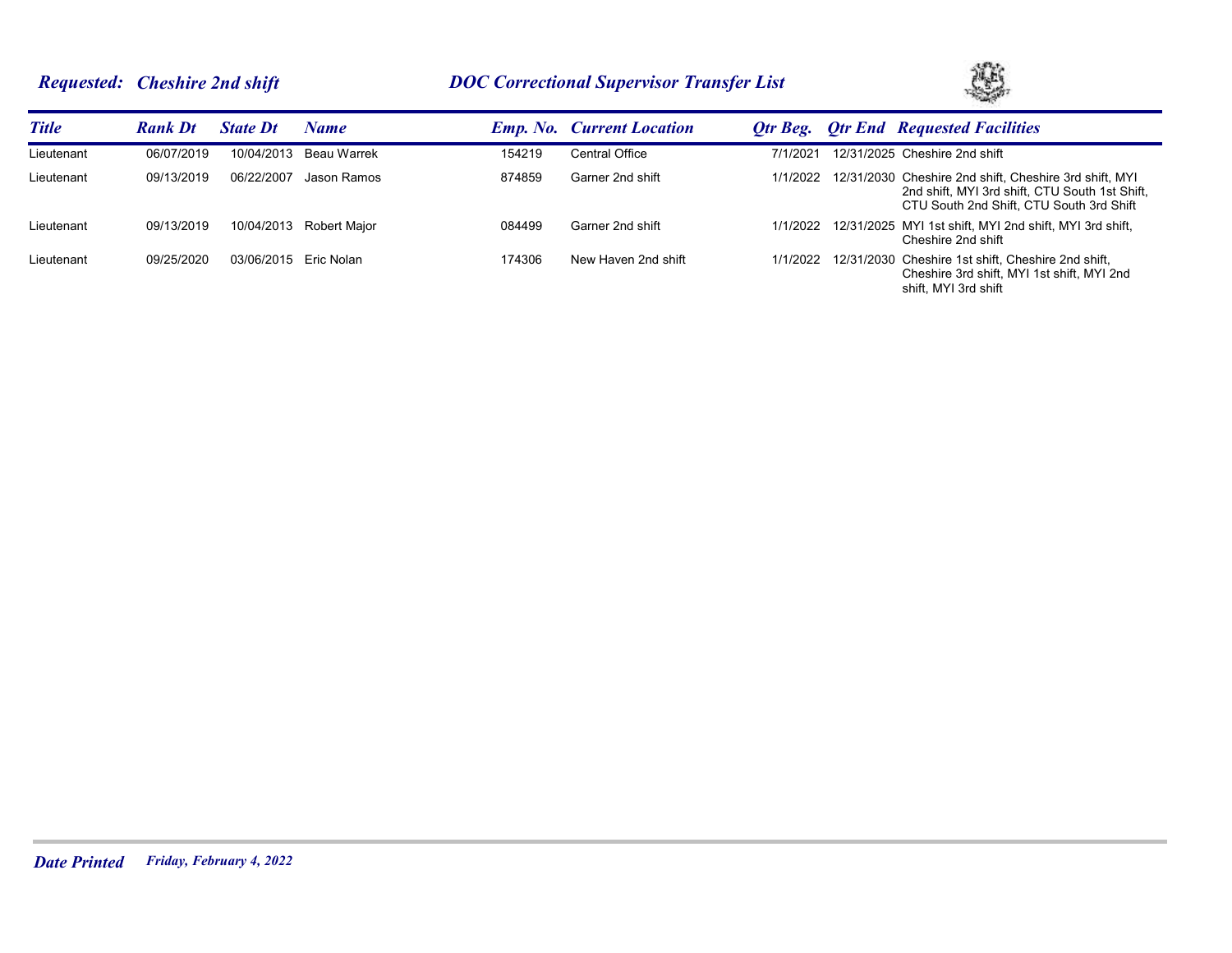**Requested: Cheshire 2nd shift** — **DOC Correctional Supervisor Transfer List**

| Title | Rank Dt | State Dt | Name | Emp. No. | Current Location | Qtr Beg. | Qtr End | Requested Facilities |
|---|---|---|---|---|---|---|---|---|
| Lieutenant | 06/07/2019 | 10/04/2013 | Beau Warrek | 154219 | Central Office | 7/1/2021 | 12/31/2025 | Cheshire 2nd shift |
| Lieutenant | 09/13/2019 | 06/22/2007 | Jason Ramos | 874859 | Garner 2nd shift | 1/1/2022 | 12/31/2030 | Cheshire 2nd shift, Cheshire 3rd shift, MYI 2nd shift, MYI 3rd shift, CTU South 1st Shift, CTU South 2nd Shift, CTU South 3rd Shift |
| Lieutenant | 09/13/2019 | 10/04/2013 | Robert Major | 084499 | Garner 2nd shift | 1/1/2022 | 12/31/2025 | MYI 1st shift, MYI 2nd shift, MYI 3rd shift, Cheshire 2nd shift |
| Lieutenant | 09/25/2020 | 03/06/2015 | Eric Nolan | 174306 | New Haven 2nd shift | 1/1/2022 | 12/31/2030 | Cheshire 1st shift, Cheshire 2nd shift, Cheshire 3rd shift, MYI 1st shift, MYI 2nd shift, MYI 3rd shift |

*Date Printed* *Friday, February 4, 2022*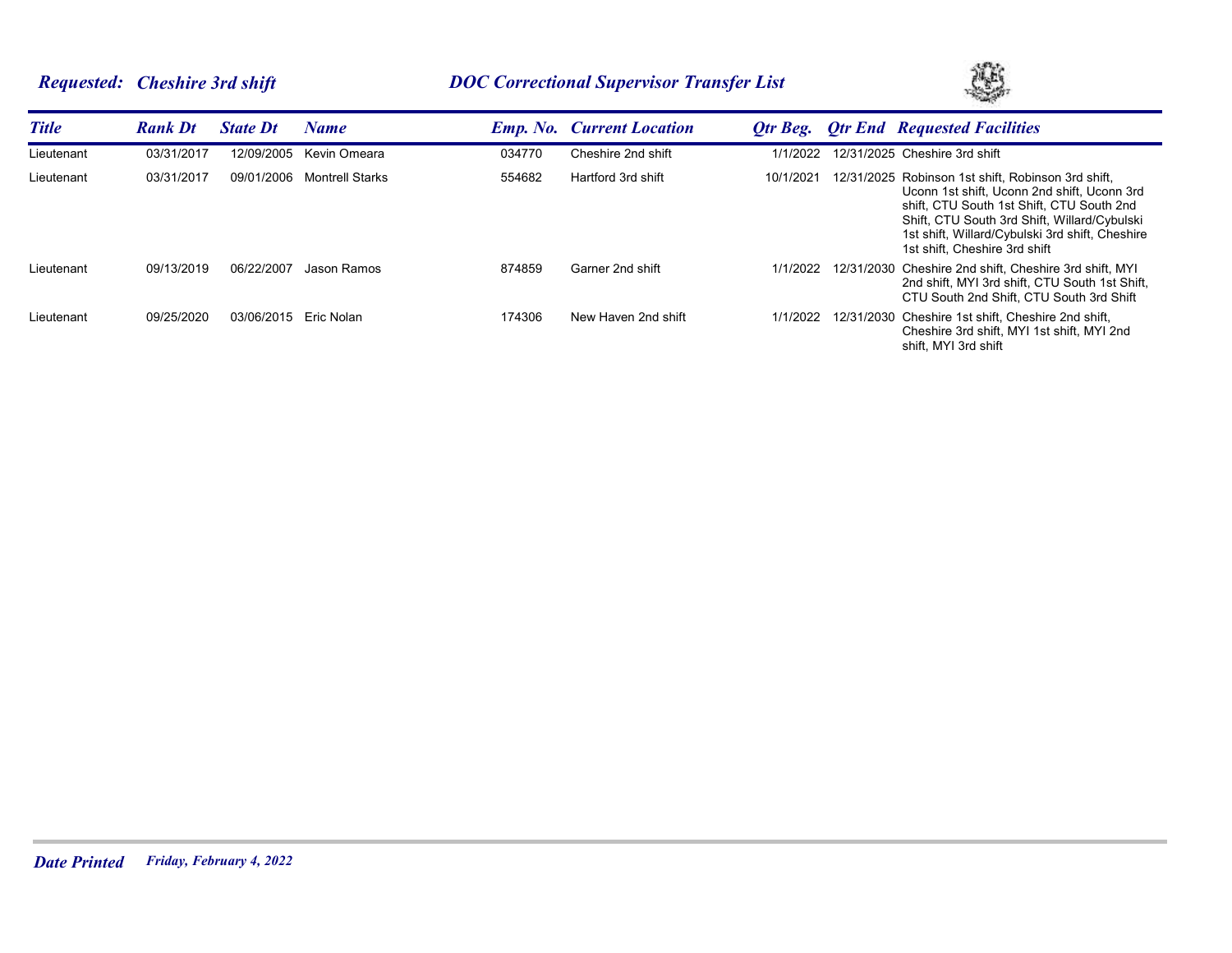## *Requested: Cheshire 3rd shift* — *DOC Correctional Supervisor Transfer List*

| Title | Rank Dt | State Dt | Name | Emp. No. | Current Location | Qtr Beg. | Qtr End | Requested Facilities |
|---|---|---|---|---|---|---|---|---|
| Lieutenant | 03/31/2017 | 12/09/2005 | Kevin Omeara | 034770 | Cheshire 2nd shift | 1/1/2022 | 12/31/2025 | Cheshire 3rd shift |
| Lieutenant | 03/31/2017 | 09/01/2006 | Montrell Starks | 554682 | Hartford 3rd shift | 10/1/2021 | 12/31/2025 | Robinson 1st shift, Robinson 3rd shift, Uconn 1st shift, Uconn 2nd shift, Uconn 3rd shift, CTU South 1st Shift, CTU South 2nd Shift, CTU South 3rd Shift, Willard/Cybulski 1st shift, Willard/Cybulski 3rd shift, Cheshire 1st shift, Cheshire 3rd shift |
| Lieutenant | 09/13/2019 | 06/22/2007 | Jason Ramos | 874859 | Garner 2nd shift | 1/1/2022 | 12/31/2030 | Cheshire 2nd shift, Cheshire 3rd shift, MYI 2nd shift, MYI 3rd shift, CTU South 1st Shift, CTU South 2nd Shift, CTU South 3rd Shift |
| Lieutenant | 09/25/2020 | 03/06/2015 | Eric Nolan | 174306 | New Haven 2nd shift | 1/1/2022 | 12/31/2030 | Cheshire 1st shift, Cheshire 2nd shift, Cheshire 3rd shift, MYI 1st shift, MYI 2nd shift, MYI 3rd shift |

***Date Printed*** *Friday, February 4, 2022*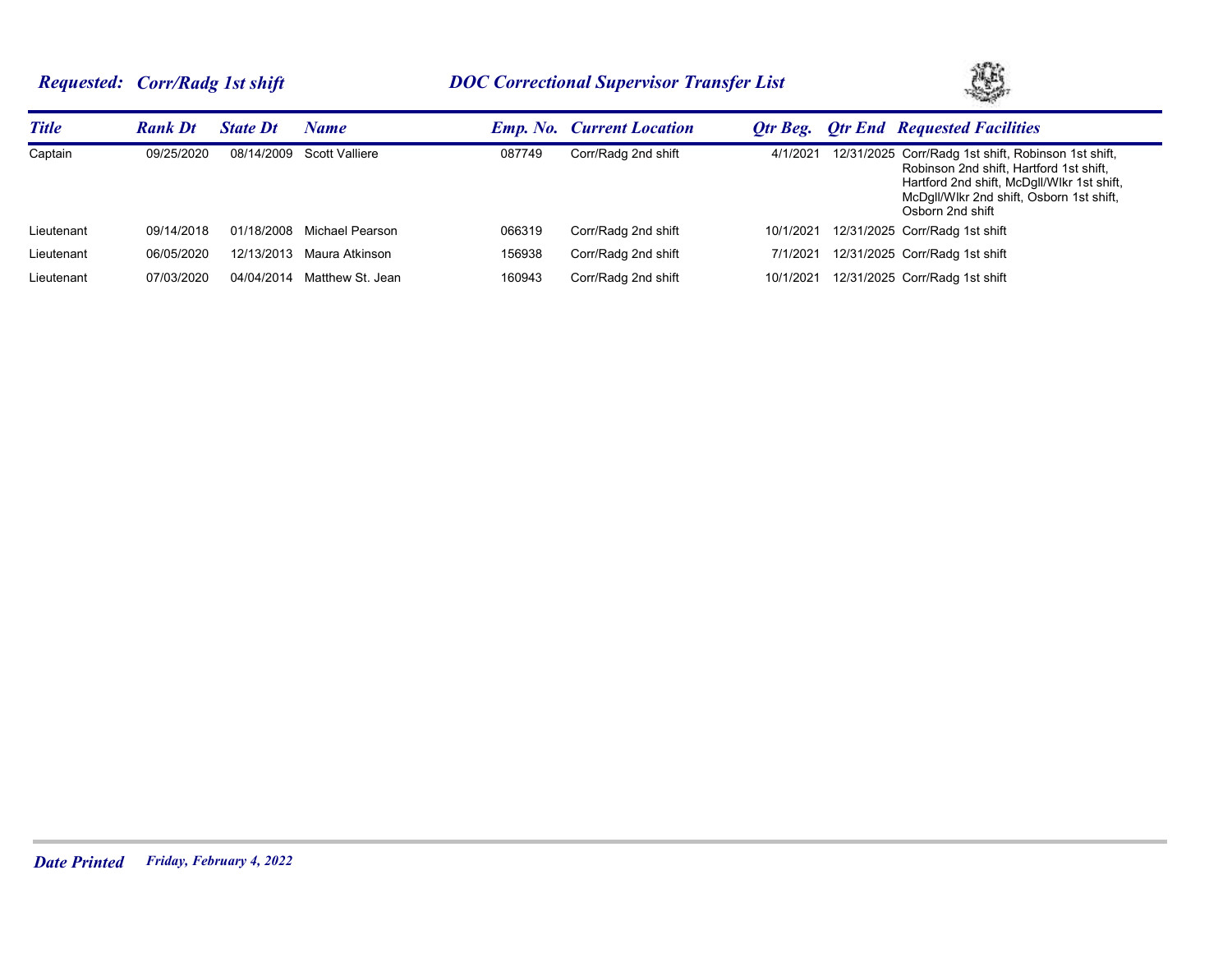**Requested: Corr/Radg 1st shift** — **DOC Correctional Supervisor Transfer List**

| Title | Rank Dt | State Dt | Name | Emp. No. | Current Location | Qtr Beg. | Qtr End | Requested Facilities |
|---|---|---|---|---|---|---|---|---|
| Captain | 09/25/2020 | 08/14/2009 | Scott Valliere | 087749 | Corr/Radg 2nd shift | 4/1/2021 | 12/31/2025 | Corr/Radg 1st shift, Robinson 1st shift, Robinson 2nd shift, Hartford 1st shift, Hartford 2nd shift, McDgll/Wlkr 1st shift, McDgll/Wlkr 2nd shift, Osborn 1st shift, Osborn 2nd shift |
| Lieutenant | 09/14/2018 | 01/18/2008 | Michael Pearson | 066319 | Corr/Radg 2nd shift | 10/1/2021 | 12/31/2025 | Corr/Radg 1st shift |
| Lieutenant | 06/05/2020 | 12/13/2013 | Maura Atkinson | 156938 | Corr/Radg 2nd shift | 7/1/2021 | 12/31/2025 | Corr/Radg 1st shift |
| Lieutenant | 07/03/2020 | 04/04/2014 | Matthew St. Jean | 160943 | Corr/Radg 2nd shift | 10/1/2021 | 12/31/2025 | Corr/Radg 1st shift |

**Date Printed** *Friday, February 4, 2022*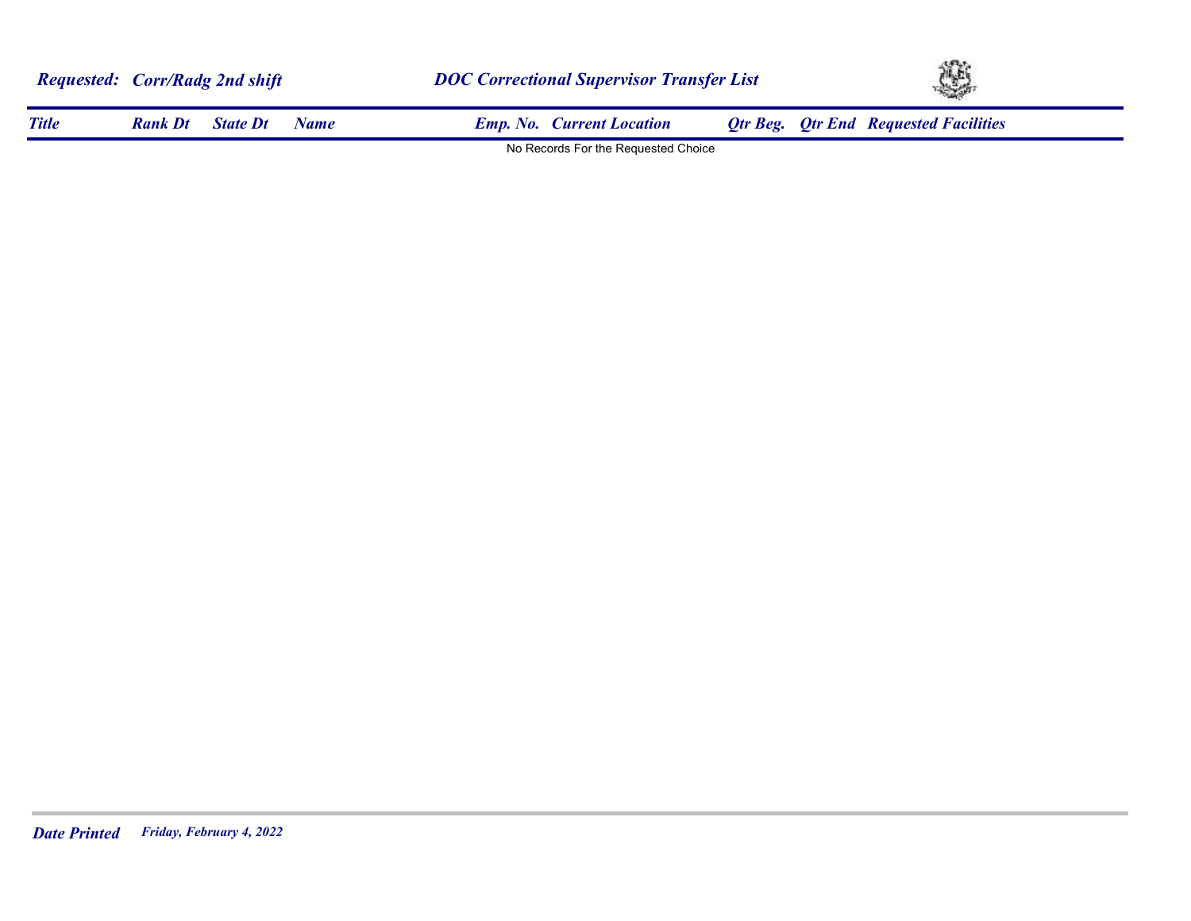**Requested: Corr/Radg 2nd shift**

**DOC Correctional Supervisor Transfer List**

| Title | Rank Dt | State Dt | Name | Emp. No. | Current Location | Qtr Beg. | Qtr End | Requested Facilities |
|---|---|---|---|---|---|---|---|---|

No Records For the Requested Choice

**Date Printed** *Friday, February 4, 2022*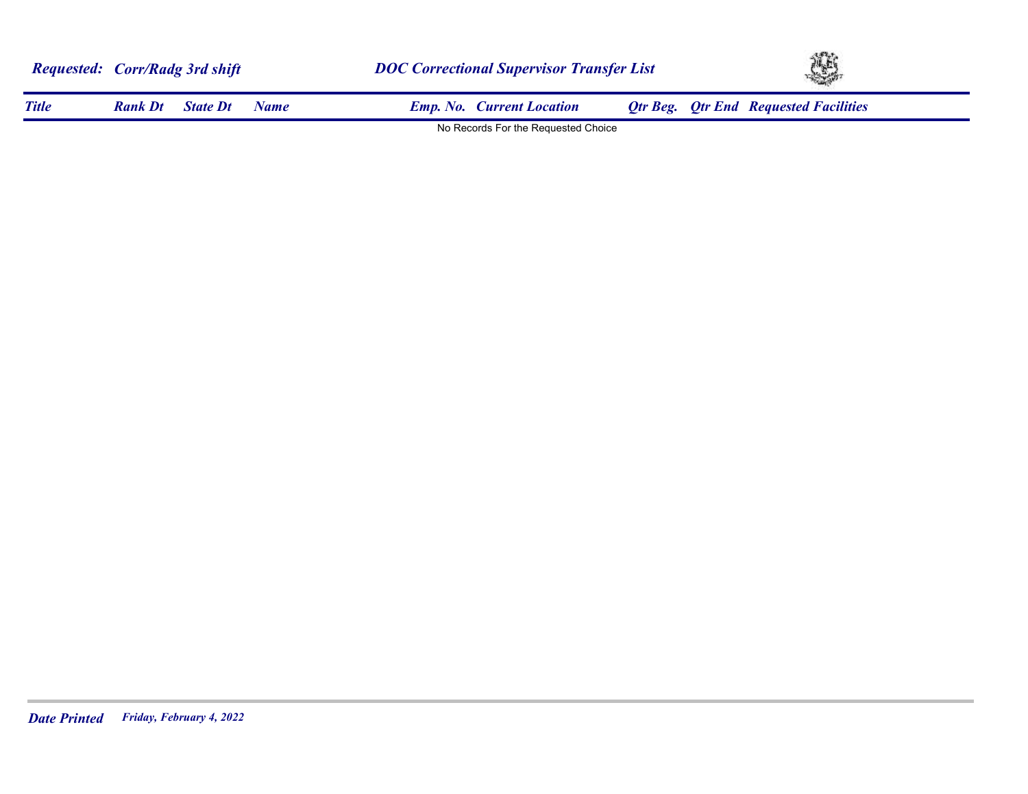***Requested: Corr/Radg 3rd shift***

***DOC Correctional Supervisor Transfer List***

| Title | Rank Dt | State Dt | Name | Emp. No. | Current Location | Qtr Beg. | Qtr End | Requested Facilities |
|---|---|---|---|---|---|---|---|---|

No Records For the Requested Choice

***Date Printed*** *Friday, February 4, 2022*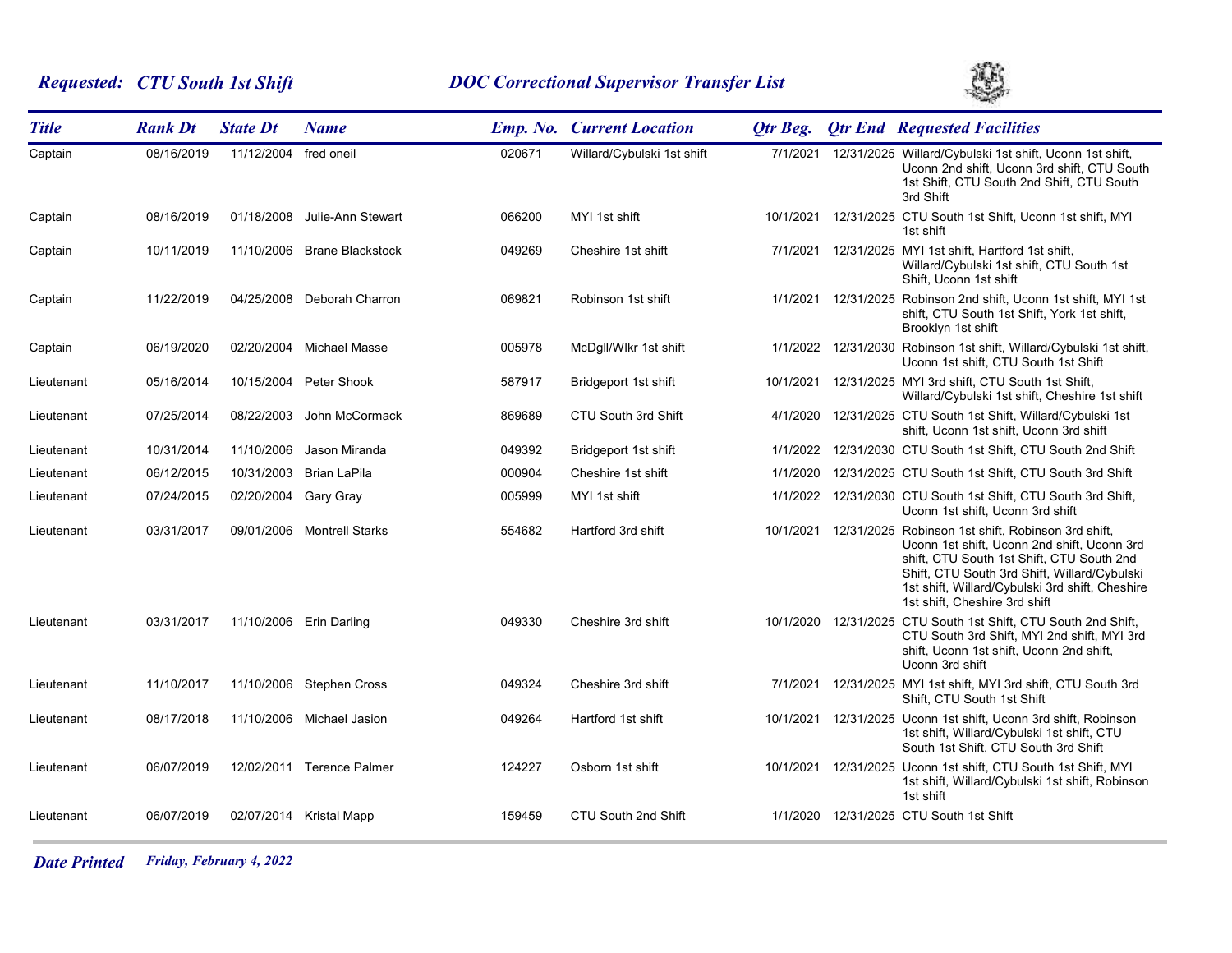**Requested: CTU South 1st Shift** **DOC Correctional Supervisor Transfer List**

| Title | Rank Dt | State Dt | Name | Emp. No. | Current Location | Qtr Beg. | Qtr End | Requested Facilities |
|---|---|---|---|---|---|---|---|---|
| Captain | 08/16/2019 | 11/12/2004 | fred oneil | 020671 | Willard/Cybulski 1st shift | 7/1/2021 | 12/31/2025 | Willard/Cybulski 1st shift, Uconn 1st shift, Uconn 2nd shift, Uconn 3rd shift, CTU South 1st Shift, CTU South 2nd Shift, CTU South 3rd Shift |
| Captain | 08/16/2019 | 01/18/2008 | Julie-Ann Stewart | 066200 | MYI 1st shift | 10/1/2021 | 12/31/2025 | CTU South 1st Shift, Uconn 1st shift, MYI 1st shift |
| Captain | 10/11/2019 | 11/10/2006 | Brane Blackstock | 049269 | Cheshire 1st shift | 7/1/2021 | 12/31/2025 | MYI 1st shift, Hartford 1st shift, Willard/Cybulski 1st shift, CTU South 1st Shift, Uconn 1st shift |
| Captain | 11/22/2019 | 04/25/2008 | Deborah Charron | 069821 | Robinson 1st shift | 1/1/2021 | 12/31/2025 | Robinson 2nd shift, Uconn 1st shift, MYI 1st shift, CTU South 1st Shift, York 1st shift, Brooklyn 1st shift |
| Captain | 06/19/2020 | 02/20/2004 | Michael Masse | 005978 | McDgll/Wlkr 1st shift | 1/1/2022 | 12/31/2030 | Robinson 1st shift, Willard/Cybulski 1st shift, Uconn 1st shift, CTU South 1st Shift |
| Lieutenant | 05/16/2014 | 10/15/2004 | Peter Shook | 587917 | Bridgeport 1st shift | 10/1/2021 | 12/31/2025 | MYI 3rd shift, CTU South 1st Shift, Willard/Cybulski 1st shift, Cheshire 1st shift |
| Lieutenant | 07/25/2014 | 08/22/2003 | John McCormack | 869689 | CTU South 3rd Shift | 4/1/2020 | 12/31/2025 | CTU South 1st Shift, Willard/Cybulski 1st shift, Uconn 1st shift, Uconn 3rd shift |
| Lieutenant | 10/31/2014 | 11/10/2006 | Jason Miranda | 049392 | Bridgeport 1st shift | 1/1/2022 | 12/31/2030 | CTU South 1st Shift, CTU South 2nd Shift |
| Lieutenant | 06/12/2015 | 10/31/2003 | Brian LaPila | 000904 | Cheshire 1st shift | 1/1/2020 | 12/31/2025 | CTU South 1st Shift, CTU South 3rd Shift |
| Lieutenant | 07/24/2015 | 02/20/2004 | Gary Gray | 005999 | MYI 1st shift | 1/1/2022 | 12/31/2030 | CTU South 1st Shift, CTU South 3rd Shift, Uconn 1st shift, Uconn 3rd shift |
| Lieutenant | 03/31/2017 | 09/01/2006 | Montrell Starks | 554682 | Hartford 3rd shift | 10/1/2021 | 12/31/2025 | Robinson 1st shift, Robinson 3rd shift, Uconn 1st shift, Uconn 2nd shift, Uconn 3rd shift, CTU South 1st Shift, CTU South 2nd Shift, CTU South 3rd Shift, Willard/Cybulski 1st shift, Willard/Cybulski 3rd shift, Cheshire 1st shift, Cheshire 3rd shift |
| Lieutenant | 03/31/2017 | 11/10/2006 | Erin Darling | 049330 | Cheshire 3rd shift | 10/1/2020 | 12/31/2025 | CTU South 1st Shift, CTU South 2nd Shift, CTU South 3rd Shift, MYI 2nd shift, MYI 3rd shift, Uconn 1st shift, Uconn 2nd shift, Uconn 3rd shift |
| Lieutenant | 11/10/2017 | 11/10/2006 | Stephen Cross | 049324 | Cheshire 3rd shift | 7/1/2021 | 12/31/2025 | MYI 1st shift, MYI 3rd shift, CTU South 3rd Shift, CTU South 1st Shift |
| Lieutenant | 08/17/2018 | 11/10/2006 | Michael Jasion | 049264 | Hartford 1st shift | 10/1/2021 | 12/31/2025 | Uconn 1st shift, Uconn 3rd shift, Robinson 1st shift, Willard/Cybulski 1st shift, CTU South 1st Shift, CTU South 3rd Shift |
| Lieutenant | 06/07/2019 | 12/02/2011 | Terence Palmer | 124227 | Osborn 1st shift | 10/1/2021 | 12/31/2025 | Uconn 1st shift, CTU South 1st Shift, MYI 1st shift, Willard/Cybulski 1st shift, Robinson 1st shift |
| Lieutenant | 06/07/2019 | 02/07/2014 | Kristal Mapp | 159459 | CTU South 2nd Shift | 1/1/2020 | 12/31/2025 | CTU South 1st Shift |

**Date Printed** *Friday, February 4, 2022*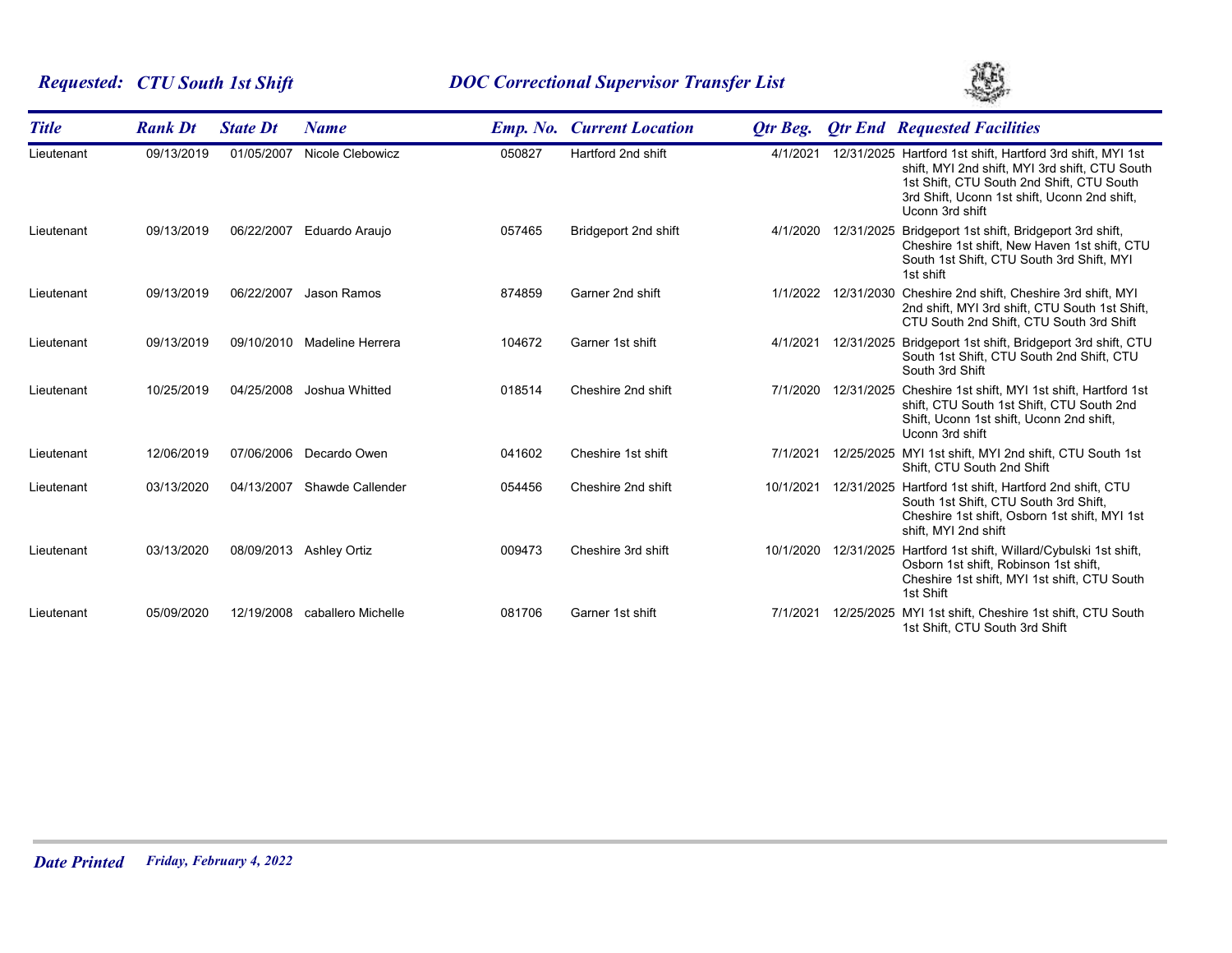## *Requested: CTU South 1st Shift*

## *DOC Correctional Supervisor Transfer List*

| *Title* | *Rank Dt* | *State Dt* | *Name* | *Emp. No.* | *Current Location* | *Qtr Beg.* | *Qtr End* | *Requested Facilities* |
|---|---|---|---|---|---|---|---|---|
| Lieutenant | 09/13/2019 | 01/05/2007 | Nicole Clebowicz | 050827 | Hartford 2nd shift | 4/1/2021 | 12/31/2025 | Hartford 1st shift, Hartford 3rd shift, MYI 1st shift, MYI 2nd shift, MYI 3rd shift, CTU South 1st Shift, CTU South 2nd Shift, CTU South 3rd Shift, Uconn 1st shift, Uconn 2nd shift, Uconn 3rd shift |
| Lieutenant | 09/13/2019 | 06/22/2007 | Eduardo Araujo | 057465 | Bridgeport 2nd shift | 4/1/2020 | 12/31/2025 | Bridgeport 1st shift, Bridgeport 3rd shift, Cheshire 1st shift, New Haven 1st shift, CTU South 1st Shift, CTU South 3rd Shift, MYI 1st shift |
| Lieutenant | 09/13/2019 | 06/22/2007 | Jason Ramos | 874859 | Garner 2nd shift | 1/1/2022 | 12/31/2030 | Cheshire 2nd shift, Cheshire 3rd shift, MYI 2nd shift, MYI 3rd shift, CTU South 1st Shift, CTU South 2nd Shift, CTU South 3rd Shift |
| Lieutenant | 09/13/2019 | 09/10/2010 | Madeline Herrera | 104672 | Garner 1st shift | 4/1/2021 | 12/31/2025 | Bridgeport 1st shift, Bridgeport 3rd shift, CTU South 1st Shift, CTU South 2nd Shift, CTU South 3rd Shift |
| Lieutenant | 10/25/2019 | 04/25/2008 | Joshua Whitted | 018514 | Cheshire 2nd shift | 7/1/2020 | 12/31/2025 | Cheshire 1st shift, MYI 1st shift, Hartford 1st shift, CTU South 1st Shift, CTU South 2nd Shift, Uconn 1st shift, Uconn 2nd shift, Uconn 3rd shift |
| Lieutenant | 12/06/2019 | 07/06/2006 | Decardo Owen | 041602 | Cheshire 1st shift | 7/1/2021 | 12/25/2025 | MYI 1st shift, MYI 2nd shift, CTU South 1st Shift, CTU South 2nd Shift |
| Lieutenant | 03/13/2020 | 04/13/2007 | Shawde Callender | 054456 | Cheshire 2nd shift | 10/1/2021 | 12/31/2025 | Hartford 1st shift, Hartford 2nd shift, CTU South 1st Shift, CTU South 3rd Shift, Cheshire 1st shift, Osborn 1st shift, MYI 1st shift, MYI 2nd shift |
| Lieutenant | 03/13/2020 | 08/09/2013 | Ashley Ortiz | 009473 | Cheshire 3rd shift | 10/1/2020 | 12/31/2025 | Hartford 1st shift, Willard/Cybulski 1st shift, Osborn 1st shift, Robinson 1st shift, Cheshire 1st shift, MYI 1st shift, CTU South 1st Shift |
| Lieutenant | 05/09/2020 | 12/19/2008 | caballero Michelle | 081706 | Garner 1st shift | 7/1/2021 | 12/25/2025 | MYI 1st shift, Cheshire 1st shift, CTU South 1st Shift, CTU South 3rd Shift |

***Date Printed*** *Friday, February 4, 2022*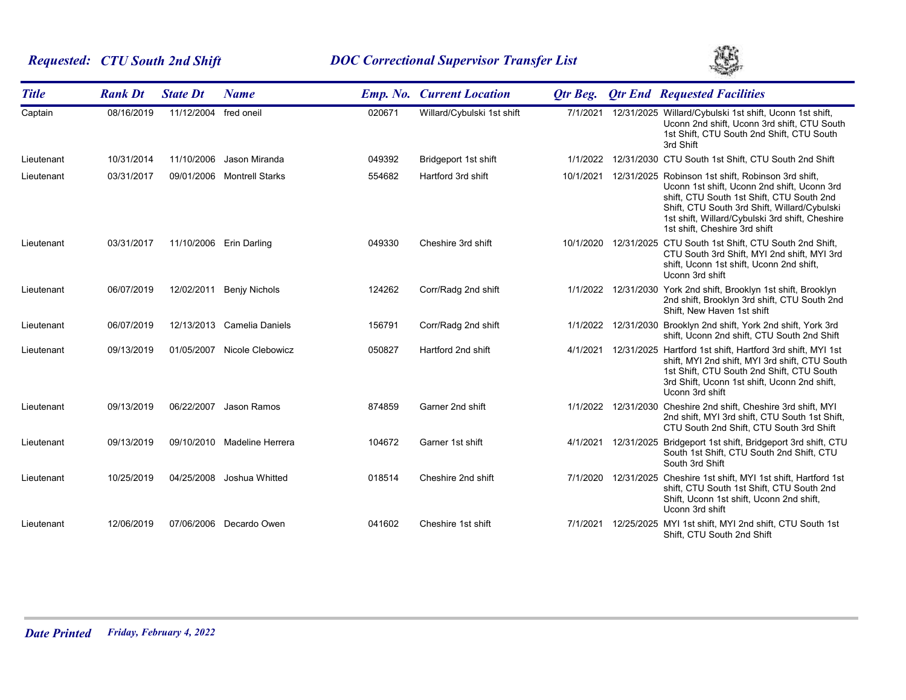**Requested: CTU South 2nd Shift** — **DOC Correctional Supervisor Transfer List**

| Title | Rank Dt | State Dt | Name | Emp. No. | Current Location | Qtr Beg. | Qtr End | Requested Facilities |
|---|---|---|---|---|---|---|---|---|
| Captain | 08/16/2019 | 11/12/2004 | fred oneil | 020671 | Willard/Cybulski 1st shift | 7/1/2021 | 12/31/2025 | Willard/Cybulski 1st shift, Uconn 1st shift, Uconn 2nd shift, Uconn 3rd shift, CTU South 1st Shift, CTU South 2nd Shift, CTU South 3rd Shift |
| Lieutenant | 10/31/2014 | 11/10/2006 | Jason Miranda | 049392 | Bridgeport 1st shift | 1/1/2022 | 12/31/2030 | CTU South 1st Shift, CTU South 2nd Shift |
| Lieutenant | 03/31/2017 | 09/01/2006 | Montrell Starks | 554682 | Hartford 3rd shift | 10/1/2021 | 12/31/2025 | Robinson 1st shift, Robinson 3rd shift, Uconn 1st shift, Uconn 2nd shift, Uconn 3rd shift, CTU South 1st Shift, CTU South 2nd Shift, CTU South 3rd Shift, Willard/Cybulski 1st shift, Willard/Cybulski 3rd shift, Cheshire 1st shift, Cheshire 3rd shift |
| Lieutenant | 03/31/2017 | 11/10/2006 | Erin Darling | 049330 | Cheshire 3rd shift | 10/1/2020 | 12/31/2025 | CTU South 1st Shift, CTU South 2nd Shift, CTU South 3rd Shift, MYI 2nd shift, MYI 3rd shift, Uconn 1st shift, Uconn 2nd shift, Uconn 3rd shift |
| Lieutenant | 06/07/2019 | 12/02/2011 | Benjy Nichols | 124262 | Corr/Radg 2nd shift | 1/1/2022 | 12/31/2030 | York 2nd shift, Brooklyn 1st shift, Brooklyn 2nd shift, Brooklyn 3rd shift, CTU South 2nd Shift, New Haven 1st shift |
| Lieutenant | 06/07/2019 | 12/13/2013 | Camelia Daniels | 156791 | Corr/Radg 2nd shift | 1/1/2022 | 12/31/2030 | Brooklyn 2nd shift, York 2nd shift, York 3rd shift, Uconn 2nd shift, CTU South 2nd Shift |
| Lieutenant | 09/13/2019 | 01/05/2007 | Nicole Clebowicz | 050827 | Hartford 2nd shift | 4/1/2021 | 12/31/2025 | Hartford 1st shift, Hartford 3rd shift, MYI 1st shift, MYI 2nd shift, MYI 3rd shift, CTU South 1st Shift, CTU South 2nd Shift, CTU South 3rd Shift, Uconn 1st shift, Uconn 2nd shift, Uconn 3rd shift |
| Lieutenant | 09/13/2019 | 06/22/2007 | Jason Ramos | 874859 | Garner 2nd shift | 1/1/2022 | 12/31/2030 | Cheshire 2nd shift, Cheshire 3rd shift, MYI 2nd shift, MYI 3rd shift, CTU South 1st Shift, CTU South 2nd Shift, CTU South 3rd Shift |
| Lieutenant | 09/13/2019 | 09/10/2010 | Madeline Herrera | 104672 | Garner 1st shift | 4/1/2021 | 12/31/2025 | Bridgeport 1st shift, Bridgeport 3rd shift, CTU South 1st Shift, CTU South 2nd Shift, CTU South 3rd Shift |
| Lieutenant | 10/25/2019 | 04/25/2008 | Joshua Whitted | 018514 | Cheshire 2nd shift | 7/1/2020 | 12/31/2025 | Cheshire 1st shift, MYI 1st shift, Hartford 1st shift, CTU South 1st Shift, CTU South 2nd Shift, Uconn 1st shift, Uconn 2nd shift, Uconn 3rd shift |
| Lieutenant | 12/06/2019 | 07/06/2006 | Decardo Owen | 041602 | Cheshire 1st shift | 7/1/2021 | 12/25/2025 | MYI 1st shift, MYI 2nd shift, CTU South 1st Shift, CTU South 2nd Shift |

*Date Printed* *Friday, February 4, 2022*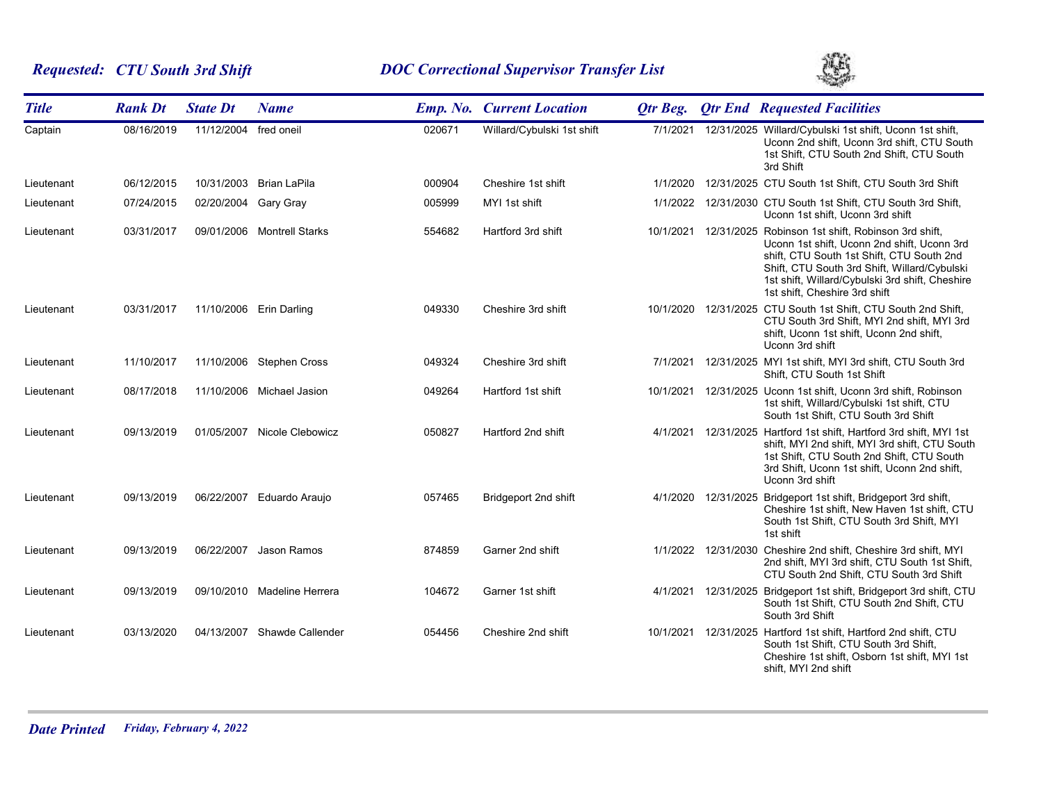**Requested: CTU South 3rd Shift** — **DOC Correctional Supervisor Transfer List**

| Title | Rank Dt | State Dt | Name | Emp. No. | Current Location | Qtr Beg. | Qtr End | Requested Facilities |
|---|---|---|---|---|---|---|---|---|
| Captain | 08/16/2019 | 11/12/2004 | fred oneil | 020671 | Willard/Cybulski 1st shift | 7/1/2021 | 12/31/2025 | Willard/Cybulski 1st shift, Uconn 1st shift, Uconn 2nd shift, Uconn 3rd shift, CTU South 1st Shift, CTU South 2nd Shift, CTU South 3rd Shift |
| Lieutenant | 06/12/2015 | 10/31/2003 | Brian LaPila | 000904 | Cheshire 1st shift | 1/1/2020 | 12/31/2025 | CTU South 1st Shift, CTU South 3rd Shift |
| Lieutenant | 07/24/2015 | 02/20/2004 | Gary Gray | 005999 | MYI 1st shift | 1/1/2022 | 12/31/2030 | CTU South 1st Shift, CTU South 3rd Shift, Uconn 1st shift, Uconn 3rd shift |
| Lieutenant | 03/31/2017 | 09/01/2006 | Montrell Starks | 554682 | Hartford 3rd shift | 10/1/2021 | 12/31/2025 | Robinson 1st shift, Robinson 3rd shift, Uconn 1st shift, Uconn 2nd shift, Uconn 3rd shift, CTU South 1st Shift, CTU South 2nd Shift, CTU South 3rd Shift, Willard/Cybulski 1st shift, Willard/Cybulski 3rd shift, Cheshire 1st shift, Cheshire 3rd shift |
| Lieutenant | 03/31/2017 | 11/10/2006 | Erin Darling | 049330 | Cheshire 3rd shift | 10/1/2020 | 12/31/2025 | CTU South 1st Shift, CTU South 2nd Shift, CTU South 3rd Shift, MYI 2nd shift, MYI 3rd shift, Uconn 1st shift, Uconn 2nd shift, Uconn 3rd shift |
| Lieutenant | 11/10/2017 | 11/10/2006 | Stephen Cross | 049324 | Cheshire 3rd shift | 7/1/2021 | 12/31/2025 | MYI 1st shift, MYI 3rd shift, CTU South 3rd Shift, CTU South 1st Shift |
| Lieutenant | 08/17/2018 | 11/10/2006 | Michael Jasion | 049264 | Hartford 1st shift | 10/1/2021 | 12/31/2025 | Uconn 1st shift, Uconn 3rd shift, Robinson 1st shift, Willard/Cybulski 1st shift, CTU South 1st Shift, CTU South 3rd Shift |
| Lieutenant | 09/13/2019 | 01/05/2007 | Nicole Clebowicz | 050827 | Hartford 2nd shift | 4/1/2021 | 12/31/2025 | Hartford 1st shift, Hartford 3rd shift, MYI 1st shift, MYI 2nd shift, MYI 3rd shift, CTU South 1st Shift, CTU South 2nd Shift, CTU South 3rd Shift, Uconn 1st shift, Uconn 2nd shift, Uconn 3rd shift |
| Lieutenant | 09/13/2019 | 06/22/2007 | Eduardo Araujo | 057465 | Bridgeport 2nd shift | 4/1/2020 | 12/31/2025 | Bridgeport 1st shift, Bridgeport 3rd shift, Cheshire 1st shift, New Haven 1st shift, CTU South 1st Shift, CTU South 3rd Shift, MYI 1st shift |
| Lieutenant | 09/13/2019 | 06/22/2007 | Jason Ramos | 874859 | Garner 2nd shift | 1/1/2022 | 12/31/2030 | Cheshire 2nd shift, Cheshire 3rd shift, MYI 2nd shift, MYI 3rd shift, CTU South 1st Shift, CTU South 2nd Shift, CTU South 3rd Shift |
| Lieutenant | 09/13/2019 | 09/10/2010 | Madeline Herrera | 104672 | Garner 1st shift | 4/1/2021 | 12/31/2025 | Bridgeport 1st shift, Bridgeport 3rd shift, CTU South 1st Shift, CTU South 2nd Shift, CTU South 3rd Shift |
| Lieutenant | 03/13/2020 | 04/13/2007 | Shawde Callender | 054456 | Cheshire 2nd shift | 10/1/2021 | 12/31/2025 | Hartford 1st shift, Hartford 2nd shift, CTU South 1st Shift, CTU South 3rd Shift, Cheshire 1st shift, Osborn 1st shift, MYI 1st shift, MYI 2nd shift |

**Date Printed** *Friday, February 4, 2022*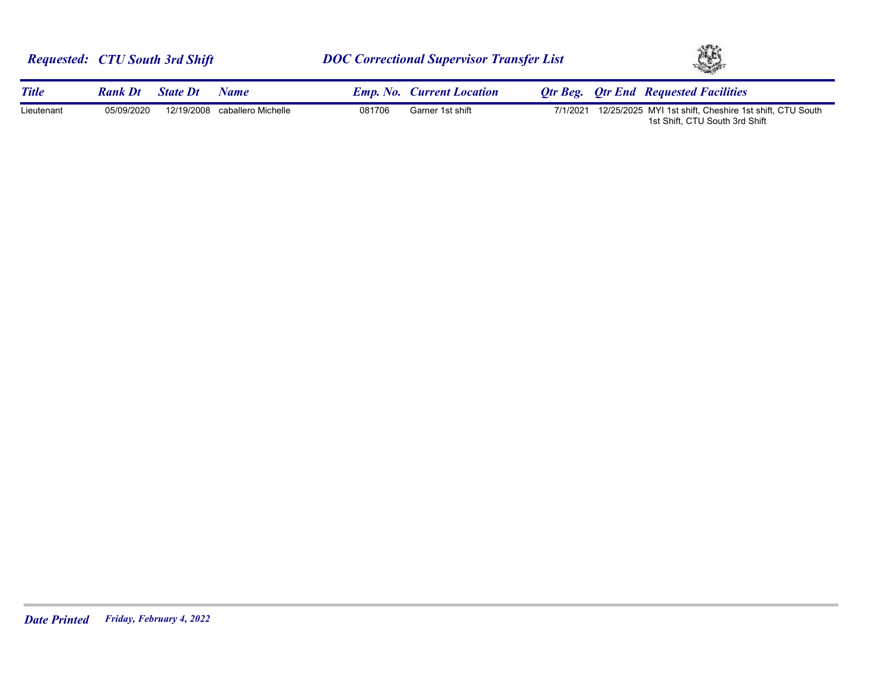**Requested: CTU South 3rd Shift** — **DOC Correctional Supervisor Transfer List**

| Title | Rank Dt | State Dt | Name | Emp. No. | Current Location | Qtr Beg. | Qtr End | Requested Facilities |
|---|---|---|---|---|---|---|---|---|
| Lieutenant | 05/09/2020 | 12/19/2008 | caballero Michelle | 081706 | Garner 1st shift | 7/1/2021 | 12/25/2025 | MYI 1st shift, Cheshire 1st shift, CTU South 1st Shift, CTU South 3rd Shift |

**Date Printed** *Friday, February 4, 2022*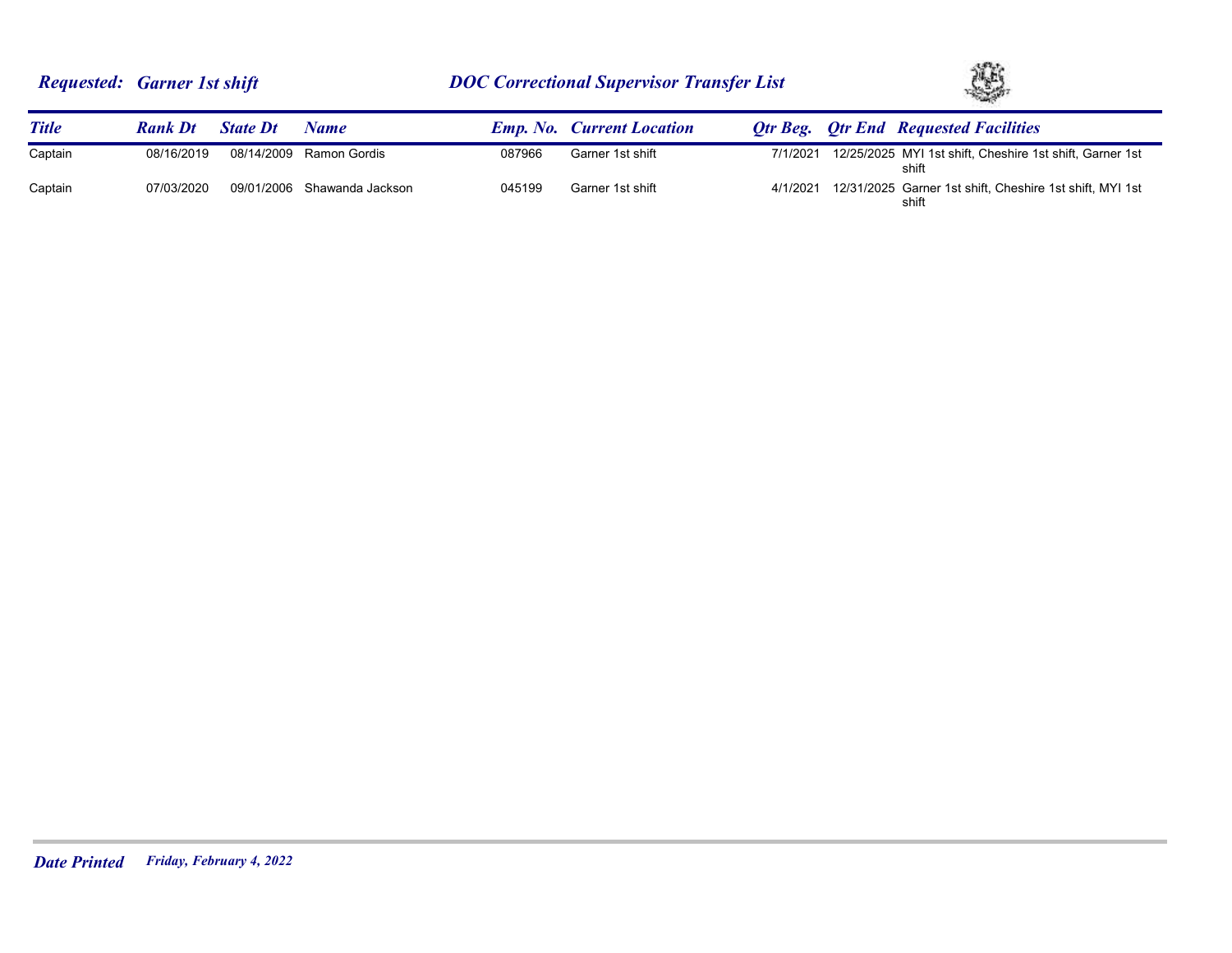**Requested: Garner 1st shift** — **DOC Correctional Supervisor Transfer List**

| Title | Rank Dt | State Dt | Name | Emp. No. | Current Location | Qtr Beg. | Qtr End | Requested Facilities |
|---|---|---|---|---|---|---|---|---|
| Captain | 08/16/2019 | 08/14/2009 | Ramon Gordis | 087966 | Garner 1st shift | 7/1/2021 | 12/25/2025 | MYI 1st shift, Cheshire 1st shift, Garner 1st shift |
| Captain | 07/03/2020 | 09/01/2006 | Shawanda Jackson | 045199 | Garner 1st shift | 4/1/2021 | 12/31/2025 | Garner 1st shift, Cheshire 1st shift, MYI 1st shift |

**Date Printed** *Friday, February 4, 2022*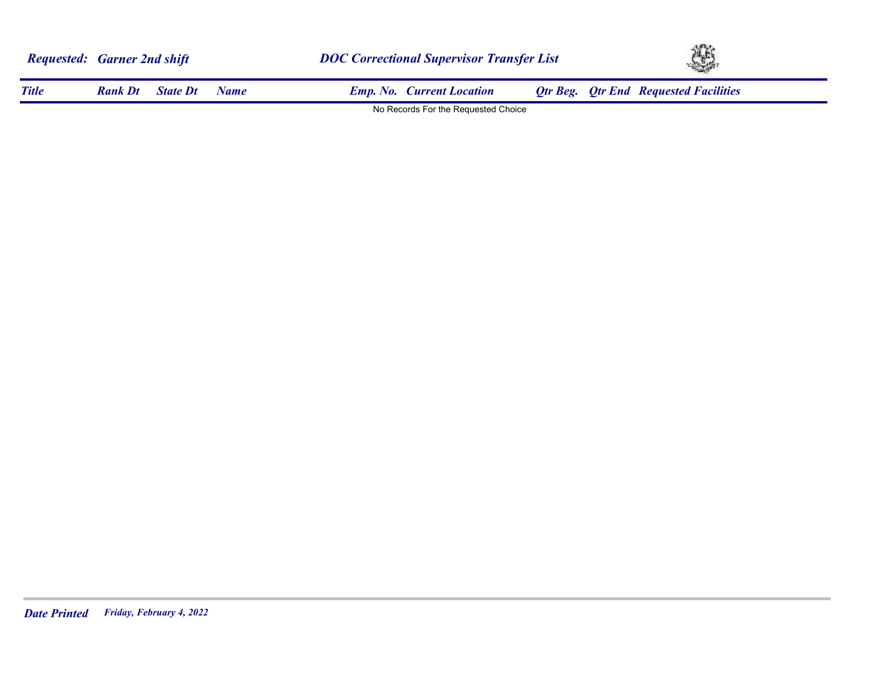**Requested: Garner 2nd shift** **DOC Correctional Supervisor Transfer List**

| Title | Rank Dt | State Dt | Name | Emp. No. | Current Location | Qtr Beg. | Qtr End | Requested Facilities |
|---|---|---|---|---|---|---|---|---|

No Records For the Requested Choice

**Date Printed** *Friday, February 4, 2022*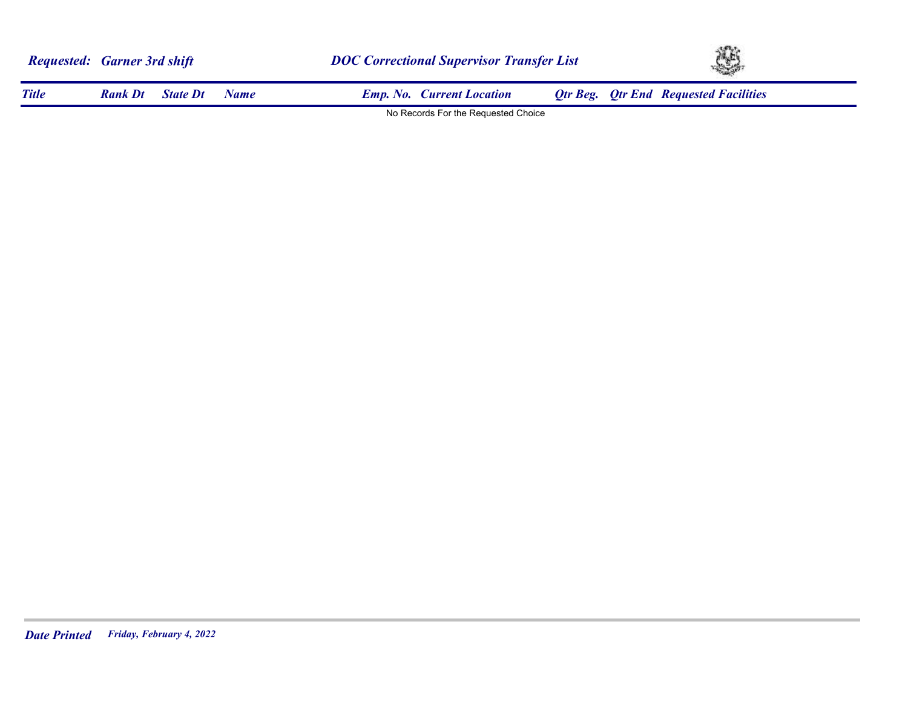**Requested: Garner 3rd shift** **DOC Correctional Supervisor Transfer List**

| Title | Rank Dt | State Dt | Name | Emp. No. | Current Location | Qtr Beg. | Qtr End | Requested Facilities |
|---|---|---|---|---|---|---|---|---|

No Records For the Requested Choice

**Date Printed** *Friday, February 4, 2022*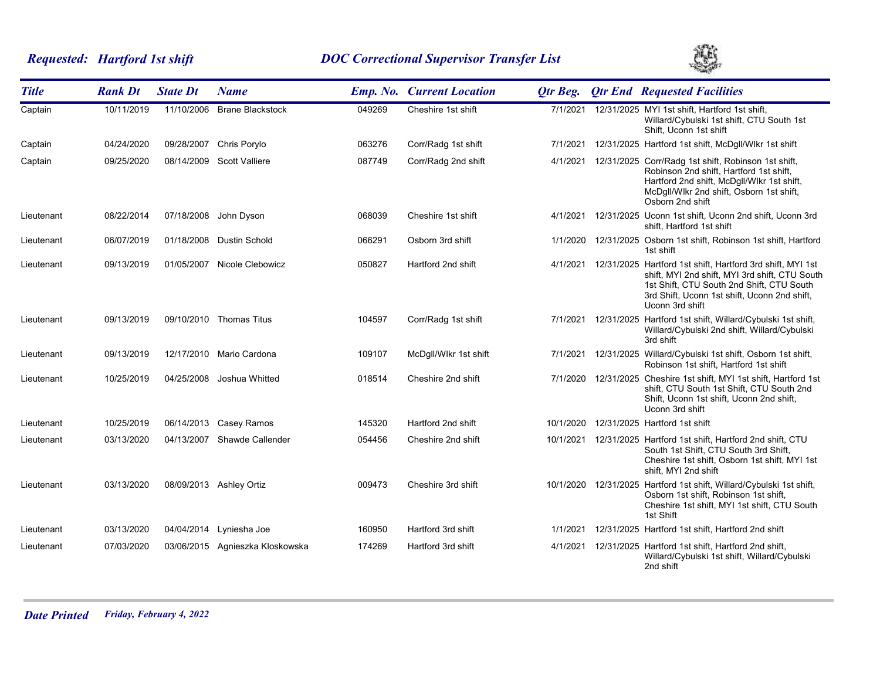## *Requested: Hartford 1st shift* — *DOC Correctional Supervisor Transfer List*

| Title | Rank Dt | State Dt | Name | Emp. No. | Current Location | Qtr Beg. | Qtr End | Requested Facilities |
|---|---|---|---|---|---|---|---|---|
| Captain | 10/11/2019 | 11/10/2006 | Brane Blackstock | 049269 | Cheshire 1st shift | 7/1/2021 | 12/31/2025 | MYI 1st shift, Hartford 1st shift, Willard/Cybulski 1st shift, CTU South 1st Shift, Uconn 1st shift |
| Captain | 04/24/2020 | 09/28/2007 | Chris Porylo | 063276 | Corr/Radg 1st shift | 7/1/2021 | 12/31/2025 | Hartford 1st shift, McDgll/Wlkr 1st shift |
| Captain | 09/25/2020 | 08/14/2009 | Scott Valliere | 087749 | Corr/Radg 2nd shift | 4/1/2021 | 12/31/2025 | Corr/Radg 1st shift, Robinson 1st shift, Robinson 2nd shift, Hartford 1st shift, Hartford 2nd shift, McDgll/Wlkr 1st shift, McDgll/Wlkr 2nd shift, Osborn 1st shift, Osborn 2nd shift |
| Lieutenant | 08/22/2014 | 07/18/2008 | John Dyson | 068039 | Cheshire 1st shift | 4/1/2021 | 12/31/2025 | Uconn 1st shift, Uconn 2nd shift, Uconn 3rd shift, Hartford 1st shift |
| Lieutenant | 06/07/2019 | 01/18/2008 | Dustin Schold | 066291 | Osborn 3rd shift | 1/1/2020 | 12/31/2025 | Osborn 1st shift, Robinson 1st shift, Hartford 1st shift |
| Lieutenant | 09/13/2019 | 01/05/2007 | Nicole Clebowicz | 050827 | Hartford 2nd shift | 4/1/2021 | 12/31/2025 | Hartford 1st shift, Hartford 3rd shift, MYI 1st shift, MYI 2nd shift, MYI 3rd shift, CTU South 1st Shift, CTU South 2nd Shift, CTU South 3rd Shift, Uconn 1st shift, Uconn 2nd shift, Uconn 3rd shift |
| Lieutenant | 09/13/2019 | 09/10/2010 | Thomas Titus | 104597 | Corr/Radg 1st shift | 7/1/2021 | 12/31/2025 | Hartford 1st shift, Willard/Cybulski 1st shift, Willard/Cybulski 2nd shift, Willard/Cybulski 3rd shift |
| Lieutenant | 09/13/2019 | 12/17/2010 | Mario Cardona | 109107 | McDgll/Wlkr 1st shift | 7/1/2021 | 12/31/2025 | Willard/Cybulski 1st shift, Osborn 1st shift, Robinson 1st shift, Hartford 1st shift |
| Lieutenant | 10/25/2019 | 04/25/2008 | Joshua Whitted | 018514 | Cheshire 2nd shift | 7/1/2020 | 12/31/2025 | Cheshire 1st shift, MYI 1st shift, Hartford 1st shift, CTU South 1st Shift, CTU South 2nd Shift, Uconn 1st shift, Uconn 2nd shift, Uconn 3rd shift |
| Lieutenant | 10/25/2019 | 06/14/2013 | Casey Ramos | 145320 | Hartford 2nd shift | 10/1/2020 | 12/31/2025 | Hartford 1st shift |
| Lieutenant | 03/13/2020 | 04/13/2007 | Shawde Callender | 054456 | Cheshire 2nd shift | 10/1/2021 | 12/31/2025 | Hartford 1st shift, Hartford 2nd shift, CTU South 1st Shift, CTU South 3rd Shift, Cheshire 1st shift, Osborn 1st shift, MYI 1st shift, MYI 2nd shift |
| Lieutenant | 03/13/2020 | 08/09/2013 | Ashley Ortiz | 009473 | Cheshire 3rd shift | 10/1/2020 | 12/31/2025 | Hartford 1st shift, Willard/Cybulski 1st shift, Osborn 1st shift, Robinson 1st shift, Cheshire 1st shift, MYI 1st shift, CTU South 1st Shift |
| Lieutenant | 03/13/2020 | 04/04/2014 | Lyniesha Joe | 160950 | Hartford 3rd shift | 1/1/2021 | 12/31/2025 | Hartford 1st shift, Hartford 2nd shift |
| Lieutenant | 07/03/2020 | 03/06/2015 | Agnieszka Kloskowska | 174269 | Hartford 3rd shift | 4/1/2021 | 12/31/2025 | Hartford 1st shift, Hartford 2nd shift, Willard/Cybulski 1st shift, Willard/Cybulski 2nd shift |

***Date Printed*** *Friday, February 4, 2022*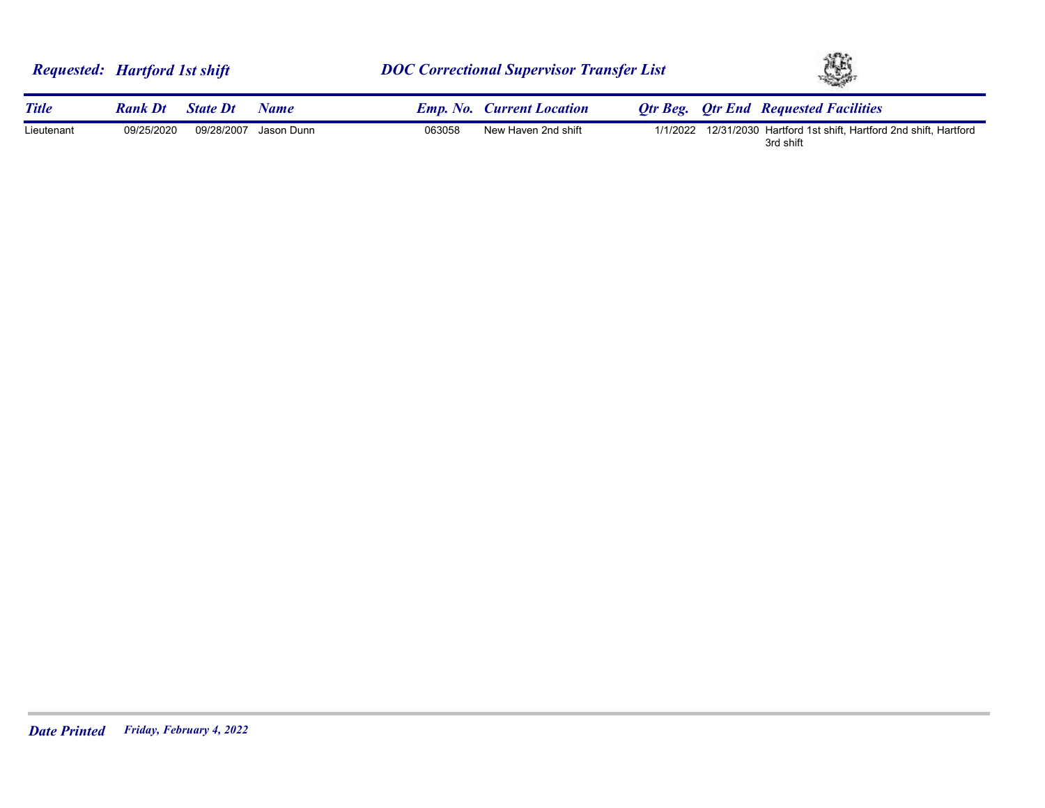**Requested: Hartford 1st shift** — **DOC Correctional Supervisor Transfer List**

| Title | Rank Dt | State Dt | Name | Emp. No. | Current Location | Qtr Beg. | Qtr End | Requested Facilities |
|---|---|---|---|---|---|---|---|---|
| Lieutenant | 09/25/2020 | 09/28/2007 | Jason Dunn | 063058 | New Haven 2nd shift | 1/1/2022 | 12/31/2030 | Hartford 1st shift, Hartford 2nd shift, Hartford 3rd shift |

**Date Printed** *Friday, February 4, 2022*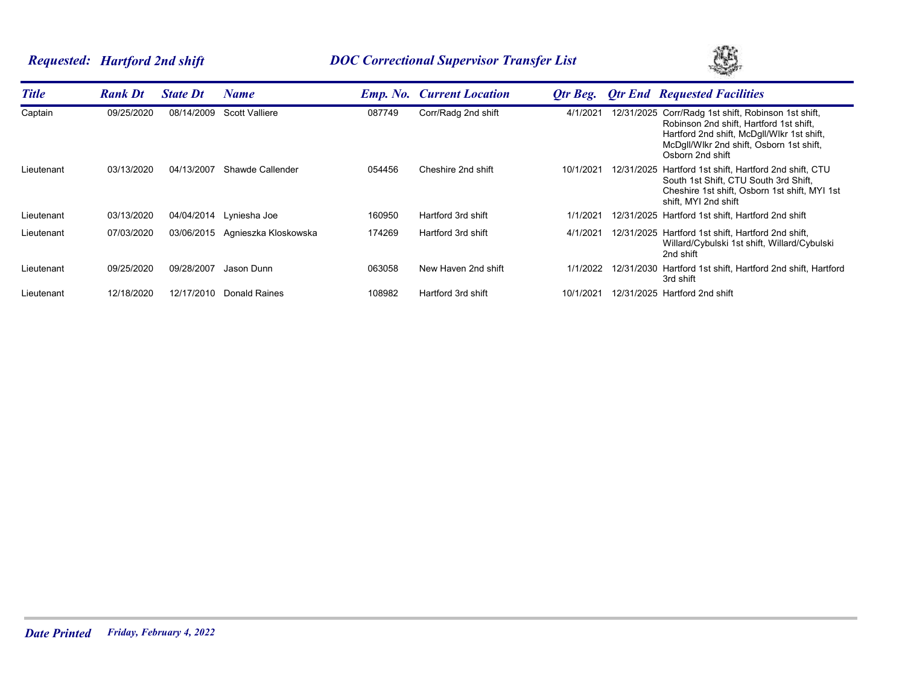**Requested: Hartford 2nd shift** — **DOC Correctional Supervisor Transfer List**

| Title | Rank Dt | State Dt | Name | Emp. No. | Current Location | Qtr Beg. | Qtr End | Requested Facilities |
|---|---|---|---|---|---|---|---|---|
| Captain | 09/25/2020 | 08/14/2009 | Scott Valliere | 087749 | Corr/Radg 2nd shift | 4/1/2021 | 12/31/2025 | Corr/Radg 1st shift, Robinson 1st shift, Robinson 2nd shift, Hartford 1st shift, Hartford 2nd shift, McDgll/Wlkr 1st shift, McDgll/Wlkr 2nd shift, Osborn 1st shift, Osborn 2nd shift |
| Lieutenant | 03/13/2020 | 04/13/2007 | Shawde Callender | 054456 | Cheshire 2nd shift | 10/1/2021 | 12/31/2025 | Hartford 1st shift, Hartford 2nd shift, CTU South 1st Shift, CTU South 3rd Shift, Cheshire 1st shift, Osborn 1st shift, MYI 1st shift, MYI 2nd shift |
| Lieutenant | 03/13/2020 | 04/04/2014 | Lyniesha Joe | 160950 | Hartford 3rd shift | 1/1/2021 | 12/31/2025 | Hartford 1st shift, Hartford 2nd shift |
| Lieutenant | 07/03/2020 | 03/06/2015 | Agnieszka Kloskowska | 174269 | Hartford 3rd shift | 4/1/2021 | 12/31/2025 | Hartford 1st shift, Hartford 2nd shift, Willard/Cybulski 1st shift, Willard/Cybulski 2nd shift |
| Lieutenant | 09/25/2020 | 09/28/2007 | Jason Dunn | 063058 | New Haven 2nd shift | 1/1/2022 | 12/31/2030 | Hartford 1st shift, Hartford 2nd shift, Hartford 3rd shift |
| Lieutenant | 12/18/2020 | 12/17/2010 | Donald Raines | 108982 | Hartford 3rd shift | 10/1/2021 | 12/31/2025 | Hartford 2nd shift |

***Date Printed*** *Friday, February 4, 2022*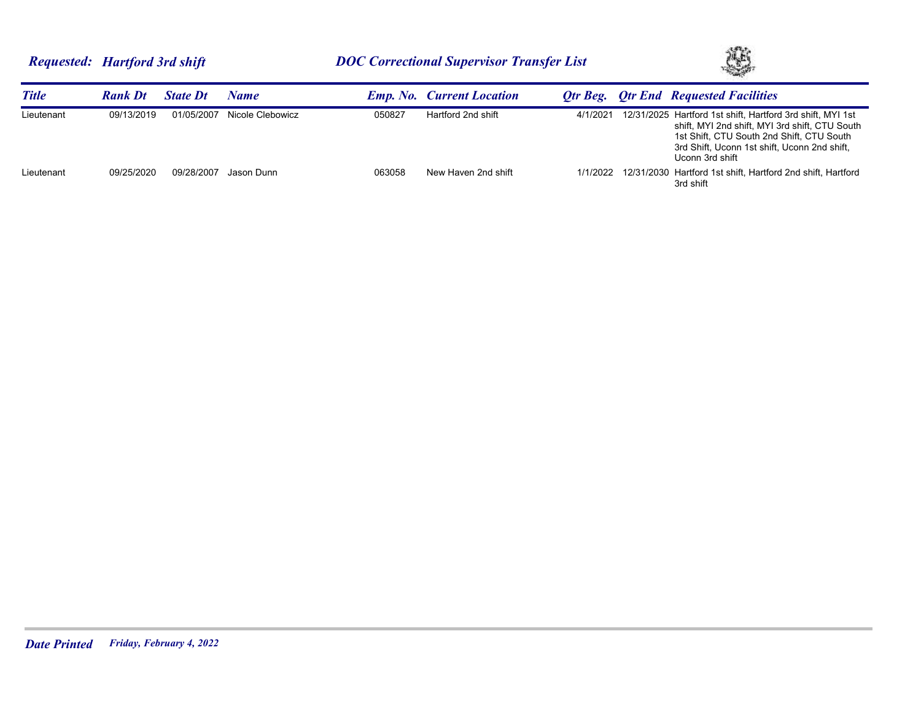**Requested: Hartford 3rd shift** 

## DOC Correctional Supervisor Transfer List

| Title | Rank Dt | State Dt | Name | Emp. No. | Current Location | Qtr Beg. | Qtr End | Requested Facilities |
|---|---|---|---|---|---|---|---|---|
| Lieutenant | 09/13/2019 | 01/05/2007 | Nicole Clebowicz | 050827 | Hartford 2nd shift | 4/1/2021 | 12/31/2025 | Hartford 1st shift, Hartford 3rd shift, MYI 1st shift, MYI 2nd shift, MYI 3rd shift, CTU South 1st Shift, CTU South 2nd Shift, CTU South 3rd Shift, Uconn 1st shift, Uconn 2nd shift, Uconn 3rd shift |
| Lieutenant | 09/25/2020 | 09/28/2007 | Jason Dunn | 063058 | New Haven 2nd shift | 1/1/2022 | 12/31/2030 | Hartford 1st shift, Hartford 2nd shift, Hartford 3rd shift |

**Date Printed** *Friday, February 4, 2022*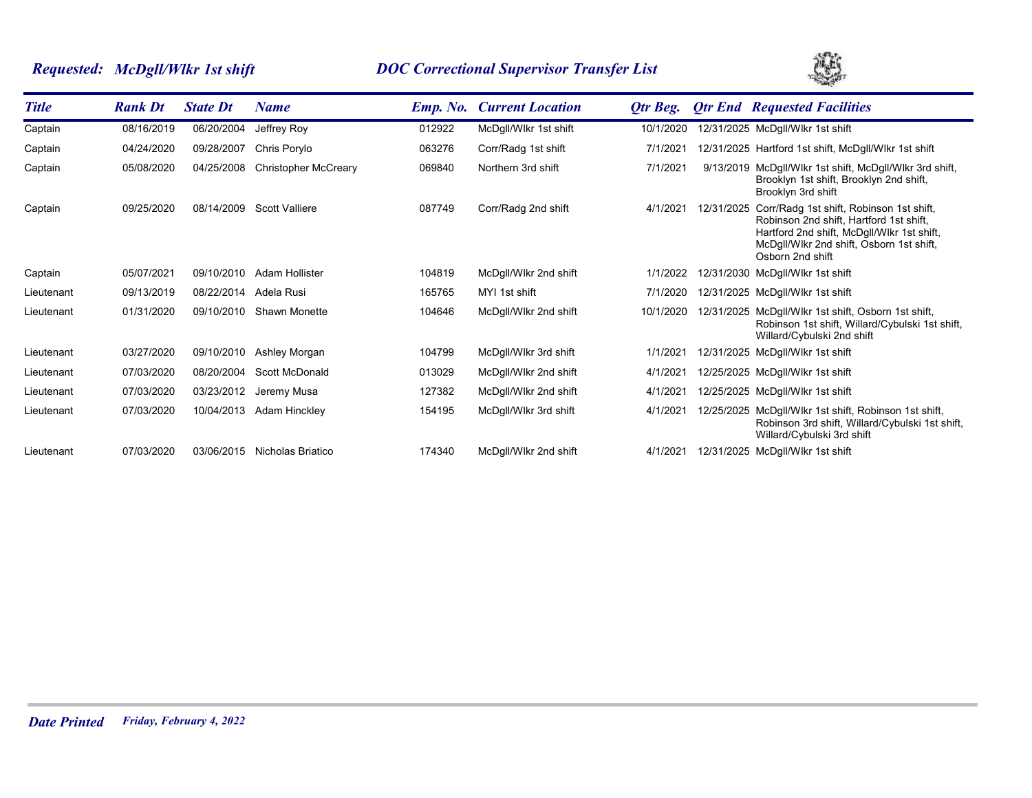**Requested: McDgll/Wlkr 1st shift** — **DOC Correctional Supervisor Transfer List**

| Title | Rank Dt | State Dt | Name | Emp. No. | Current Location | Qtr Beg. | Qtr End | Requested Facilities |
|---|---|---|---|---|---|---|---|---|
| Captain | 08/16/2019 | 06/20/2004 | Jeffrey Roy | 012922 | McDgll/Wlkr 1st shift | 10/1/2020 | 12/31/2025 | McDgll/Wlkr 1st shift |
| Captain | 04/24/2020 | 09/28/2007 | Chris Porylo | 063276 | Corr/Radg 1st shift | 7/1/2021 | 12/31/2025 | Hartford 1st shift, McDgll/Wlkr 1st shift |
| Captain | 05/08/2020 | 04/25/2008 | Christopher McCreary | 069840 | Northern 3rd shift | 7/1/2021 | 9/13/2019 | McDgll/Wlkr 1st shift, McDgll/Wlkr 3rd shift, Brooklyn 1st shift, Brooklyn 2nd shift, Brooklyn 3rd shift |
| Captain | 09/25/2020 | 08/14/2009 | Scott Valliere | 087749 | Corr/Radg 2nd shift | 4/1/2021 | 12/31/2025 | Corr/Radg 1st shift, Robinson 1st shift, Robinson 2nd shift, Hartford 1st shift, Hartford 2nd shift, McDgll/Wlkr 1st shift, McDgll/Wlkr 2nd shift, Osborn 1st shift, Osborn 2nd shift |
| Captain | 05/07/2021 | 09/10/2010 | Adam Hollister | 104819 | McDgll/Wlkr 2nd shift | 1/1/2022 | 12/31/2030 | McDgll/Wlkr 1st shift |
| Lieutenant | 09/13/2019 | 08/22/2014 | Adela Rusi | 165765 | MYI 1st shift | 7/1/2020 | 12/31/2025 | McDgll/Wlkr 1st shift |
| Lieutenant | 01/31/2020 | 09/10/2010 | Shawn Monette | 104646 | McDgll/Wlkr 2nd shift | 10/1/2020 | 12/31/2025 | McDgll/Wlkr 1st shift, Osborn 1st shift, Robinson 1st shift, Willard/Cybulski 1st shift, Willard/Cybulski 2nd shift |
| Lieutenant | 03/27/2020 | 09/10/2010 | Ashley Morgan | 104799 | McDgll/Wlkr 3rd shift | 1/1/2021 | 12/31/2025 | McDgll/Wlkr 1st shift |
| Lieutenant | 07/03/2020 | 08/20/2004 | Scott McDonald | 013029 | McDgll/Wlkr 2nd shift | 4/1/2021 | 12/25/2025 | McDgll/Wlkr 1st shift |
| Lieutenant | 07/03/2020 | 03/23/2012 | Jeremy Musa | 127382 | McDgll/Wlkr 2nd shift | 4/1/2021 | 12/25/2025 | McDgll/Wlkr 1st shift |
| Lieutenant | 07/03/2020 | 10/04/2013 | Adam Hinckley | 154195 | McDgll/Wlkr 3rd shift | 4/1/2021 | 12/25/2025 | McDgll/Wlkr 1st shift, Robinson 1st shift, Robinson 3rd shift, Willard/Cybulski 1st shift, Willard/Cybulski 3rd shift |
| Lieutenant | 07/03/2020 | 03/06/2015 | Nicholas Briatico | 174340 | McDgll/Wlkr 2nd shift | 4/1/2021 | 12/31/2025 | McDgll/Wlkr 1st shift |

***Date Printed*** *Friday, February 4, 2022*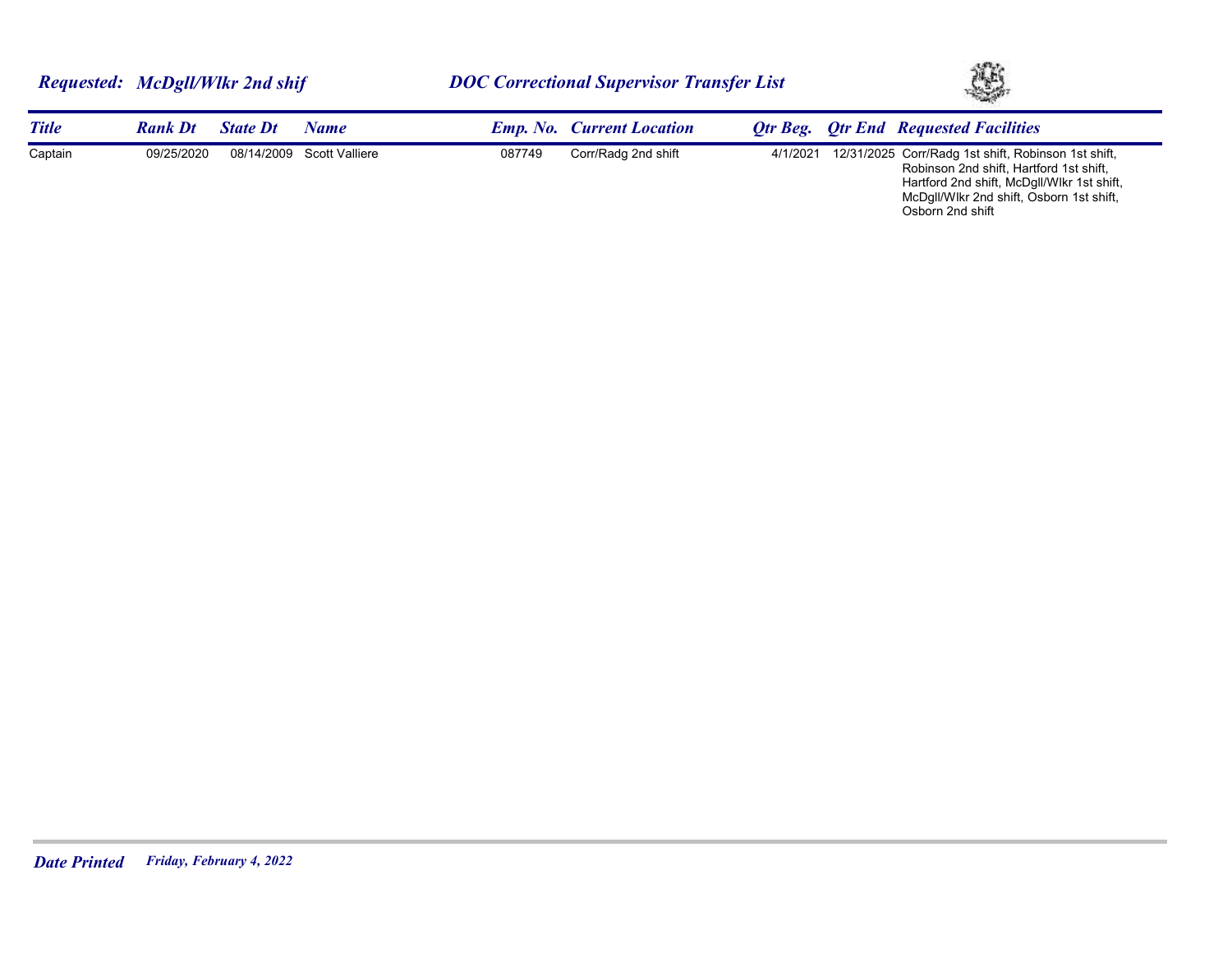**Requested: McDgll/Wlkr 2nd shif** | **DOC Correctional Supervisor Transfer List**

| Title | Rank Dt | State Dt | Name | Emp. No. | Current Location | Qtr Beg. | Qtr End | Requested Facilities |
|---|---|---|---|---|---|---|---|---|
| Captain | 09/25/2020 | 08/14/2009 | Scott Valliere | 087749 | Corr/Radg 2nd shift | 4/1/2021 | 12/31/2025 | Corr/Radg 1st shift, Robinson 1st shift, Robinson 2nd shift, Hartford 1st shift, Hartford 2nd shift, McDgll/Wlkr 1st shift, McDgll/Wlkr 2nd shift, Osborn 1st shift, Osborn 2nd shift |

**Date Printed** *Friday, February 4, 2022*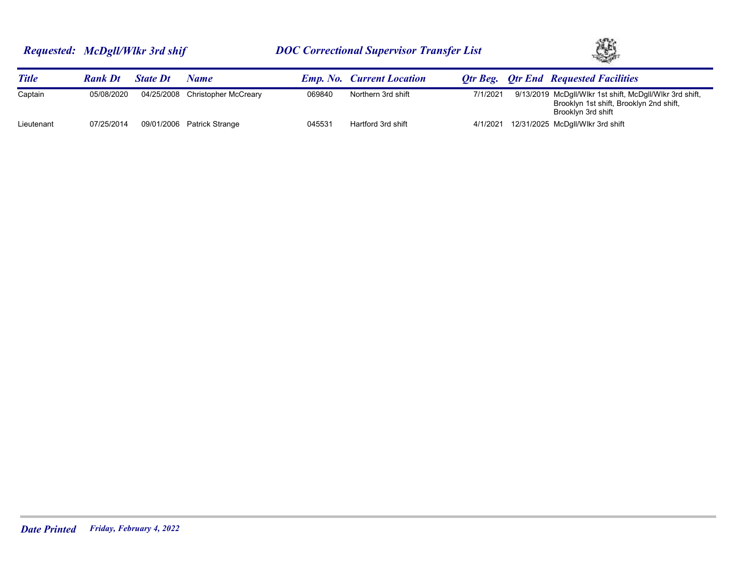**Requested: McDgll/Wlkr 3rd shif** — **DOC Correctional Supervisor Transfer List**

| Title | Rank Dt | State Dt | Name | Emp. No. | Current Location | Qtr Beg. | Qtr End | Requested Facilities |
|---|---|---|---|---|---|---|---|---|
| Captain | 05/08/2020 | 04/25/2008 | Christopher McCreary | 069840 | Northern 3rd shift | 7/1/2021 | 9/13/2019 | McDgll/Wlkr 1st shift, McDgll/Wlkr 3rd shift, Brooklyn 1st shift, Brooklyn 2nd shift, Brooklyn 3rd shift |
| Lieutenant | 07/25/2014 | 09/01/2006 | Patrick Strange | 045531 | Hartford 3rd shift | 4/1/2021 | 12/31/2025 | McDgll/Wlkr 3rd shift |

**Date Printed** *Friday, February 4, 2022*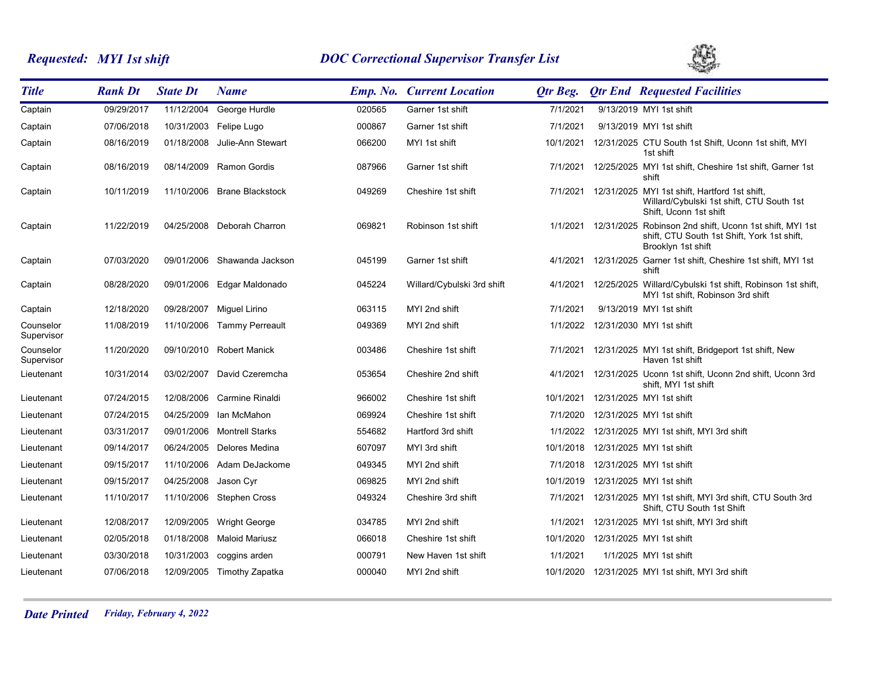*Requested: MYI 1st shift* — ***DOC Correctional Supervisor Transfer List***

| Title | Rank Dt | State Dt | Name | Emp. No. | Current Location | Qtr Beg. | Qtr End | Requested Facilities |
|---|---|---|---|---|---|---|---|---|
| Captain | 09/29/2017 | 11/12/2004 | George Hurdle | 020565 | Garner 1st shift | 7/1/2021 | 9/13/2019 | MYI 1st shift |
| Captain | 07/06/2018 | 10/31/2003 | Felipe Lugo | 000867 | Garner 1st shift | 7/1/2021 | 9/13/2019 | MYI 1st shift |
| Captain | 08/16/2019 | 01/18/2008 | Julie-Ann Stewart | 066200 | MYI 1st shift | 10/1/2021 | 12/31/2025 | CTU South 1st Shift, Uconn 1st shift, MYI 1st shift |
| Captain | 08/16/2019 | 08/14/2009 | Ramon Gordis | 087966 | Garner 1st shift | 7/1/2021 | 12/25/2025 | MYI 1st shift, Cheshire 1st shift, Garner 1st shift |
| Captain | 10/11/2019 | 11/10/2006 | Brane Blackstock | 049269 | Cheshire 1st shift | 7/1/2021 | 12/31/2025 | MYI 1st shift, Hartford 1st shift, Willard/Cybulski 1st shift, CTU South 1st Shift, Uconn 1st shift |
| Captain | 11/22/2019 | 04/25/2008 | Deborah Charron | 069821 | Robinson 1st shift | 1/1/2021 | 12/31/2025 | Robinson 2nd shift, Uconn 1st shift, MYI 1st shift, CTU South 1st Shift, York 1st shift, Brooklyn 1st shift |
| Captain | 07/03/2020 | 09/01/2006 | Shawanda Jackson | 045199 | Garner 1st shift | 4/1/2021 | 12/31/2025 | Garner 1st shift, Cheshire 1st shift, MYI 1st shift |
| Captain | 08/28/2020 | 09/01/2006 | Edgar Maldonado | 045224 | Willard/Cybulski 3rd shift | 4/1/2021 | 12/25/2025 | Willard/Cybulski 1st shift, Robinson 1st shift, MYI 1st shift, Robinson 3rd shift |
| Captain | 12/18/2020 | 09/28/2007 | Miguel Lirino | 063115 | MYI 2nd shift | 7/1/2021 | 9/13/2019 | MYI 1st shift |
| Counselor Supervisor | 11/08/2019 | 11/10/2006 | Tammy Perreault | 049369 | MYI 2nd shift | 1/1/2022 | 12/31/2030 | MYI 1st shift |
| Counselor Supervisor | 11/20/2020 | 09/10/2010 | Robert Manick | 003486 | Cheshire 1st shift | 7/1/2021 | 12/31/2025 | MYI 1st shift, Bridgeport 1st shift, New Haven 1st shift |
| Lieutenant | 10/31/2014 | 03/02/2007 | David Czeremcha | 053654 | Cheshire 2nd shift | 4/1/2021 | 12/31/2025 | Uconn 1st shift, Uconn 2nd shift, Uconn 3rd shift, MYI 1st shift |
| Lieutenant | 07/24/2015 | 12/08/2006 | Carmine Rinaldi | 966002 | Cheshire 1st shift | 10/1/2021 | 12/31/2025 | MYI 1st shift |
| Lieutenant | 07/24/2015 | 04/25/2009 | Ian McMahon | 069924 | Cheshire 1st shift | 7/1/2020 | 12/31/2025 | MYI 1st shift |
| Lieutenant | 03/31/2017 | 09/01/2006 | Montrell Starks | 554682 | Hartford 3rd shift | 1/1/2022 | 12/31/2025 | MYI 1st shift, MYI 3rd shift |
| Lieutenant | 09/14/2017 | 06/24/2005 | Delores Medina | 607097 | MYI 3rd shift | 10/1/2018 | 12/31/2025 | MYI 1st shift |
| Lieutenant | 09/15/2017 | 11/10/2006 | Adam DeJackome | 049345 | MYI 2nd shift | 7/1/2018 | 12/31/2025 | MYI 1st shift |
| Lieutenant | 09/15/2017 | 04/25/2008 | Jason Cyr | 069825 | MYI 2nd shift | 10/1/2019 | 12/31/2025 | MYI 1st shift |
| Lieutenant | 11/10/2017 | 11/10/2006 | Stephen Cross | 049324 | Cheshire 3rd shift | 7/1/2021 | 12/31/2025 | MYI 1st shift, MYI 3rd shift, CTU South 3rd Shift, CTU South 1st Shift |
| Lieutenant | 12/08/2017 | 12/09/2005 | Wright George | 034785 | MYI 2nd shift | 1/1/2021 | 12/31/2025 | MYI 1st shift, MYI 3rd shift |
| Lieutenant | 02/05/2018 | 01/18/2008 | Maloid Mariusz | 066018 | Cheshire 1st shift | 10/1/2020 | 12/31/2025 | MYI 1st shift |
| Lieutenant | 03/30/2018 | 10/31/2003 | coggins arden | 000791 | New Haven 1st shift | 1/1/2021 | 1/1/2025 | MYI 1st shift |
| Lieutenant | 07/06/2018 | 12/09/2005 | Timothy Zapatka | 000040 | MYI 2nd shift | 10/1/2020 | 12/31/2025 | MYI 1st shift, MYI 3rd shift |

***Date Printed*** *Friday, February 4, 2022*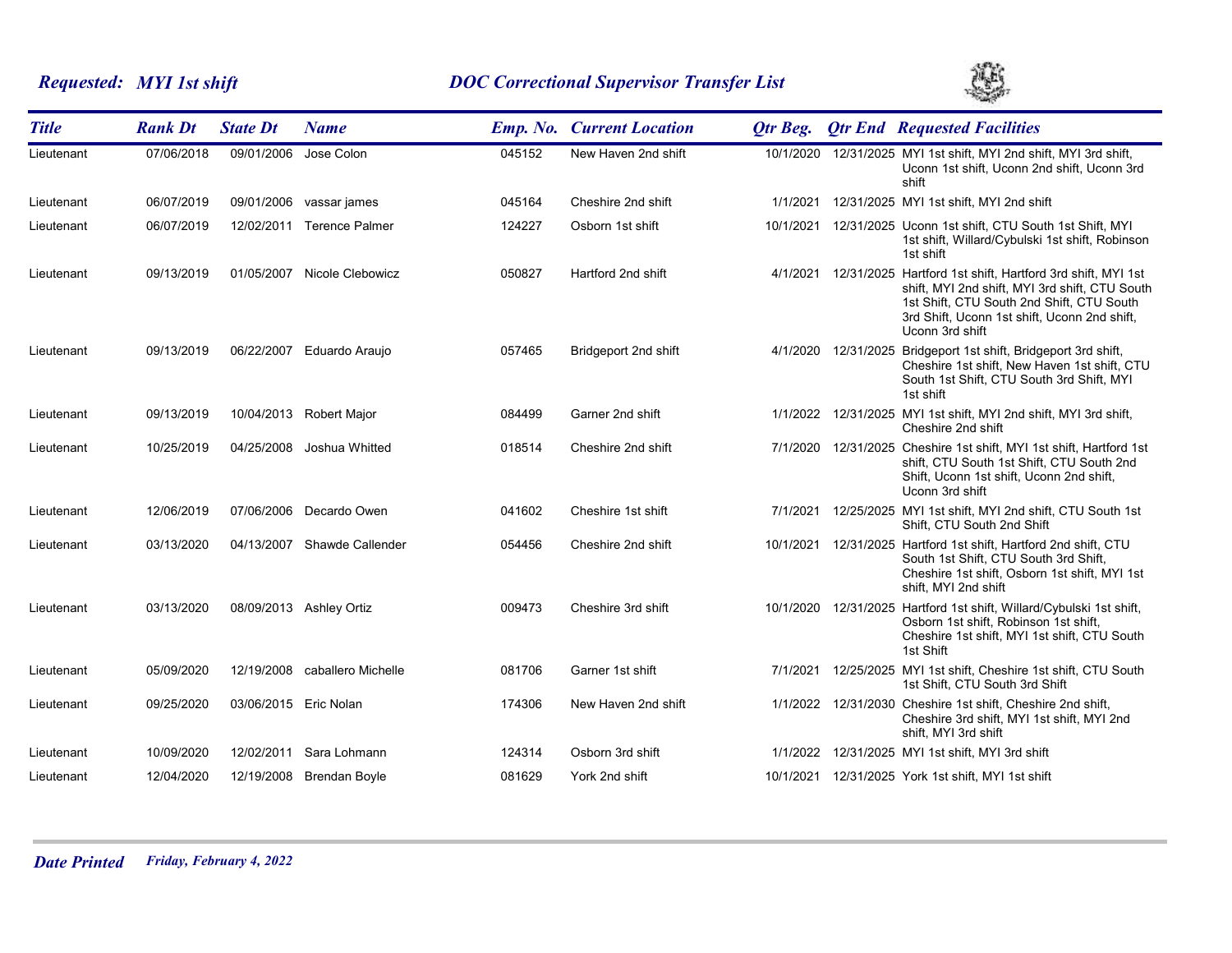***Requested: MYI 1st shift*** ***DOC Correctional Supervisor Transfer List***

| *Title* | *Rank Dt* | *State Dt* | *Name* | *Emp. No.* | *Current Location* | *Qtr Beg.* | *Qtr End* | *Requested Facilities* |
|---|---|---|---|---|---|---|---|---|
| Lieutenant | 07/06/2018 | 09/01/2006 | Jose Colon | 045152 | New Haven 2nd shift | 10/1/2020 | 12/31/2025 | MYI 1st shift, MYI 2nd shift, MYI 3rd shift, Uconn 1st shift, Uconn 2nd shift, Uconn 3rd shift |
| Lieutenant | 06/07/2019 | 09/01/2006 | vassar james | 045164 | Cheshire 2nd shift | 1/1/2021 | 12/31/2025 | MYI 1st shift, MYI 2nd shift |
| Lieutenant | 06/07/2019 | 12/02/2011 | Terence Palmer | 124227 | Osborn 1st shift | 10/1/2021 | 12/31/2025 | Uconn 1st shift, CTU South 1st Shift, MYI 1st shift, Willard/Cybulski 1st shift, Robinson 1st shift |
| Lieutenant | 09/13/2019 | 01/05/2007 | Nicole Clebowicz | 050827 | Hartford 2nd shift | 4/1/2021 | 12/31/2025 | Hartford 1st shift, Hartford 3rd shift, MYI 1st shift, MYI 2nd shift, MYI 3rd shift, CTU South 1st Shift, CTU South 2nd Shift, CTU South 3rd Shift, Uconn 1st shift, Uconn 2nd shift, Uconn 3rd shift |
| Lieutenant | 09/13/2019 | 06/22/2007 | Eduardo Araujo | 057465 | Bridgeport 2nd shift | 4/1/2020 | 12/31/2025 | Bridgeport 1st shift, Bridgeport 3rd shift, Cheshire 1st shift, New Haven 1st shift, CTU South 1st Shift, CTU South 3rd Shift, MYI 1st shift |
| Lieutenant | 09/13/2019 | 10/04/2013 | Robert Major | 084499 | Garner 2nd shift | 1/1/2022 | 12/31/2025 | MYI 1st shift, MYI 2nd shift, MYI 3rd shift, Cheshire 2nd shift |
| Lieutenant | 10/25/2019 | 04/25/2008 | Joshua Whitted | 018514 | Cheshire 2nd shift | 7/1/2020 | 12/31/2025 | Cheshire 1st shift, MYI 1st shift, Hartford 1st shift, CTU South 1st Shift, CTU South 2nd Shift, Uconn 1st shift, Uconn 2nd shift, Uconn 3rd shift |
| Lieutenant | 12/06/2019 | 07/06/2006 | Decardo Owen | 041602 | Cheshire 1st shift | 7/1/2021 | 12/25/2025 | MYI 1st shift, MYI 2nd shift, CTU South 1st Shift, CTU South 2nd Shift |
| Lieutenant | 03/13/2020 | 04/13/2007 | Shawde Callender | 054456 | Cheshire 2nd shift | 10/1/2021 | 12/31/2025 | Hartford 1st shift, Hartford 2nd shift, CTU South 1st Shift, CTU South 3rd Shift, Cheshire 1st shift, Osborn 1st shift, MYI 1st shift, MYI 2nd shift |
| Lieutenant | 03/13/2020 | 08/09/2013 | Ashley Ortiz | 009473 | Cheshire 3rd shift | 10/1/2020 | 12/31/2025 | Hartford 1st shift, Willard/Cybulski 1st shift, Osborn 1st shift, Robinson 1st shift, Cheshire 1st shift, MYI 1st shift, CTU South 1st Shift |
| Lieutenant | 05/09/2020 | 12/19/2008 | caballero Michelle | 081706 | Garner 1st shift | 7/1/2021 | 12/25/2025 | MYI 1st shift, Cheshire 1st shift, CTU South 1st Shift, CTU South 3rd Shift |
| Lieutenant | 09/25/2020 | 03/06/2015 | Eric Nolan | 174306 | New Haven 2nd shift | 1/1/2022 | 12/31/2030 | Cheshire 1st shift, Cheshire 2nd shift, Cheshire 3rd shift, MYI 1st shift, MYI 2nd shift, MYI 3rd shift |
| Lieutenant | 10/09/2020 | 12/02/2011 | Sara Lohmann | 124314 | Osborn 3rd shift | 1/1/2022 | 12/31/2025 | MYI 1st shift, MYI 3rd shift |
| Lieutenant | 12/04/2020 | 12/19/2008 | Brendan Boyle | 081629 | York 2nd shift | 10/1/2021 | 12/31/2025 | York 1st shift, MYI 1st shift |

***Date Printed*** *Friday, February 4, 2022*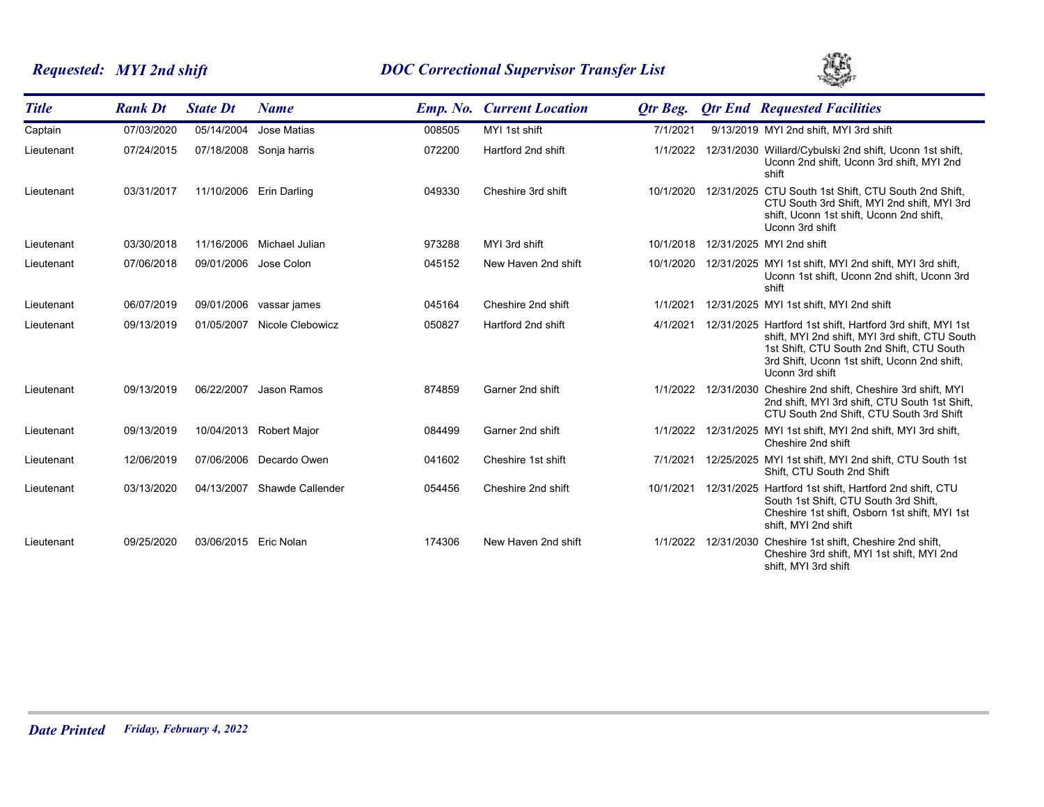**Requested: *MYI 2nd shift***

**DOC Correctional Supervisor Transfer List**

| Title | Rank Dt | State Dt | Name | Emp. No. | Current Location | Qtr Beg. | Qtr End | Requested Facilities |
|---|---|---|---|---|---|---|---|---|
| Captain | 07/03/2020 | 05/14/2004 | Jose Matias | 008505 | MYI 1st shift | 7/1/2021 | 9/13/2019 | MYI 2nd shift, MYI 3rd shift |
| Lieutenant | 07/24/2015 | 07/18/2008 | Sonja harris | 072200 | Hartford 2nd shift | 1/1/2022 | 12/31/2030 | Willard/Cybulski 2nd shift, Uconn 1st shift, Uconn 2nd shift, Uconn 3rd shift, MYI 2nd shift |
| Lieutenant | 03/31/2017 | 11/10/2006 | Erin Darling | 049330 | Cheshire 3rd shift | 10/1/2020 | 12/31/2025 | CTU South 1st Shift, CTU South 2nd Shift, CTU South 3rd Shift, MYI 2nd shift, MYI 3rd shift, Uconn 1st shift, Uconn 2nd shift, Uconn 3rd shift |
| Lieutenant | 03/30/2018 | 11/16/2006 | Michael Julian | 973288 | MYI 3rd shift | 10/1/2018 | 12/31/2025 | MYI 2nd shift |
| Lieutenant | 07/06/2018 | 09/01/2006 | Jose Colon | 045152 | New Haven 2nd shift | 10/1/2020 | 12/31/2025 | MYI 1st shift, MYI 2nd shift, MYI 3rd shift, Uconn 1st shift, Uconn 2nd shift, Uconn 3rd shift |
| Lieutenant | 06/07/2019 | 09/01/2006 | vassar james | 045164 | Cheshire 2nd shift | 1/1/2021 | 12/31/2025 | MYI 1st shift, MYI 2nd shift |
| Lieutenant | 09/13/2019 | 01/05/2007 | Nicole Clebowicz | 050827 | Hartford 2nd shift | 4/1/2021 | 12/31/2025 | Hartford 1st shift, Hartford 3rd shift, MYI 1st shift, MYI 2nd shift, MYI 3rd shift, CTU South 1st Shift, CTU South 2nd Shift, CTU South 3rd Shift, Uconn 1st shift, Uconn 2nd shift, Uconn 3rd shift |
| Lieutenant | 09/13/2019 | 06/22/2007 | Jason Ramos | 874859 | Garner 2nd shift | 1/1/2022 | 12/31/2030 | Cheshire 2nd shift, Cheshire 3rd shift, MYI 2nd shift, MYI 3rd shift, CTU South 1st Shift, CTU South 2nd Shift, CTU South 3rd Shift |
| Lieutenant | 09/13/2019 | 10/04/2013 | Robert Major | 084499 | Garner 2nd shift | 1/1/2022 | 12/31/2025 | MYI 1st shift, MYI 2nd shift, MYI 3rd shift, Cheshire 2nd shift |
| Lieutenant | 12/06/2019 | 07/06/2006 | Decardo Owen | 041602 | Cheshire 1st shift | 7/1/2021 | 12/25/2025 | MYI 1st shift, MYI 2nd shift, CTU South 1st Shift, CTU South 2nd Shift |
| Lieutenant | 03/13/2020 | 04/13/2007 | Shawde Callender | 054456 | Cheshire 2nd shift | 10/1/2021 | 12/31/2025 | Hartford 1st shift, Hartford 2nd shift, CTU South 1st Shift, CTU South 3rd Shift, Cheshire 1st shift, Osborn 1st shift, MYI 1st shift, MYI 2nd shift |
| Lieutenant | 09/25/2020 | 03/06/2015 | Eric Nolan | 174306 | New Haven 2nd shift | 1/1/2022 | 12/31/2030 | Cheshire 1st shift, Cheshire 2nd shift, Cheshire 3rd shift, MYI 1st shift, MYI 2nd shift, MYI 3rd shift |

***Date Printed*** *Friday, February 4, 2022*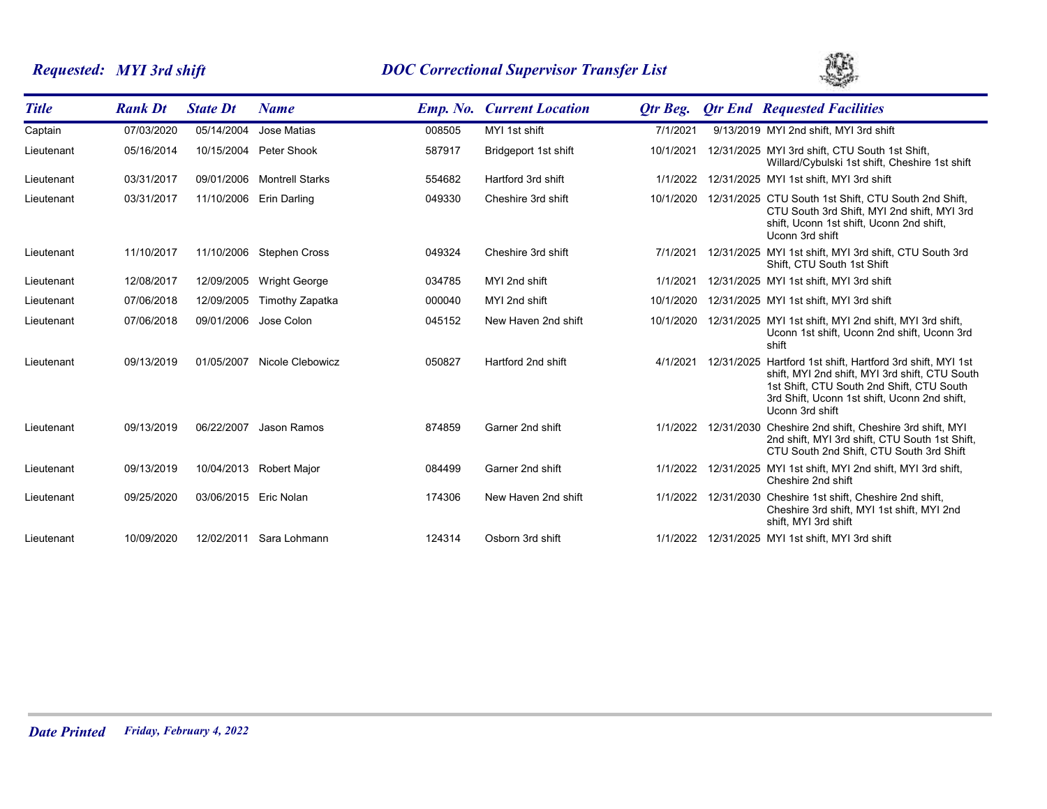**Requested: MYI 3rd shift** | **DOC Correctional Supervisor Transfer List**

| Title | Rank Dt | State Dt | Name | Emp. No. | Current Location | Qtr Beg. | Qtr End | Requested Facilities |
|---|---|---|---|---|---|---|---|---|
| Captain | 07/03/2020 | 05/14/2004 | Jose Matias | 008505 | MYI 1st shift | 7/1/2021 | 9/13/2019 | MYI 2nd shift, MYI 3rd shift |
| Lieutenant | 05/16/2014 | 10/15/2004 | Peter Shook | 587917 | Bridgeport 1st shift | 10/1/2021 | 12/31/2025 | MYI 3rd shift, CTU South 1st Shift, Willard/Cybulski 1st shift, Cheshire 1st shift |
| Lieutenant | 03/31/2017 | 09/01/2006 | Montrell Starks | 554682 | Hartford 3rd shift | 1/1/2022 | 12/31/2025 | MYI 1st shift, MYI 3rd shift |
| Lieutenant | 03/31/2017 | 11/10/2006 | Erin Darling | 049330 | Cheshire 3rd shift | 10/1/2020 | 12/31/2025 | CTU South 1st Shift, CTU South 2nd Shift, CTU South 3rd Shift, MYI 2nd shift, MYI 3rd shift, Uconn 1st shift, Uconn 2nd shift, Uconn 3rd shift |
| Lieutenant | 11/10/2017 | 11/10/2006 | Stephen Cross | 049324 | Cheshire 3rd shift | 7/1/2021 | 12/31/2025 | MYI 1st shift, MYI 3rd shift, CTU South 3rd Shift, CTU South 1st Shift |
| Lieutenant | 12/08/2017 | 12/09/2005 | Wright George | 034785 | MYI 2nd shift | 1/1/2021 | 12/31/2025 | MYI 1st shift, MYI 3rd shift |
| Lieutenant | 07/06/2018 | 12/09/2005 | Timothy Zapatka | 000040 | MYI 2nd shift | 10/1/2020 | 12/31/2025 | MYI 1st shift, MYI 3rd shift |
| Lieutenant | 07/06/2018 | 09/01/2006 | Jose Colon | 045152 | New Haven 2nd shift | 10/1/2020 | 12/31/2025 | MYI 1st shift, MYI 2nd shift, MYI 3rd shift, Uconn 1st shift, Uconn 2nd shift, Uconn 3rd shift |
| Lieutenant | 09/13/2019 | 01/05/2007 | Nicole Clebowicz | 050827 | Hartford 2nd shift | 4/1/2021 | 12/31/2025 | Hartford 1st shift, Hartford 3rd shift, MYI 1st shift, MYI 2nd shift, MYI 3rd shift, CTU South 1st Shift, CTU South 2nd Shift, CTU South 3rd Shift, Uconn 1st shift, Uconn 2nd shift, Uconn 3rd shift |
| Lieutenant | 09/13/2019 | 06/22/2007 | Jason Ramos | 874859 | Garner 2nd shift | 1/1/2022 | 12/31/2030 | Cheshire 2nd shift, Cheshire 3rd shift, MYI 2nd shift, MYI 3rd shift, CTU South 1st Shift, CTU South 2nd Shift, CTU South 3rd Shift |
| Lieutenant | 09/13/2019 | 10/04/2013 | Robert Major | 084499 | Garner 2nd shift | 1/1/2022 | 12/31/2025 | MYI 1st shift, MYI 2nd shift, MYI 3rd shift, Cheshire 2nd shift |
| Lieutenant | 09/25/2020 | 03/06/2015 | Eric Nolan | 174306 | New Haven 2nd shift | 1/1/2022 | 12/31/2030 | Cheshire 1st shift, Cheshire 2nd shift, Cheshire 3rd shift, MYI 1st shift, MYI 2nd shift, MYI 3rd shift |
| Lieutenant | 10/09/2020 | 12/02/2011 | Sara Lohmann | 124314 | Osborn 3rd shift | 1/1/2022 | 12/31/2025 | MYI 1st shift, MYI 3rd shift |

**Date Printed** *Friday, February 4, 2022*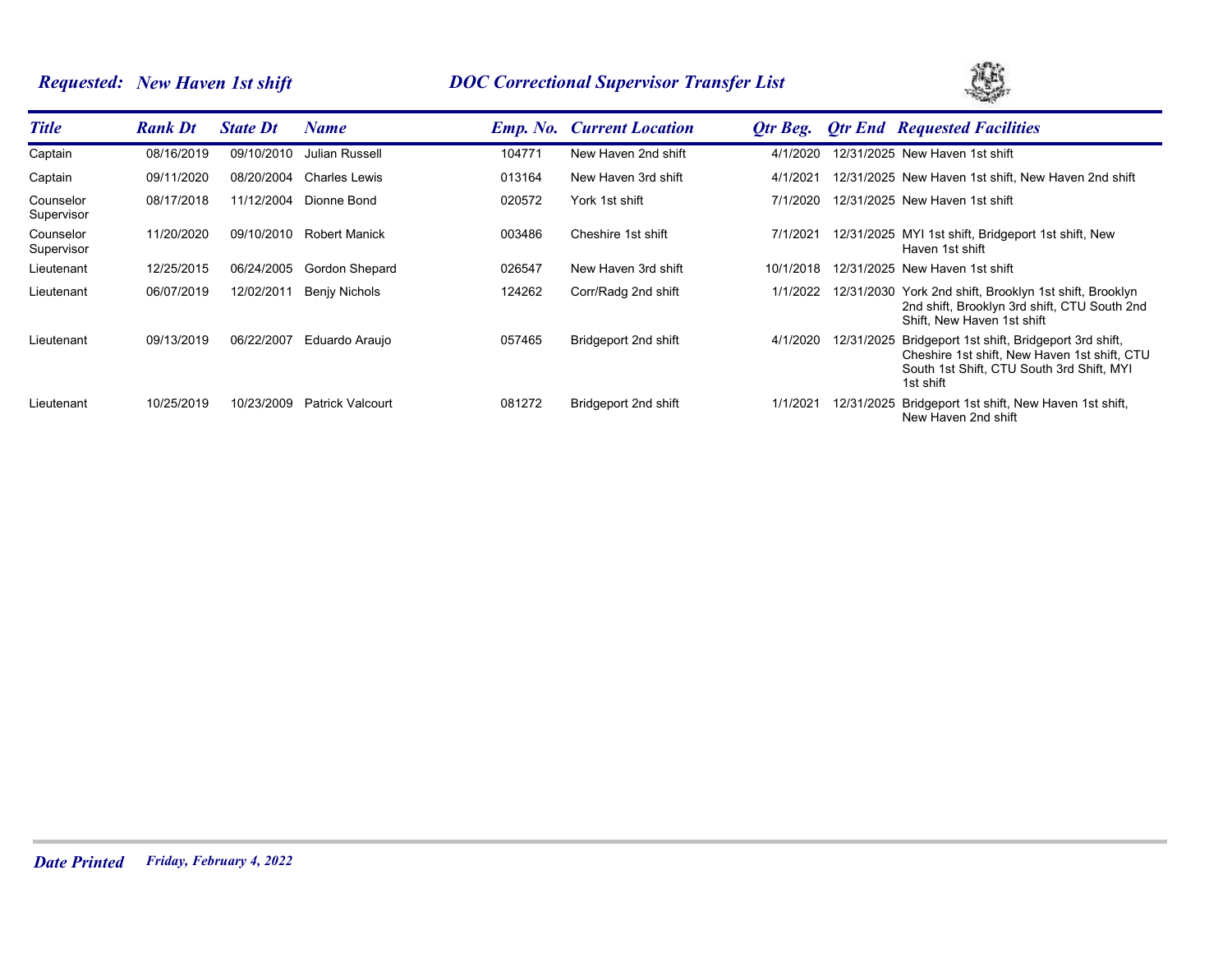## *Requested: New Haven 1st shift* — *DOC Correctional Supervisor Transfer List*

| Title | Rank Dt | State Dt | Name | Emp. No. | Current Location | Qtr Beg. | Qtr End | Requested Facilities |
|---|---|---|---|---|---|---|---|---|
| Captain | 08/16/2019 | 09/10/2010 | Julian Russell | 104771 | New Haven 2nd shift | 4/1/2020 | 12/31/2025 | New Haven 1st shift |
| Captain | 09/11/2020 | 08/20/2004 | Charles Lewis | 013164 | New Haven 3rd shift | 4/1/2021 | 12/31/2025 | New Haven 1st shift, New Haven 2nd shift |
| Counselor Supervisor | 08/17/2018 | 11/12/2004 | Dionne Bond | 020572 | York 1st shift | 7/1/2020 | 12/31/2025 | New Haven 1st shift |
| Counselor Supervisor | 11/20/2020 | 09/10/2010 | Robert Manick | 003486 | Cheshire 1st shift | 7/1/2021 | 12/31/2025 | MYI 1st shift, Bridgeport 1st shift, New Haven 1st shift |
| Lieutenant | 12/25/2015 | 06/24/2005 | Gordon Shepard | 026547 | New Haven 3rd shift | 10/1/2018 | 12/31/2025 | New Haven 1st shift |
| Lieutenant | 06/07/2019 | 12/02/2011 | Benjy Nichols | 124262 | Corr/Radg 2nd shift | 1/1/2022 | 12/31/2030 | York 2nd shift, Brooklyn 1st shift, Brooklyn 2nd shift, Brooklyn 3rd shift, CTU South 2nd Shift, New Haven 1st shift |
| Lieutenant | 09/13/2019 | 06/22/2007 | Eduardo Araujo | 057465 | Bridgeport 2nd shift | 4/1/2020 | 12/31/2025 | Bridgeport 1st shift, Bridgeport 3rd shift, Cheshire 1st shift, New Haven 1st shift, CTU South 1st Shift, CTU South 3rd Shift, MYI 1st shift |
| Lieutenant | 10/25/2019 | 10/23/2009 | Patrick Valcourt | 081272 | Bridgeport 2nd shift | 1/1/2021 | 12/31/2025 | Bridgeport 1st shift, New Haven 1st shift, New Haven 2nd shift |

***Date Printed*** *Friday, February 4, 2022*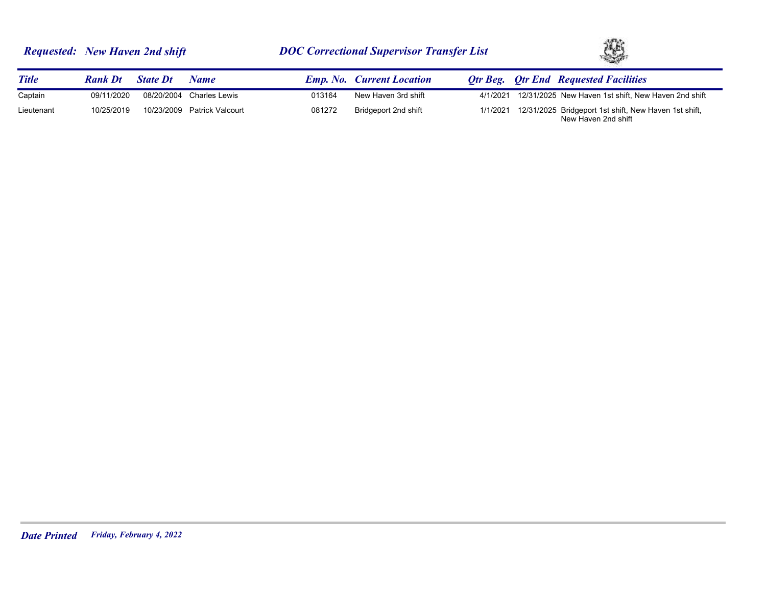***Requested:* *New Haven 2nd shift*** ***DOC Correctional Supervisor Transfer List***

| *Title* | *Rank Dt* | *State Dt* | *Name* | *Emp. No.* | *Current Location* | *Qtr Beg.* | *Qtr End* | *Requested Facilities* |
|---|---|---|---|---|---|---|---|---|
| Captain | 09/11/2020 | 08/20/2004 | Charles Lewis | 013164 | New Haven 3rd shift | 4/1/2021 | 12/31/2025 | New Haven 1st shift, New Haven 2nd shift |
| Lieutenant | 10/25/2019 | 10/23/2009 | Patrick Valcourt | 081272 | Bridgeport 2nd shift | 1/1/2021 | 12/31/2025 | Bridgeport 1st shift, New Haven 1st shift, New Haven 2nd shift |

***Date Printed*** ***Friday, February 4, 2022***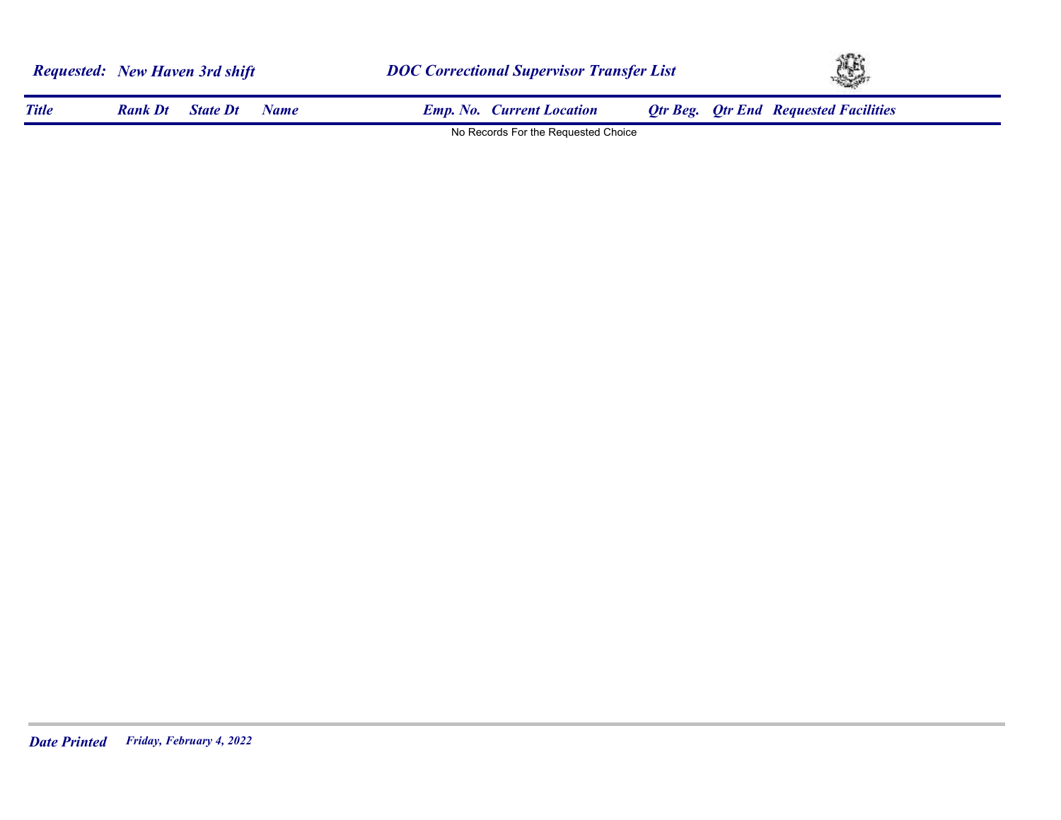***Requested: New Haven 3rd shift*** ***DOC Correctional Supervisor Transfer List***

| *Title* | *Rank Dt* | *State Dt* | *Name* | *Emp. No.* | *Current Location* | *Qtr Beg.* | *Qtr End* | *Requested Facilities* |
|---|---|---|---|---|---|---|---|---|

No Records For the Requested Choice

***Date Printed*** *Friday, February 4, 2022*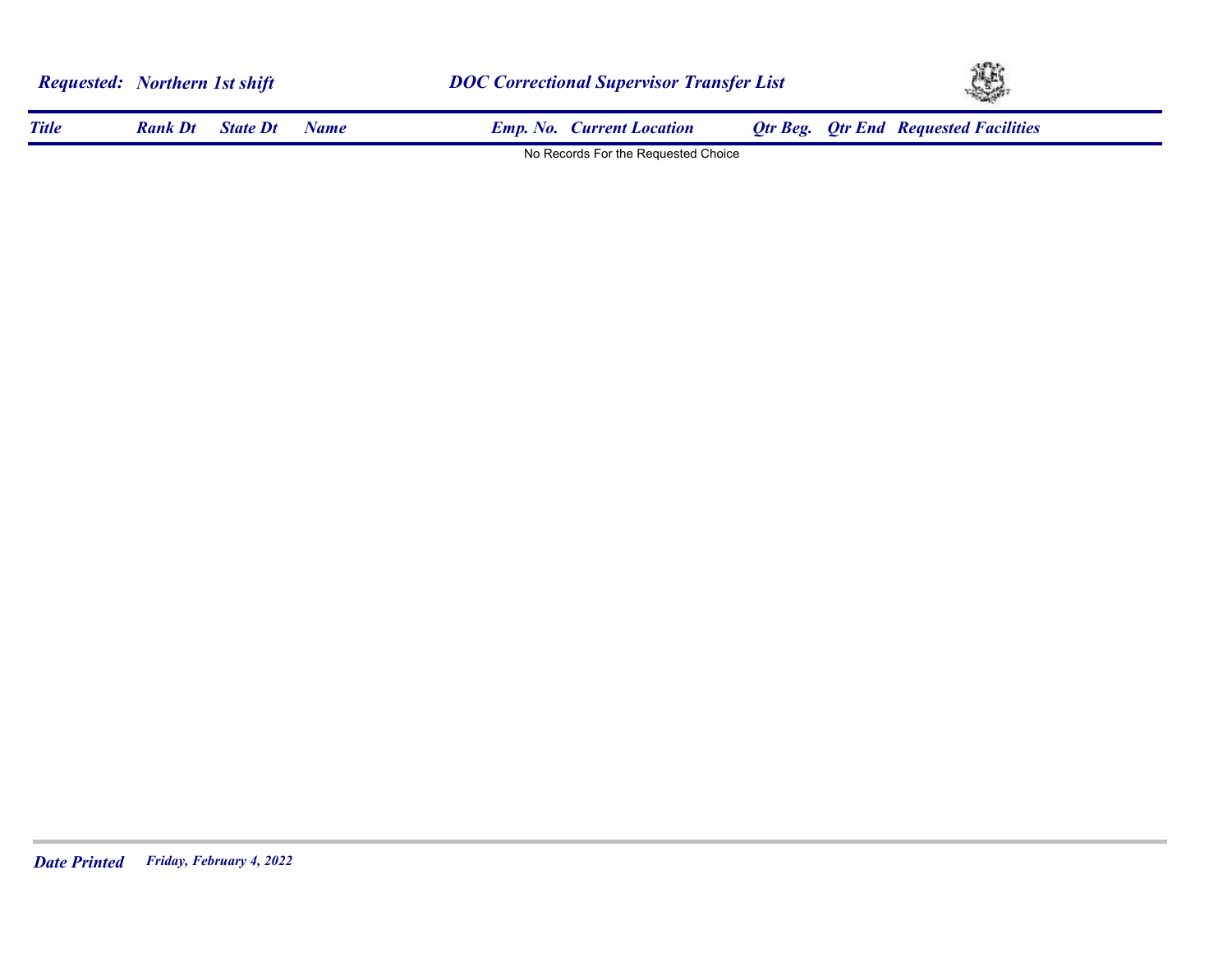**Requested:** *Northern 1st shift*

## DOC Correctional Supervisor Transfer List

| Title | Rank Dt | State Dt | Name | Emp. No. | Current Location | Qtr Beg. | Qtr End | Requested Facilities |
|---|---|---|---|---|---|---|---|---|

No Records For the Requested Choice

**Date Printed** *Friday, February 4, 2022*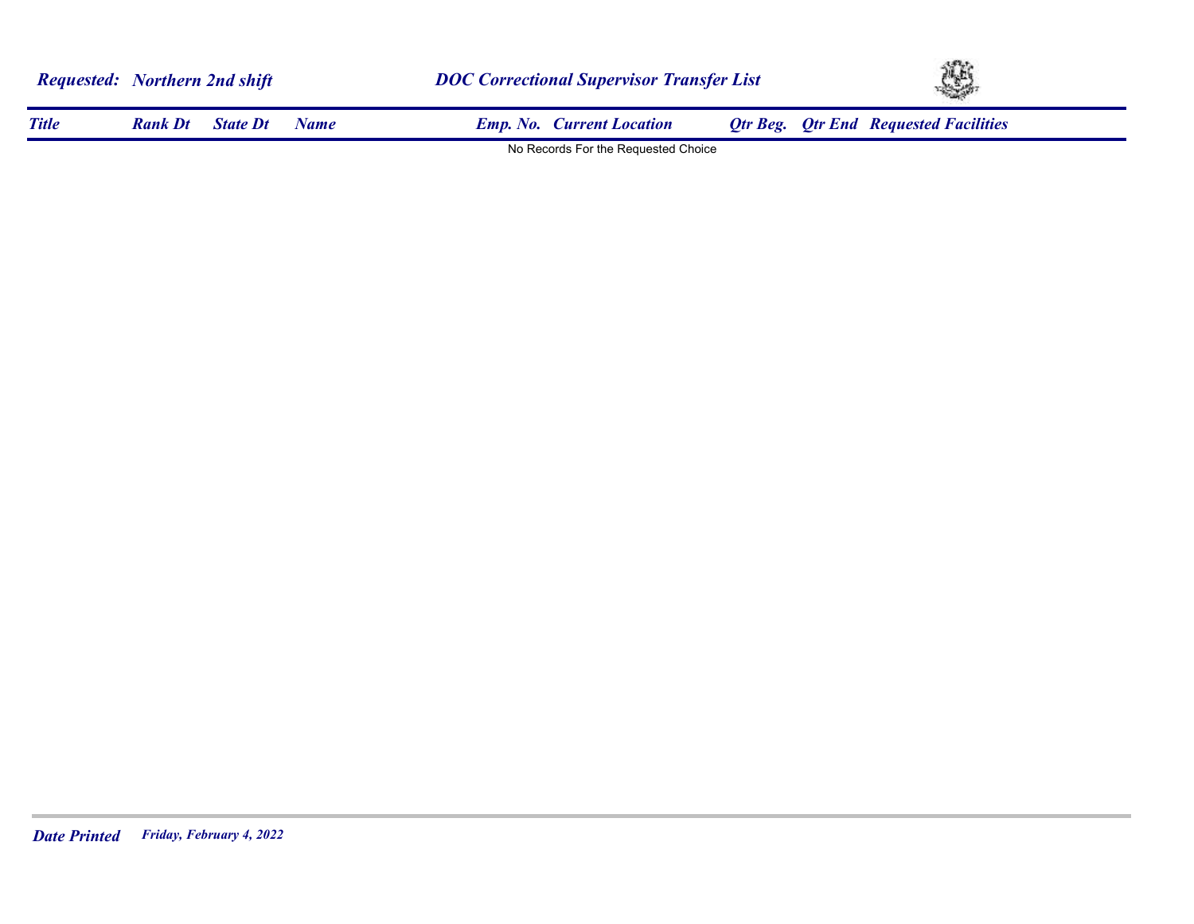**Requested:** *Northern 2nd shift*

## DOC Correctional Supervisor Transfer List

| Title | Rank Dt | State Dt | Name | Emp. No. | Current Location | Qtr Beg. | Qtr End | Requested Facilities |
|---|---|---|---|---|---|---|---|---|

No Records For the Requested Choice

**Date Printed** *Friday, February 4, 2022*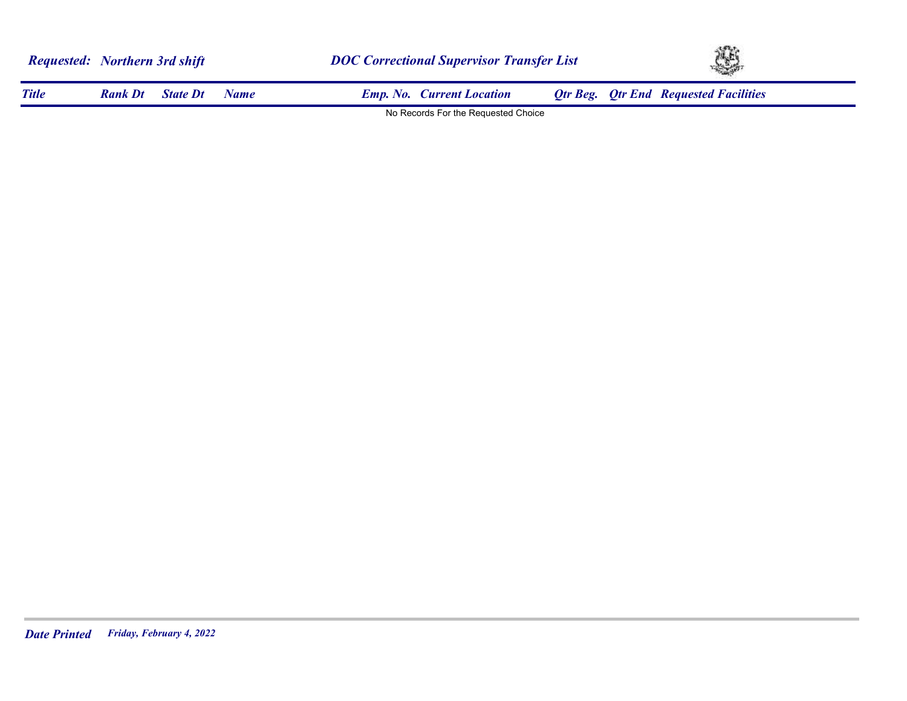***Requested: Northern 3rd shift*** ***DOC Correctional Supervisor Transfer List***

| *Title* | *Rank Dt* | *State Dt* | *Name* | *Emp. No.* | *Current Location* | *Qtr Beg.* | *Qtr End* | *Requested Facilities* |
|---|---|---|---|---|---|---|---|---|

No Records For the Requested Choice

***Date Printed*** *Friday, February 4, 2022*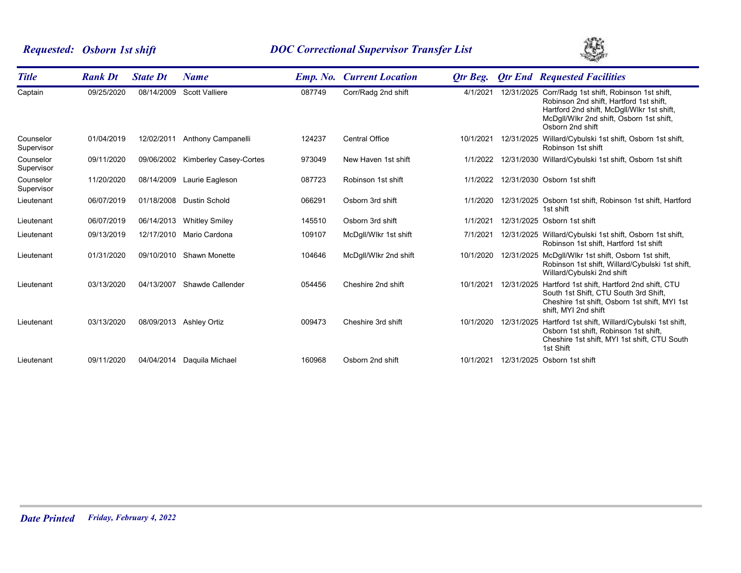***Requested: Osborn 1st shift*** ***DOC Correctional Supervisor Transfer List***

| *Title* | *Rank Dt* | *State Dt* | *Name* | *Emp. No.* | *Current Location* | *Qtr Beg.* | *Qtr End* | *Requested Facilities* |
|---|---|---|---|---|---|---|---|---|
| Captain | 09/25/2020 | 08/14/2009 | Scott Valliere | 087749 | Corr/Radg 2nd shift | 4/1/2021 | 12/31/2025 | Corr/Radg 1st shift, Robinson 1st shift, Robinson 2nd shift, Hartford 1st shift, Hartford 2nd shift, McDgll/Wlkr 1st shift, McDgll/Wlkr 2nd shift, Osborn 1st shift, Osborn 2nd shift |
| Counselor Supervisor | 01/04/2019 | 12/02/2011 | Anthony Campanelli | 124237 | Central Office | 10/1/2021 | 12/31/2025 | Willard/Cybulski 1st shift, Osborn 1st shift, Robinson 1st shift |
| Counselor Supervisor | 09/11/2020 | 09/06/2002 | Kimberley Casey-Cortes | 973049 | New Haven 1st shift | 1/1/2022 | 12/31/2030 | Willard/Cybulski 1st shift, Osborn 1st shift |
| Counselor Supervisor | 11/20/2020 | 08/14/2009 | Laurie Eagleson | 087723 | Robinson 1st shift | 1/1/2022 | 12/31/2030 | Osborn 1st shift |
| Lieutenant | 06/07/2019 | 01/18/2008 | Dustin Schold | 066291 | Osborn 3rd shift | 1/1/2020 | 12/31/2025 | Osborn 1st shift, Robinson 1st shift, Hartford 1st shift |
| Lieutenant | 06/07/2019 | 06/14/2013 | Whitley Smiley | 145510 | Osborn 3rd shift | 1/1/2021 | 12/31/2025 | Osborn 1st shift |
| Lieutenant | 09/13/2019 | 12/17/2010 | Mario Cardona | 109107 | McDgll/Wlkr 1st shift | 7/1/2021 | 12/31/2025 | Willard/Cybulski 1st shift, Osborn 1st shift, Robinson 1st shift, Hartford 1st shift |
| Lieutenant | 01/31/2020 | 09/10/2010 | Shawn Monette | 104646 | McDgll/Wlkr 2nd shift | 10/1/2020 | 12/31/2025 | McDgll/Wlkr 1st shift, Osborn 1st shift, Robinson 1st shift, Willard/Cybulski 1st shift, Willard/Cybulski 2nd shift |
| Lieutenant | 03/13/2020 | 04/13/2007 | Shawde Callender | 054456 | Cheshire 2nd shift | 10/1/2021 | 12/31/2025 | Hartford 1st shift, Hartford 2nd shift, CTU South 1st Shift, CTU South 3rd Shift, Cheshire 1st shift, Osborn 1st shift, MYI 1st shift, MYI 2nd shift |
| Lieutenant | 03/13/2020 | 08/09/2013 | Ashley Ortiz | 009473 | Cheshire 3rd shift | 10/1/2020 | 12/31/2025 | Hartford 1st shift, Willard/Cybulski 1st shift, Osborn 1st shift, Robinson 1st shift, Cheshire 1st shift, MYI 1st shift, CTU South 1st Shift |
| Lieutenant | 09/11/2020 | 04/04/2014 | Daquila Michael | 160968 | Osborn 2nd shift | 10/1/2021 | 12/31/2025 | Osborn 1st shift |

***Date Printed*** *Friday, February 4, 2022*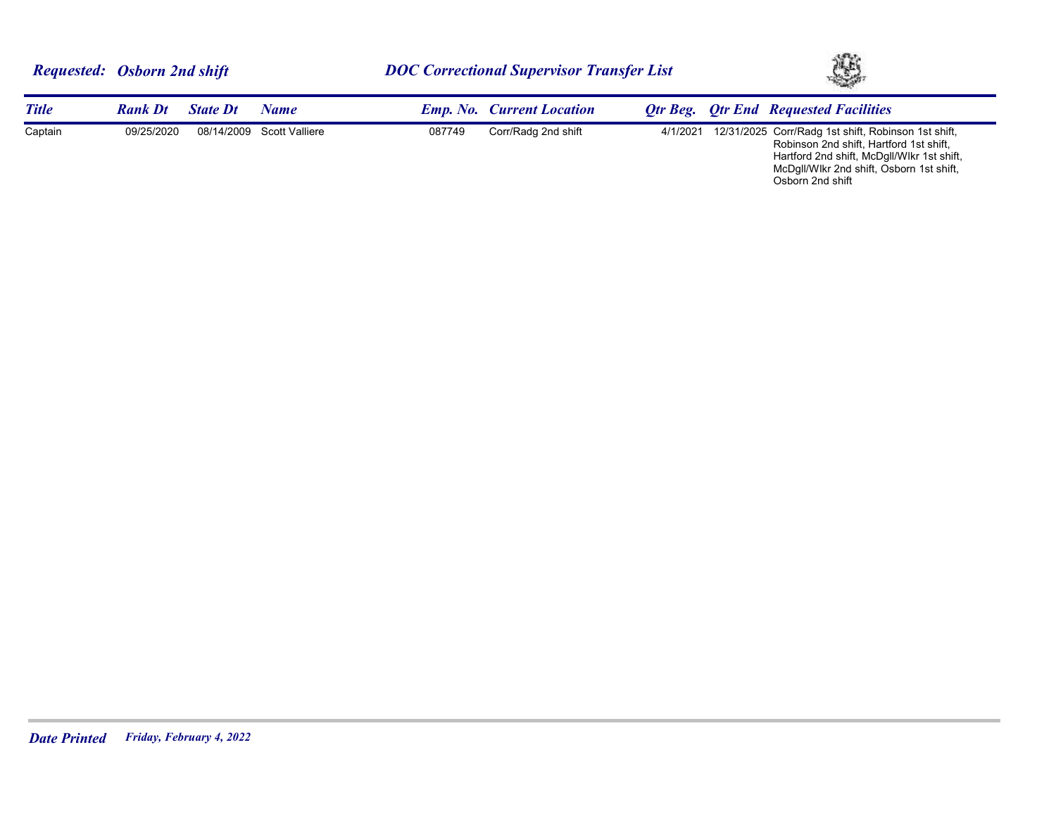**Requested: Osborn 2nd shift** | **DOC Correctional Supervisor Transfer List**

| Title | Rank Dt | State Dt | Name | Emp. No. | Current Location | Qtr Beg. | Qtr End | Requested Facilities |
|---|---|---|---|---|---|---|---|---|
| Captain | 09/25/2020 | 08/14/2009 | Scott Valliere | 087749 | Corr/Radg 2nd shift | 4/1/2021 | 12/31/2025 | Corr/Radg 1st shift, Robinson 1st shift, Robinson 2nd shift, Hartford 1st shift, Hartford 2nd shift, McDgll/Wlkr 1st shift, McDgll/Wlkr 2nd shift, Osborn 1st shift, Osborn 2nd shift |

**Date Printed** *Friday, February 4, 2022*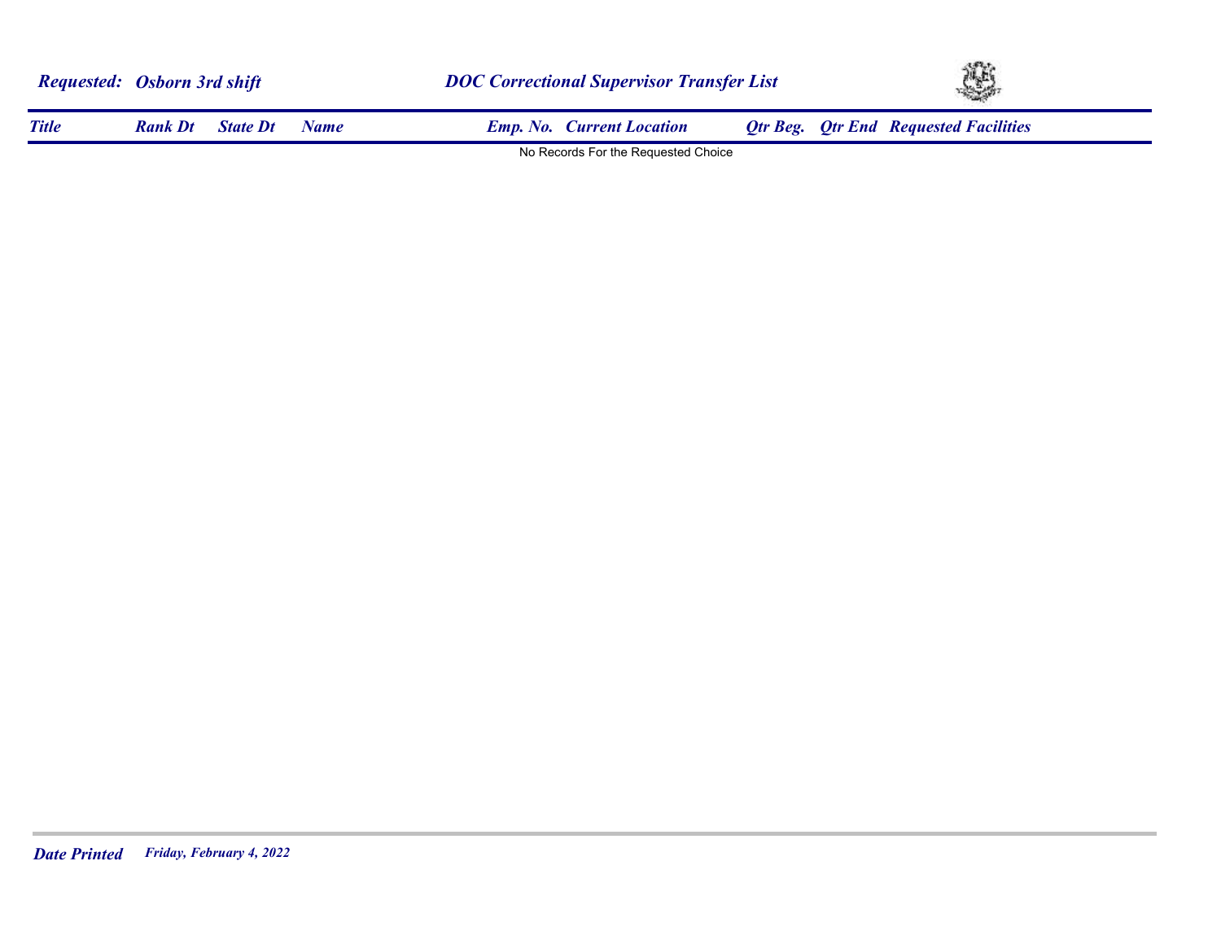***Requested: Osborn 3rd shift***

## *DOC Correctional Supervisor Transfer List*

| *Title* | *Rank Dt* | *State Dt* | *Name* | *Emp. No.* | *Current Location* | *Qtr Beg.* | *Qtr End* | *Requested Facilities* |
|---|---|---|---|---|---|---|---|---|

No Records For the Requested Choice

***Date Printed*** *Friday, February 4, 2022*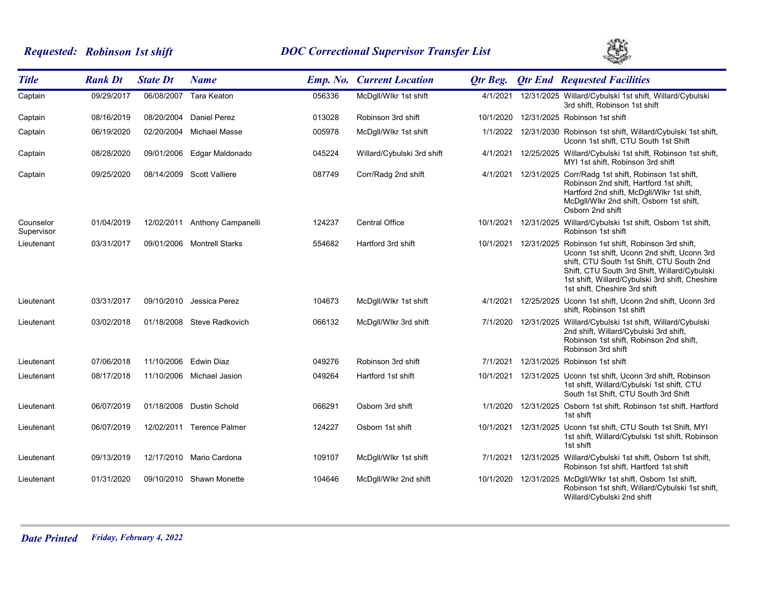**Requested: Robinson 1st shift** — **DOC Correctional Supervisor Transfer List**

| Title | Rank Dt | State Dt | Name | Emp. No. | Current Location | Qtr Beg. | Qtr End | Requested Facilities |
|---|---|---|---|---|---|---|---|---|
| Captain | 09/29/2017 | 06/08/2007 | Tara Keaton | 056336 | McDgll/Wlkr 1st shift | 4/1/2021 | 12/31/2025 | Willard/Cybulski 1st shift, Willard/Cybulski 3rd shift, Robinson 1st shift |
| Captain | 08/16/2019 | 08/20/2004 | Daniel Perez | 013028 | Robinson 3rd shift | 10/1/2020 | 12/31/2025 | Robinson 1st shift |
| Captain | 06/19/2020 | 02/20/2004 | Michael Masse | 005978 | McDgll/Wlkr 1st shift | 1/1/2022 | 12/31/2030 | Robinson 1st shift, Willard/Cybulski 1st shift, Uconn 1st shift, CTU South 1st Shift |
| Captain | 08/28/2020 | 09/01/2006 | Edgar Maldonado | 045224 | Willard/Cybulski 3rd shift | 4/1/2021 | 12/25/2025 | Willard/Cybulski 1st shift, Robinson 1st shift, MYI 1st shift, Robinson 3rd shift |
| Captain | 09/25/2020 | 08/14/2009 | Scott Valliere | 087749 | Corr/Radg 2nd shift | 4/1/2021 | 12/31/2025 | Corr/Radg 1st shift, Robinson 1st shift, Robinson 2nd shift, Hartford 1st shift, Hartford 2nd shift, McDgll/Wlkr 1st shift, McDgll/Wlkr 2nd shift, Osborn 1st shift, Osborn 2nd shift |
| Counselor Supervisor | 01/04/2019 | 12/02/2011 | Anthony Campanelli | 124237 | Central Office | 10/1/2021 | 12/31/2025 | Willard/Cybulski 1st shift, Osborn 1st shift, Robinson 1st shift |
| Lieutenant | 03/31/2017 | 09/01/2006 | Montrell Starks | 554682 | Hartford 3rd shift | 10/1/2021 | 12/31/2025 | Robinson 1st shift, Robinson 3rd shift, Uconn 1st shift, Uconn 2nd shift, Uconn 3rd shift, CTU South 1st Shift, CTU South 2nd Shift, CTU South 3rd Shift, Willard/Cybulski 1st shift, Willard/Cybulski 3rd shift, Cheshire 1st shift, Cheshire 3rd shift |
| Lieutenant | 03/31/2017 | 09/10/2010 | Jessica Perez | 104673 | McDgll/Wlkr 1st shift | 4/1/2021 | 12/25/2025 | Uconn 1st shift, Uconn 2nd shift, Uconn 3rd shift, Robinson 1st shift |
| Lieutenant | 03/02/2018 | 01/18/2008 | Steve Radkovich | 066132 | McDgll/Wlkr 3rd shift | 7/1/2020 | 12/31/2025 | Willard/Cybulski 1st shift, Willard/Cybulski 2nd shift, Willard/Cybulski 3rd shift, Robinson 1st shift, Robinson 2nd shift, Robinson 3rd shift |
| Lieutenant | 07/06/2018 | 11/10/2006 | Edwin Diaz | 049276 | Robinson 3rd shift | 7/1/2021 | 12/31/2025 | Robinson 1st shift |
| Lieutenant | 08/17/2018 | 11/10/2006 | Michael Jasion | 049264 | Hartford 1st shift | 10/1/2021 | 12/31/2025 | Uconn 1st shift, Uconn 3rd shift, Robinson 1st shift, Willard/Cybulski 1st shift, CTU South 1st Shift, CTU South 3rd Shift |
| Lieutenant | 06/07/2019 | 01/18/2008 | Dustin Schold | 066291 | Osborn 3rd shift | 1/1/2020 | 12/31/2025 | Osborn 1st shift, Robinson 1st shift, Hartford 1st shift |
| Lieutenant | 06/07/2019 | 12/02/2011 | Terence Palmer | 124227 | Osborn 1st shift | 10/1/2021 | 12/31/2025 | Uconn 1st shift, CTU South 1st Shift, MYI 1st shift, Willard/Cybulski 1st shift, Robinson 1st shift |
| Lieutenant | 09/13/2019 | 12/17/2010 | Mario Cardona | 109107 | McDgll/Wlkr 1st shift | 7/1/2021 | 12/31/2025 | Willard/Cybulski 1st shift, Osborn 1st shift, Robinson 1st shift, Hartford 1st shift |
| Lieutenant | 01/31/2020 | 09/10/2010 | Shawn Monette | 104646 | McDgll/Wlkr 2nd shift | 10/1/2020 | 12/31/2025 | McDgll/Wlkr 1st shift, Osborn 1st shift, Robinson 1st shift, Willard/Cybulski 1st shift, Willard/Cybulski 2nd shift |

***Date Printed*** *Friday, February 4, 2022*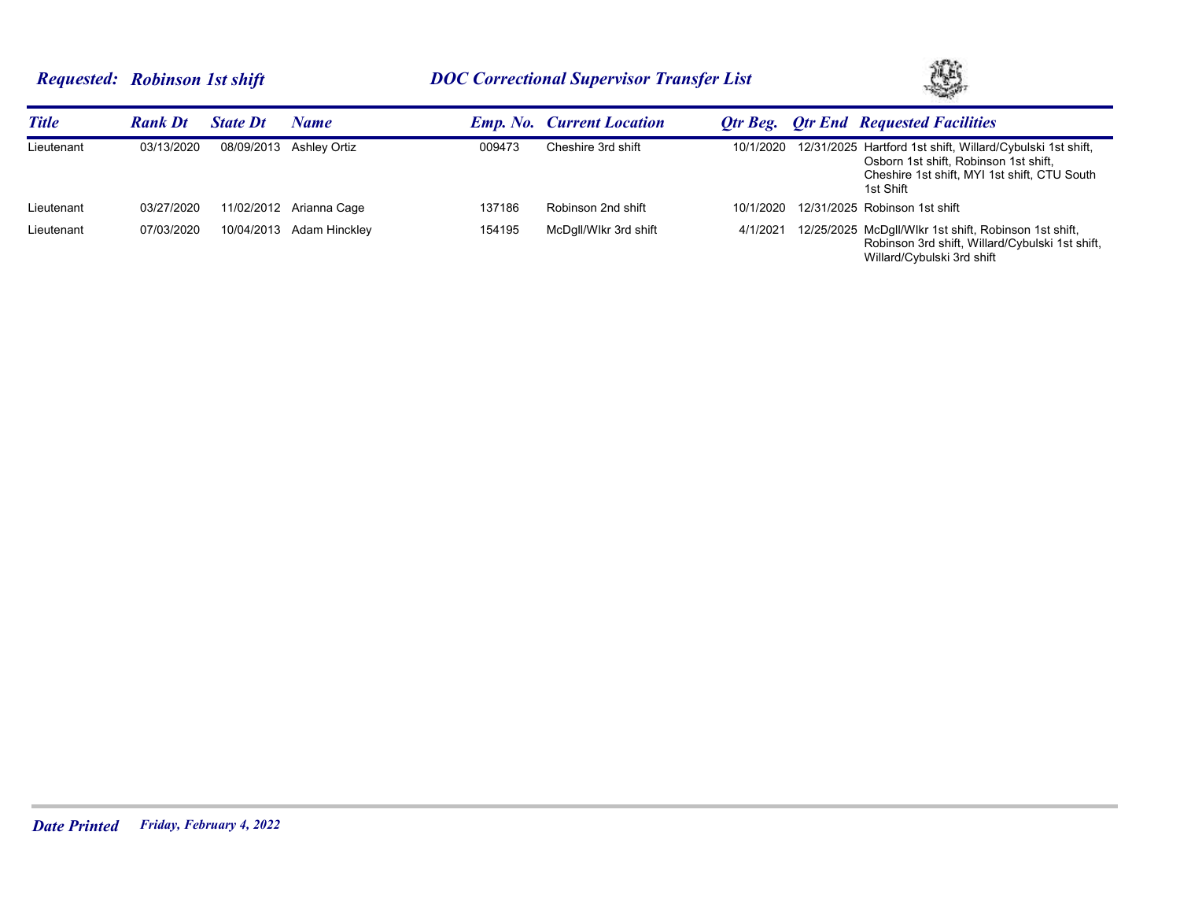**Requested: Robinson 1st shift** — **DOC Correctional Supervisor Transfer List**

| Title | Rank Dt | State Dt | Name | Emp. No. | Current Location | Qtr Beg. | Qtr End | Requested Facilities |
|---|---|---|---|---|---|---|---|---|
| Lieutenant | 03/13/2020 | 08/09/2013 | Ashley Ortiz | 009473 | Cheshire 3rd shift | 10/1/2020 | 12/31/2025 | Hartford 1st shift, Willard/Cybulski 1st shift, Osborn 1st shift, Robinson 1st shift, Cheshire 1st shift, MYI 1st shift, CTU South 1st Shift |
| Lieutenant | 03/27/2020 | 11/02/2012 | Arianna Cage | 137186 | Robinson 2nd shift | 10/1/2020 | 12/31/2025 | Robinson 1st shift |
| Lieutenant | 07/03/2020 | 10/04/2013 | Adam Hinckley | 154195 | McDgll/Wlkr 3rd shift | 4/1/2021 | 12/25/2025 | McDgll/Wlkr 1st shift, Robinson 1st shift, Robinson 3rd shift, Willard/Cybulski 1st shift, Willard/Cybulski 3rd shift |

**Date Printed** *Friday, February 4, 2022*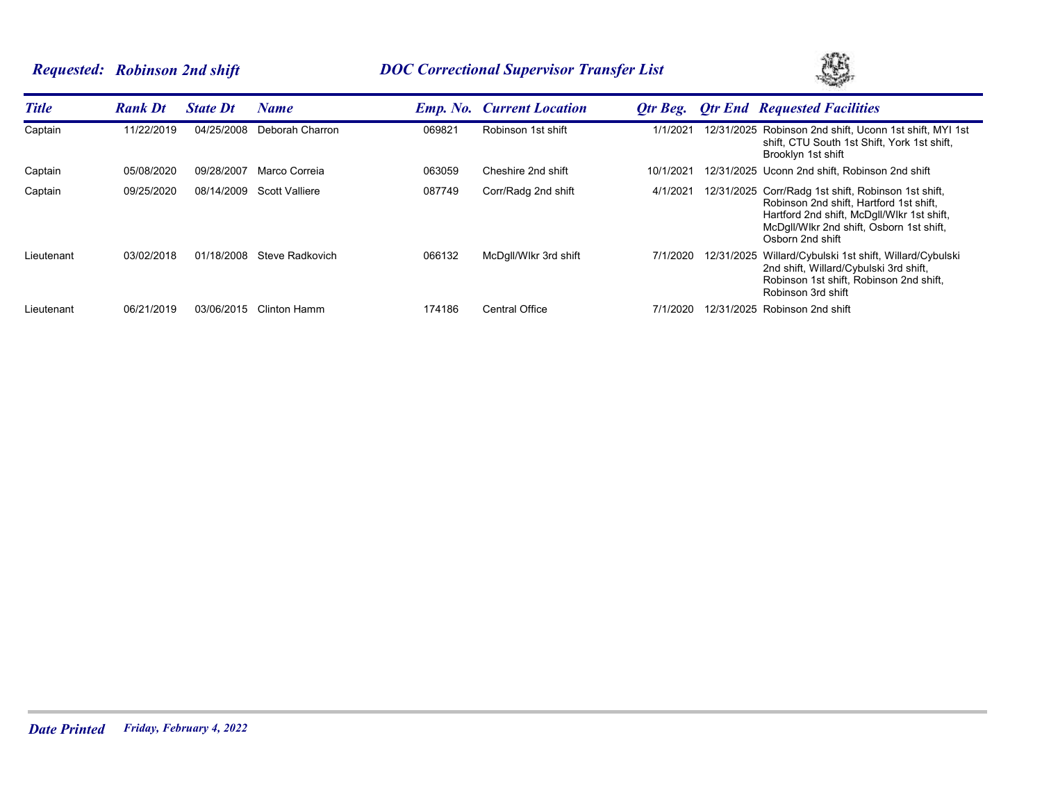***Requested: Robinson 2nd shift*** ***DOC Correctional Supervisor Transfer List***

| *Title* | *Rank Dt* | *State Dt* | *Name* | *Emp. No.* | *Current Location* | *Qtr Beg.* | *Qtr End* | *Requested Facilities* |
|---|---|---|---|---|---|---|---|---|
| Captain | 11/22/2019 | 04/25/2008 | Deborah Charron | 069821 | Robinson 1st shift | 1/1/2021 | 12/31/2025 | Robinson 2nd shift, Uconn 1st shift, MYI 1st shift, CTU South 1st Shift, York 1st shift, Brooklyn 1st shift |
| Captain | 05/08/2020 | 09/28/2007 | Marco Correia | 063059 | Cheshire 2nd shift | 10/1/2021 | 12/31/2025 | Uconn 2nd shift, Robinson 2nd shift |
| Captain | 09/25/2020 | 08/14/2009 | Scott Valliere | 087749 | Corr/Radg 2nd shift | 4/1/2021 | 12/31/2025 | Corr/Radg 1st shift, Robinson 1st shift, Robinson 2nd shift, Hartford 1st shift, Hartford 2nd shift, McDgll/Wlkr 1st shift, McDgll/Wlkr 2nd shift, Osborn 1st shift, Osborn 2nd shift |
| Lieutenant | 03/02/2018 | 01/18/2008 | Steve Radkovich | 066132 | McDgll/Wlkr 3rd shift | 7/1/2020 | 12/31/2025 | Willard/Cybulski 1st shift, Willard/Cybulski 2nd shift, Willard/Cybulski 3rd shift, Robinson 1st shift, Robinson 2nd shift, Robinson 3rd shift |
| Lieutenant | 06/21/2019 | 03/06/2015 | Clinton Hamm | 174186 | Central Office | 7/1/2020 | 12/31/2025 | Robinson 2nd shift |

***Date Printed*** ***Friday, February 4, 2022***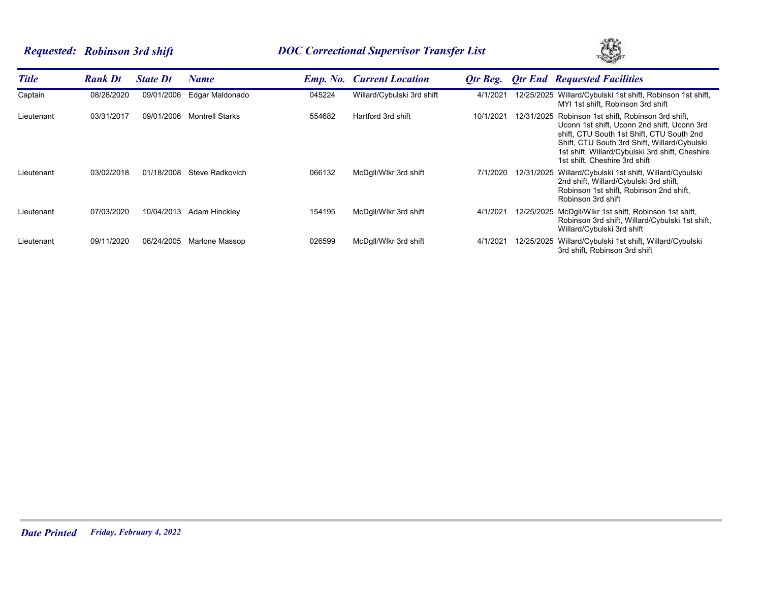## *Requested: Robinson 3rd shift* — *DOC Correctional Supervisor Transfer List*

| Title | Rank Dt | State Dt | Name | Emp. No. | Current Location | Qtr Beg. | Qtr End | Requested Facilities |
|---|---|---|---|---|---|---|---|---|
| Captain | 08/28/2020 | 09/01/2006 | Edgar Maldonado | 045224 | Willard/Cybulski 3rd shift | 4/1/2021 | 12/25/2025 | Willard/Cybulski 1st shift, Robinson 1st shift, MYI 1st shift, Robinson 3rd shift |
| Lieutenant | 03/31/2017 | 09/01/2006 | Montrell Starks | 554682 | Hartford 3rd shift | 10/1/2021 | 12/31/2025 | Robinson 1st shift, Robinson 3rd shift, Uconn 1st shift, Uconn 2nd shift, Uconn 3rd shift, CTU South 1st Shift, CTU South 2nd Shift, CTU South 3rd Shift, Willard/Cybulski 1st shift, Willard/Cybulski 3rd shift, Cheshire 1st shift, Cheshire 3rd shift |
| Lieutenant | 03/02/2018 | 01/18/2008 | Steve Radkovich | 066132 | McDgll/Wlkr 3rd shift | 7/1/2020 | 12/31/2025 | Willard/Cybulski 1st shift, Willard/Cybulski 2nd shift, Willard/Cybulski 3rd shift, Robinson 1st shift, Robinson 2nd shift, Robinson 3rd shift |
| Lieutenant | 07/03/2020 | 10/04/2013 | Adam Hinckley | 154195 | McDgll/Wlkr 3rd shift | 4/1/2021 | 12/25/2025 | McDgll/Wlkr 1st shift, Robinson 1st shift, Robinson 3rd shift, Willard/Cybulski 1st shift, Willard/Cybulski 3rd shift |
| Lieutenant | 09/11/2020 | 06/24/2005 | Marlone Massop | 026599 | McDgll/Wlkr 3rd shift | 4/1/2021 | 12/25/2025 | Willard/Cybulski 1st shift, Willard/Cybulski 3rd shift, Robinson 3rd shift |

*Date Printed* *Friday, February 4, 2022*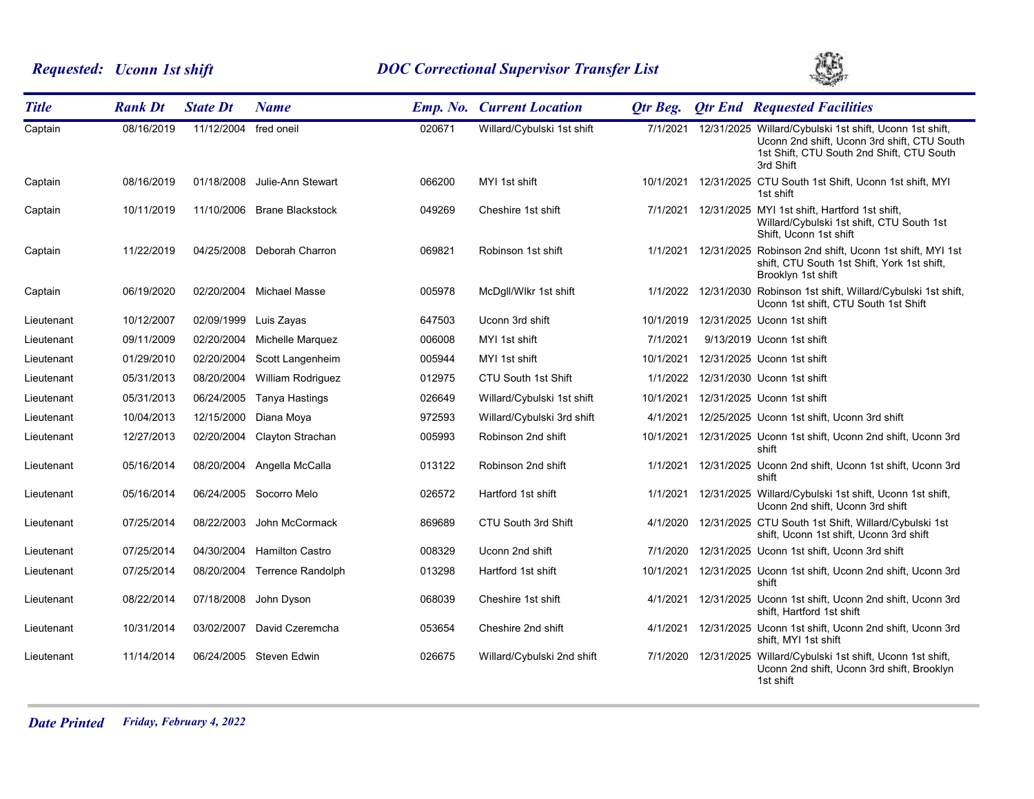***Requested: Uconn 1st shift*** ***DOC Correctional Supervisor Transfer List***

| *Title* | *Rank Dt* | *State Dt* | *Name* | *Emp. No.* | *Current Location* | *Qtr Beg.* | *Qtr End* | *Requested Facilities* |
|---|---|---|---|---|---|---|---|---|
| Captain | 08/16/2019 | 11/12/2004 | fred oneil | 020671 | Willard/Cybulski 1st shift | 7/1/2021 | 12/31/2025 | Willard/Cybulski 1st shift, Uconn 1st shift, Uconn 2nd shift, Uconn 3rd shift, CTU South 1st Shift, CTU South 2nd Shift, CTU South 3rd Shift |
| Captain | 08/16/2019 | 01/18/2008 | Julie-Ann Stewart | 066200 | MYI 1st shift | 10/1/2021 | 12/31/2025 | CTU South 1st Shift, Uconn 1st shift, MYI 1st shift |
| Captain | 10/11/2019 | 11/10/2006 | Brane Blackstock | 049269 | Cheshire 1st shift | 7/1/2021 | 12/31/2025 | MYI 1st shift, Hartford 1st shift, Willard/Cybulski 1st shift, CTU South 1st Shift, Uconn 1st shift |
| Captain | 11/22/2019 | 04/25/2008 | Deborah Charron | 069821 | Robinson 1st shift | 1/1/2021 | 12/31/2025 | Robinson 2nd shift, Uconn 1st shift, MYI 1st shift, CTU South 1st Shift, York 1st shift, Brooklyn 1st shift |
| Captain | 06/19/2020 | 02/20/2004 | Michael Masse | 005978 | McDgll/Wlkr 1st shift | 1/1/2022 | 12/31/2030 | Robinson 1st shift, Willard/Cybulski 1st shift, Uconn 1st shift, CTU South 1st Shift |
| Lieutenant | 10/12/2007 | 02/09/1999 | Luis Zayas | 647503 | Uconn 3rd shift | 10/1/2019 | 12/31/2025 | Uconn 1st shift |
| Lieutenant | 09/11/2009 | 02/20/2004 | Michelle Marquez | 006008 | MYI 1st shift | 7/1/2021 | 9/13/2019 | Uconn 1st shift |
| Lieutenant | 01/29/2010 | 02/20/2004 | Scott Langenheim | 005944 | MYI 1st shift | 10/1/2021 | 12/31/2025 | Uconn 1st shift |
| Lieutenant | 05/31/2013 | 08/20/2004 | William Rodriguez | 012975 | CTU South 1st Shift | 1/1/2022 | 12/31/2030 | Uconn 1st shift |
| Lieutenant | 05/31/2013 | 06/24/2005 | Tanya Hastings | 026649 | Willard/Cybulski 1st shift | 10/1/2021 | 12/31/2025 | Uconn 1st shift |
| Lieutenant | 10/04/2013 | 12/15/2000 | Diana Moya | 972593 | Willard/Cybulski 3rd shift | 4/1/2021 | 12/25/2025 | Uconn 1st shift, Uconn 3rd shift |
| Lieutenant | 12/27/2013 | 02/20/2004 | Clayton Strachan | 005993 | Robinson 2nd shift | 10/1/2021 | 12/31/2025 | Uconn 1st shift, Uconn 2nd shift, Uconn 3rd shift |
| Lieutenant | 05/16/2014 | 08/20/2004 | Angella McCalla | 013122 | Robinson 2nd shift | 1/1/2021 | 12/31/2025 | Uconn 2nd shift, Uconn 1st shift, Uconn 3rd shift |
| Lieutenant | 05/16/2014 | 06/24/2005 | Socorro Melo | 026572 | Hartford 1st shift | 1/1/2021 | 12/31/2025 | Willard/Cybulski 1st shift, Uconn 1st shift, Uconn 2nd shift, Uconn 3rd shift |
| Lieutenant | 07/25/2014 | 08/22/2003 | John McCormack | 869689 | CTU South 3rd Shift | 4/1/2020 | 12/31/2025 | CTU South 1st Shift, Willard/Cybulski 1st shift, Uconn 1st shift, Uconn 3rd shift |
| Lieutenant | 07/25/2014 | 04/30/2004 | Hamilton Castro | 008329 | Uconn 2nd shift | 7/1/2020 | 12/31/2025 | Uconn 1st shift, Uconn 3rd shift |
| Lieutenant | 07/25/2014 | 08/20/2004 | Terrence Randolph | 013298 | Hartford 1st shift | 10/1/2021 | 12/31/2025 | Uconn 1st shift, Uconn 2nd shift, Uconn 3rd shift |
| Lieutenant | 08/22/2014 | 07/18/2008 | John Dyson | 068039 | Cheshire 1st shift | 4/1/2021 | 12/31/2025 | Uconn 1st shift, Uconn 2nd shift, Uconn 3rd shift, Hartford 1st shift |
| Lieutenant | 10/31/2014 | 03/02/2007 | David Czeremcha | 053654 | Cheshire 2nd shift | 4/1/2021 | 12/31/2025 | Uconn 1st shift, Uconn 2nd shift, Uconn 3rd shift, MYI 1st shift |
| Lieutenant | 11/14/2014 | 06/24/2005 | Steven Edwin | 026675 | Willard/Cybulski 2nd shift | 7/1/2020 | 12/31/2025 | Willard/Cybulski 1st shift, Uconn 1st shift, Uconn 2nd shift, Uconn 3rd shift, Brooklyn 1st shift |

***Date Printed*** ***Friday, February 4, 2022***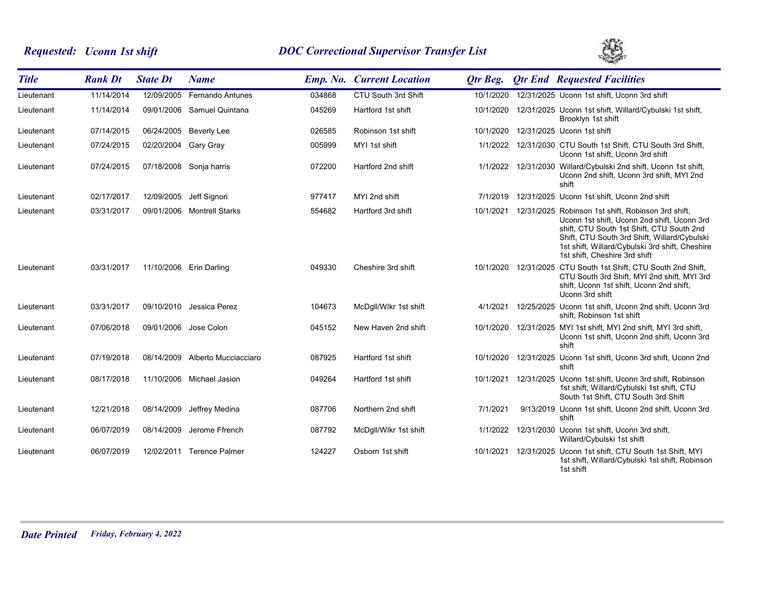***Requested: Uconn 1st shift*** ***DOC Correctional Supervisor Transfer List***

| *Title* | *Rank Dt* | *State Dt* | *Name* | *Emp. No.* | *Current Location* | *Qtr Beg.* | *Qtr End* | *Requested Facilities* |
|---|---|---|---|---|---|---|---|---|
| Lieutenant | 11/14/2014 | 12/09/2005 | Fernando Antunes | 034868 | CTU South 3rd Shift | 10/1/2020 | 12/31/2025 | Uconn 1st shift, Uconn 3rd shift |
| Lieutenant | 11/14/2014 | 09/01/2006 | Samuel Quintana | 045269 | Hartford 1st shift | 10/1/2020 | 12/31/2025 | Uconn 1st shift, Willard/Cybulski 1st shift, Brooklyn 1st shift |
| Lieutenant | 07/14/2015 | 06/24/2005 | Beverly Lee | 026585 | Robinson 1st shift | 10/1/2020 | 12/31/2025 | Uconn 1st shift |
| Lieutenant | 07/24/2015 | 02/20/2004 | Gary Gray | 005999 | MYI 1st shift | 1/1/2022 | 12/31/2030 | CTU South 1st Shift, CTU South 3rd Shift, Uconn 1st shift, Uconn 3rd shift |
| Lieutenant | 07/24/2015 | 07/18/2008 | Sonja harris | 072200 | Hartford 2nd shift | 1/1/2022 | 12/31/2030 | Willard/Cybulski 2nd shift, Uconn 1st shift, Uconn 2nd shift, Uconn 3rd shift, MYI 2nd shift |
| Lieutenant | 02/17/2017 | 12/09/2005 | Jeff Signori | 977417 | MYI 2nd shift | 7/1/2019 | 12/31/2025 | Uconn 1st shift, Uconn 2nd shift |
| Lieutenant | 03/31/2017 | 09/01/2006 | Montrell Starks | 554682 | Hartford 3rd shift | 10/1/2021 | 12/31/2025 | Robinson 1st shift, Robinson 3rd shift, Uconn 1st shift, Uconn 2nd shift, Uconn 3rd shift, CTU South 1st Shift, CTU South 2nd Shift, CTU South 3rd Shift, Willard/Cybulski 1st shift, Willard/Cybulski 3rd shift, Cheshire 1st shift, Cheshire 3rd shift |
| Lieutenant | 03/31/2017 | 11/10/2006 | Erin Darling | 049330 | Cheshire 3rd shift | 10/1/2020 | 12/31/2025 | CTU South 1st Shift, CTU South 2nd Shift, CTU South 3rd Shift, MYI 2nd shift, MYI 3rd shift, Uconn 1st shift, Uconn 2nd shift, Uconn 3rd shift |
| Lieutenant | 03/31/2017 | 09/10/2010 | Jessica Perez | 104673 | McDgll/Wlkr 1st shift | 4/1/2021 | 12/25/2025 | Uconn 1st shift, Uconn 2nd shift, Uconn 3rd shift, Robinson 1st shift |
| Lieutenant | 07/06/2018 | 09/01/2006 | Jose Colon | 045152 | New Haven 2nd shift | 10/1/2020 | 12/31/2025 | MYI 1st shift, MYI 2nd shift, MYI 3rd shift, Uconn 1st shift, Uconn 2nd shift, Uconn 3rd shift |
| Lieutenant | 07/19/2018 | 08/14/2009 | Alberto Mucciacciaro | 087925 | Hartford 1st shift | 10/1/2020 | 12/31/2025 | Uconn 1st shift, Uconn 3rd shift, Uconn 2nd shift |
| Lieutenant | 08/17/2018 | 11/10/2006 | Michael Jasion | 049264 | Hartford 1st shift | 10/1/2021 | 12/31/2025 | Uconn 1st shift, Uconn 3rd shift, Robinson 1st shift, Willard/Cybulski 1st shift, CTU South 1st Shift, CTU South 3rd Shift |
| Lieutenant | 12/21/2018 | 08/14/2009 | Jeffrey Medina | 087706 | Northern 2nd shift | 7/1/2021 | 9/13/2019 | Uconn 1st shift, Uconn 2nd shift, Uconn 3rd shift |
| Lieutenant | 06/07/2019 | 08/14/2009 | Jerome Ffrench | 087792 | McDgll/Wlkr 1st shift | 1/1/2022 | 12/31/2030 | Uconn 1st shift, Uconn 3rd shift, Willard/Cybulski 1st shift |
| Lieutenant | 06/07/2019 | 12/02/2011 | Terence Palmer | 124227 | Osborn 1st shift | 10/1/2021 | 12/31/2025 | Uconn 1st shift, CTU South 1st Shift, MYI 1st shift, Willard/Cybulski 1st shift, Robinson 1st shift |

***Date Printed*** *Friday, February 4, 2022*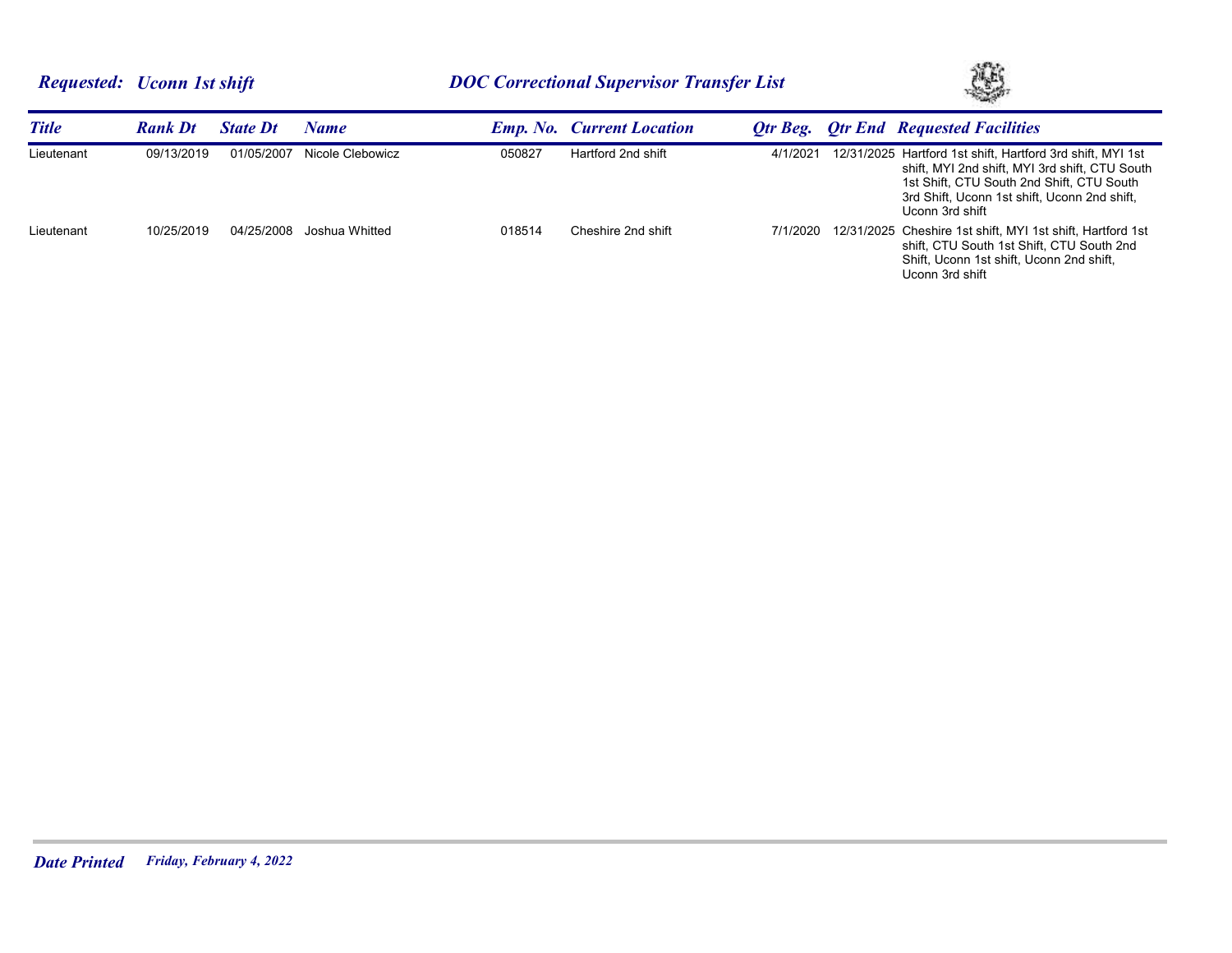**Requested: Uconn 1st shift** **DOC Correctional Supervisor Transfer List**

| Title | Rank Dt | State Dt | Name | Emp. No. | Current Location | Qtr Beg. | Qtr End | Requested Facilities |
|---|---|---|---|---|---|---|---|---|
| Lieutenant | 09/13/2019 | 01/05/2007 | Nicole Clebowicz | 050827 | Hartford 2nd shift | 4/1/2021 | 12/31/2025 | Hartford 1st shift, Hartford 3rd shift, MYI 1st shift, MYI 2nd shift, MYI 3rd shift, CTU South 1st Shift, CTU South 2nd Shift, CTU South 3rd Shift, Uconn 1st shift, Uconn 2nd shift, Uconn 3rd shift |
| Lieutenant | 10/25/2019 | 04/25/2008 | Joshua Whitted | 018514 | Cheshire 2nd shift | 7/1/2020 | 12/31/2025 | Cheshire 1st shift, MYI 1st shift, Hartford 1st shift, CTU South 1st Shift, CTU South 2nd Shift, Uconn 1st shift, Uconn 2nd shift, Uconn 3rd shift |

**Date Printed** *Friday, February 4, 2022*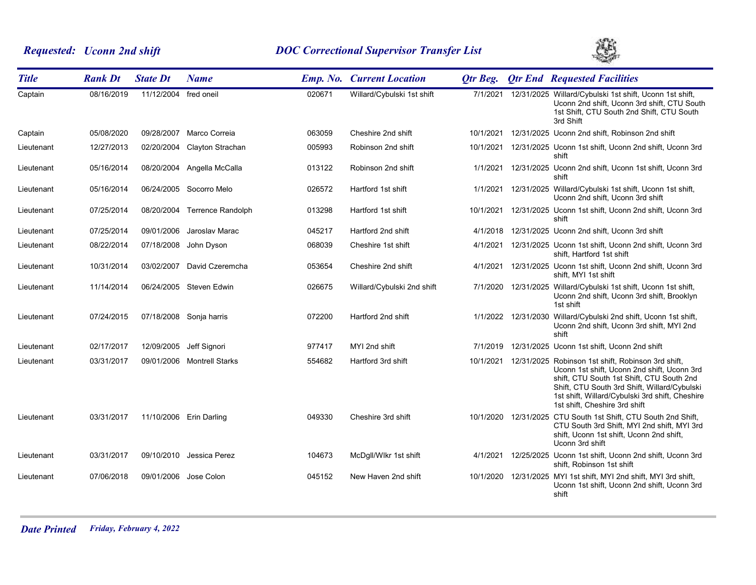**Requested: *Uconn 2nd shift*** **DOC Correctional Supervisor Transfer List**

| Title | Rank Dt | State Dt | Name | Emp. No. | Current Location | Qtr Beg. | Qtr End | Requested Facilities |
|---|---|---|---|---|---|---|---|---|
| Captain | 08/16/2019 | 11/12/2004 | fred oneil | 020671 | Willard/Cybulski 1st shift | 7/1/2021 | 12/31/2025 | Willard/Cybulski 1st shift, Uconn 1st shift, Uconn 2nd shift, Uconn 3rd shift, CTU South 1st Shift, CTU South 2nd Shift, CTU South 3rd Shift |
| Captain | 05/08/2020 | 09/28/2007 | Marco Correia | 063059 | Cheshire 2nd shift | 10/1/2021 | 12/31/2025 | Uconn 2nd shift, Robinson 2nd shift |
| Lieutenant | 12/27/2013 | 02/20/2004 | Clayton Strachan | 005993 | Robinson 2nd shift | 10/1/2021 | 12/31/2025 | Uconn 1st shift, Uconn 2nd shift, Uconn 3rd shift |
| Lieutenant | 05/16/2014 | 08/20/2004 | Angella McCalla | 013122 | Robinson 2nd shift | 1/1/2021 | 12/31/2025 | Uconn 2nd shift, Uconn 1st shift, Uconn 3rd shift |
| Lieutenant | 05/16/2014 | 06/24/2005 | Socorro Melo | 026572 | Hartford 1st shift | 1/1/2021 | 12/31/2025 | Willard/Cybulski 1st shift, Uconn 1st shift, Uconn 2nd shift, Uconn 3rd shift |
| Lieutenant | 07/25/2014 | 08/20/2004 | Terrence Randolph | 013298 | Hartford 1st shift | 10/1/2021 | 12/31/2025 | Uconn 1st shift, Uconn 2nd shift, Uconn 3rd shift |
| Lieutenant | 07/25/2014 | 09/01/2006 | Jaroslav Marac | 045217 | Hartford 2nd shift | 4/1/2018 | 12/31/2025 | Uconn 2nd shift, Uconn 3rd shift |
| Lieutenant | 08/22/2014 | 07/18/2008 | John Dyson | 068039 | Cheshire 1st shift | 4/1/2021 | 12/31/2025 | Uconn 1st shift, Uconn 2nd shift, Uconn 3rd shift, Hartford 1st shift |
| Lieutenant | 10/31/2014 | 03/02/2007 | David Czeremcha | 053654 | Cheshire 2nd shift | 4/1/2021 | 12/31/2025 | Uconn 1st shift, Uconn 2nd shift, Uconn 3rd shift, MYI 1st shift |
| Lieutenant | 11/14/2014 | 06/24/2005 | Steven Edwin | 026675 | Willard/Cybulski 2nd shift | 7/1/2020 | 12/31/2025 | Willard/Cybulski 1st shift, Uconn 1st shift, Uconn 2nd shift, Uconn 3rd shift, Brooklyn 1st shift |
| Lieutenant | 07/24/2015 | 07/18/2008 | Sonja harris | 072200 | Hartford 2nd shift | 1/1/2022 | 12/31/2030 | Willard/Cybulski 2nd shift, Uconn 1st shift, Uconn 2nd shift, Uconn 3rd shift, MYI 2nd shift |
| Lieutenant | 02/17/2017 | 12/09/2005 | Jeff Signori | 977417 | MYI 2nd shift | 7/1/2019 | 12/31/2025 | Uconn 1st shift, Uconn 2nd shift |
| Lieutenant | 03/31/2017 | 09/01/2006 | Montrell Starks | 554682 | Hartford 3rd shift | 10/1/2021 | 12/31/2025 | Robinson 1st shift, Robinson 3rd shift, Uconn 1st shift, Uconn 2nd shift, Uconn 3rd shift, CTU South 1st Shift, CTU South 2nd Shift, CTU South 3rd Shift, Willard/Cybulski 1st shift, Willard/Cybulski 3rd shift, Cheshire 1st shift, Cheshire 3rd shift |
| Lieutenant | 03/31/2017 | 11/10/2006 | Erin Darling | 049330 | Cheshire 3rd shift | 10/1/2020 | 12/31/2025 | CTU South 1st Shift, CTU South 2nd Shift, CTU South 3rd Shift, MYI 2nd shift, MYI 3rd shift, Uconn 1st shift, Uconn 2nd shift, Uconn 3rd shift |
| Lieutenant | 03/31/2017 | 09/10/2010 | Jessica Perez | 104673 | McDgll/Wlkr 1st shift | 4/1/2021 | 12/25/2025 | Uconn 1st shift, Uconn 2nd shift, Uconn 3rd shift, Robinson 1st shift |
| Lieutenant | 07/06/2018 | 09/01/2006 | Jose Colon | 045152 | New Haven 2nd shift | 10/1/2020 | 12/31/2025 | MYI 1st shift, MYI 2nd shift, MYI 3rd shift, Uconn 1st shift, Uconn 2nd shift, Uconn 3rd shift |

***Date Printed*** *Friday, February 4, 2022*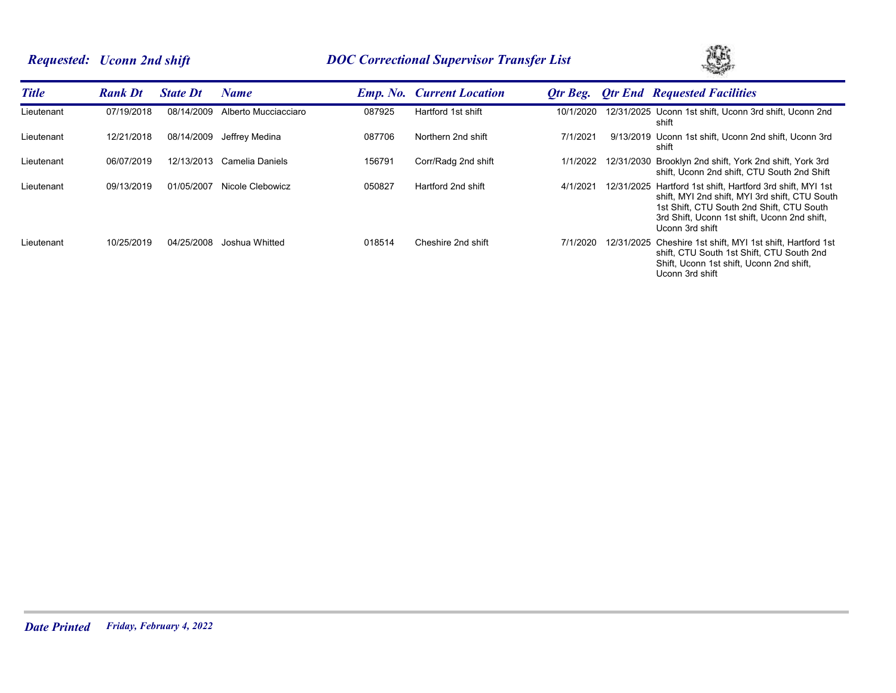## *Requested: Uconn 2nd shift* — *DOC Correctional Supervisor Transfer List*

| Title | Rank Dt | State Dt | Name | Emp. No. | Current Location | Qtr Beg. | Qtr End | Requested Facilities |
|---|---|---|---|---|---|---|---|---|
| Lieutenant | 07/19/2018 | 08/14/2009 | Alberto Mucciacciaro | 087925 | Hartford 1st shift | 10/1/2020 | 12/31/2025 | Uconn 1st shift, Uconn 3rd shift, Uconn 2nd shift |
| Lieutenant | 12/21/2018 | 08/14/2009 | Jeffrey Medina | 087706 | Northern 2nd shift | 7/1/2021 | 9/13/2019 | Uconn 1st shift, Uconn 2nd shift, Uconn 3rd shift |
| Lieutenant | 06/07/2019 | 12/13/2013 | Camelia Daniels | 156791 | Corr/Radg 2nd shift | 1/1/2022 | 12/31/2030 | Brooklyn 2nd shift, York 2nd shift, York 3rd shift, Uconn 2nd shift, CTU South 2nd Shift |
| Lieutenant | 09/13/2019 | 01/05/2007 | Nicole Clebowicz | 050827 | Hartford 2nd shift | 4/1/2021 | 12/31/2025 | Hartford 1st shift, Hartford 3rd shift, MYI 1st shift, MYI 2nd shift, MYI 3rd shift, CTU South 1st Shift, CTU South 2nd Shift, CTU South 3rd Shift, Uconn 1st shift, Uconn 2nd shift, Uconn 3rd shift |
| Lieutenant | 10/25/2019 | 04/25/2008 | Joshua Whitted | 018514 | Cheshire 2nd shift | 7/1/2020 | 12/31/2025 | Cheshire 1st shift, MYI 1st shift, Hartford 1st shift, CTU South 1st Shift, CTU South 2nd Shift, Uconn 1st shift, Uconn 2nd shift, Uconn 3rd shift |

***Date Printed*** *Friday, February 4, 2022*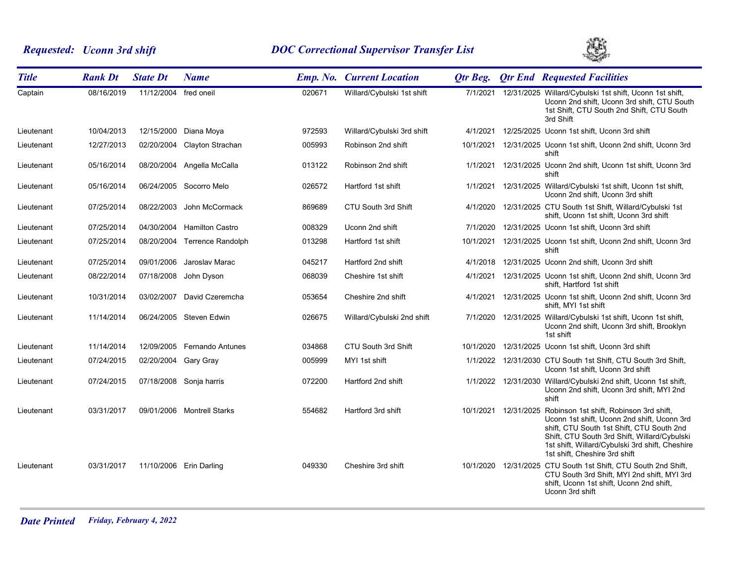**Requested: Uconn 3rd shift** — **DOC Correctional Supervisor Transfer List**

| Title | Rank Dt | State Dt | Name | Emp. No. | Current Location | Qtr Beg. | Qtr End | Requested Facilities |
|---|---|---|---|---|---|---|---|---|
| Captain | 08/16/2019 | 11/12/2004 | fred oneil | 020671 | Willard/Cybulski 1st shift | 7/1/2021 | 12/31/2025 | Willard/Cybulski 1st shift, Uconn 1st shift, Uconn 2nd shift, Uconn 3rd shift, CTU South 1st Shift, CTU South 2nd Shift, CTU South 3rd Shift |
| Lieutenant | 10/04/2013 | 12/15/2000 | Diana Moya | 972593 | Willard/Cybulski 3rd shift | 4/1/2021 | 12/25/2025 | Uconn 1st shift, Uconn 3rd shift |
| Lieutenant | 12/27/2013 | 02/20/2004 | Clayton Strachan | 005993 | Robinson 2nd shift | 10/1/2021 | 12/31/2025 | Uconn 1st shift, Uconn 2nd shift, Uconn 3rd shift |
| Lieutenant | 05/16/2014 | 08/20/2004 | Angella McCalla | 013122 | Robinson 2nd shift | 1/1/2021 | 12/31/2025 | Uconn 2nd shift, Uconn 1st shift, Uconn 3rd shift |
| Lieutenant | 05/16/2014 | 06/24/2005 | Socorro Melo | 026572 | Hartford 1st shift | 1/1/2021 | 12/31/2025 | Willard/Cybulski 1st shift, Uconn 1st shift, Uconn 2nd shift, Uconn 3rd shift |
| Lieutenant | 07/25/2014 | 08/22/2003 | John McCormack | 869689 | CTU South 3rd Shift | 4/1/2020 | 12/31/2025 | CTU South 1st Shift, Willard/Cybulski 1st shift, Uconn 1st shift, Uconn 3rd shift |
| Lieutenant | 07/25/2014 | 04/30/2004 | Hamilton Castro | 008329 | Uconn 2nd shift | 7/1/2020 | 12/31/2025 | Uconn 1st shift, Uconn 3rd shift |
| Lieutenant | 07/25/2014 | 08/20/2004 | Terrence Randolph | 013298 | Hartford 1st shift | 10/1/2021 | 12/31/2025 | Uconn 1st shift, Uconn 2nd shift, Uconn 3rd shift |
| Lieutenant | 07/25/2014 | 09/01/2006 | Jaroslav Marac | 045217 | Hartford 2nd shift | 4/1/2018 | 12/31/2025 | Uconn 2nd shift, Uconn 3rd shift |
| Lieutenant | 08/22/2014 | 07/18/2008 | John Dyson | 068039 | Cheshire 1st shift | 4/1/2021 | 12/31/2025 | Uconn 1st shift, Uconn 2nd shift, Uconn 3rd shift, Hartford 1st shift |
| Lieutenant | 10/31/2014 | 03/02/2007 | David Czeremcha | 053654 | Cheshire 2nd shift | 4/1/2021 | 12/31/2025 | Uconn 1st shift, Uconn 2nd shift, Uconn 3rd shift, MYI 1st shift |
| Lieutenant | 11/14/2014 | 06/24/2005 | Steven Edwin | 026675 | Willard/Cybulski 2nd shift | 7/1/2020 | 12/31/2025 | Willard/Cybulski 1st shift, Uconn 1st shift, Uconn 2nd shift, Uconn 3rd shift, Brooklyn 1st shift |
| Lieutenant | 11/14/2014 | 12/09/2005 | Fernando Antunes | 034868 | CTU South 3rd Shift | 10/1/2020 | 12/31/2025 | Uconn 1st shift, Uconn 3rd shift |
| Lieutenant | 07/24/2015 | 02/20/2004 | Gary Gray | 005999 | MYI 1st shift | 1/1/2022 | 12/31/2030 | CTU South 1st Shift, CTU South 3rd Shift, Uconn 1st shift, Uconn 3rd shift |
| Lieutenant | 07/24/2015 | 07/18/2008 | Sonja harris | 072200 | Hartford 2nd shift | 1/1/2022 | 12/31/2030 | Willard/Cybulski 2nd shift, Uconn 1st shift, Uconn 2nd shift, Uconn 3rd shift, MYI 2nd shift |
| Lieutenant | 03/31/2017 | 09/01/2006 | Montrell Starks | 554682 | Hartford 3rd shift | 10/1/2021 | 12/31/2025 | Robinson 1st shift, Robinson 3rd shift, Uconn 1st shift, Uconn 2nd shift, Uconn 3rd shift, CTU South 1st Shift, CTU South 2nd Shift, CTU South 3rd Shift, Willard/Cybulski 1st shift, Willard/Cybulski 3rd shift, Cheshire 1st shift, Cheshire 3rd shift |
| Lieutenant | 03/31/2017 | 11/10/2006 | Erin Darling | 049330 | Cheshire 3rd shift | 10/1/2020 | 12/31/2025 | CTU South 1st Shift, CTU South 2nd Shift, CTU South 3rd Shift, MYI 2nd shift, MYI 3rd shift, Uconn 1st shift, Uconn 2nd shift, Uconn 3rd shift |

*Date Printed* *Friday, February 4, 2022*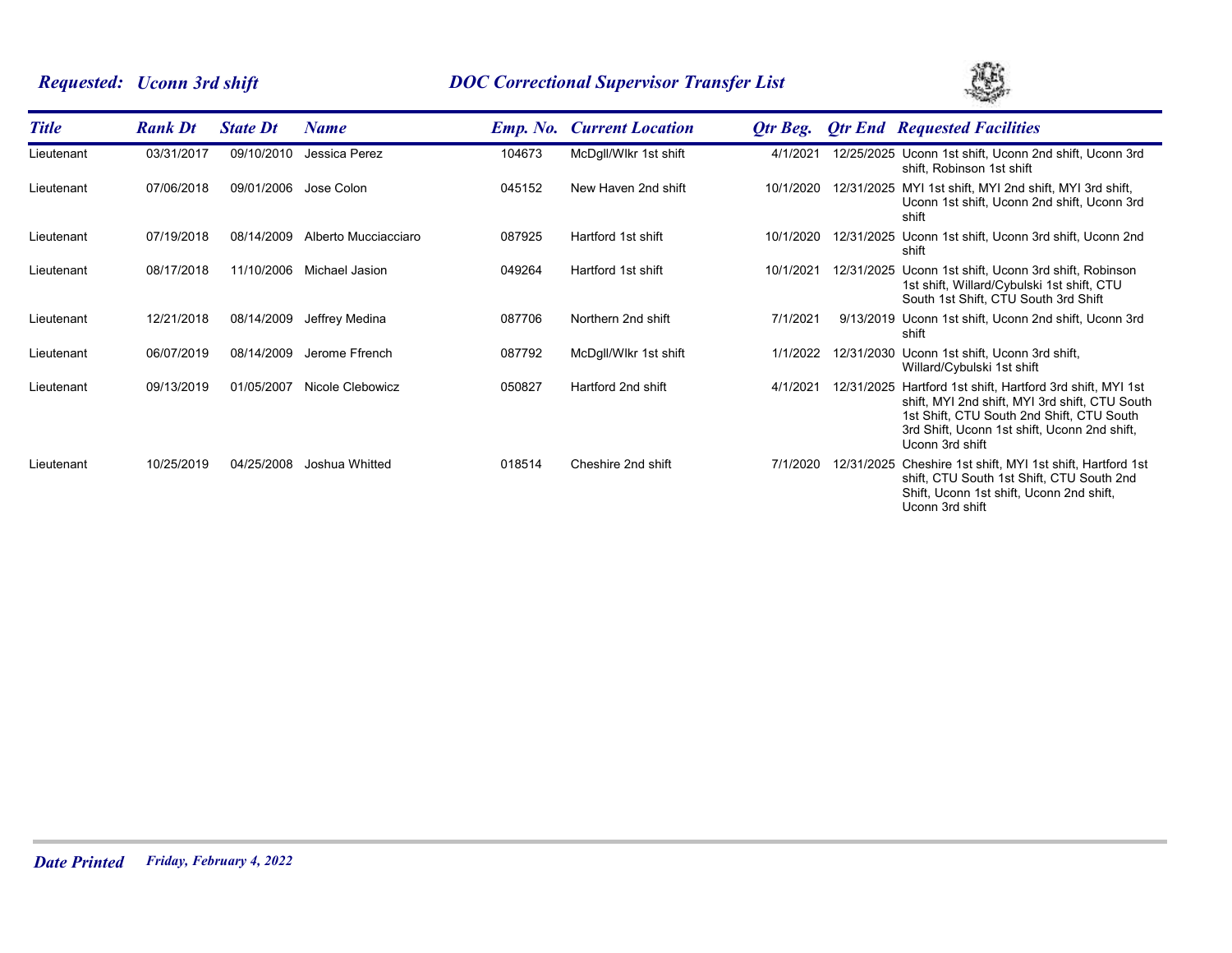**Requested: Uconn 3rd shift** | **DOC Correctional Supervisor Transfer List**

| Title | Rank Dt | State Dt | Name | Emp. No. | Current Location | Qtr Beg. | Qtr End | Requested Facilities |
|---|---|---|---|---|---|---|---|---|
| Lieutenant | 03/31/2017 | 09/10/2010 | Jessica Perez | 104673 | McDgll/Wlkr 1st shift | 4/1/2021 | 12/25/2025 | Uconn 1st shift, Uconn 2nd shift, Uconn 3rd shift, Robinson 1st shift |
| Lieutenant | 07/06/2018 | 09/01/2006 | Jose Colon | 045152 | New Haven 2nd shift | 10/1/2020 | 12/31/2025 | MYI 1st shift, MYI 2nd shift, MYI 3rd shift, Uconn 1st shift, Uconn 2nd shift, Uconn 3rd shift |
| Lieutenant | 07/19/2018 | 08/14/2009 | Alberto Mucciacciaro | 087925 | Hartford 1st shift | 10/1/2020 | 12/31/2025 | Uconn 1st shift, Uconn 3rd shift, Uconn 2nd shift |
| Lieutenant | 08/17/2018 | 11/10/2006 | Michael Jasion | 049264 | Hartford 1st shift | 10/1/2021 | 12/31/2025 | Uconn 1st shift, Uconn 3rd shift, Robinson 1st shift, Willard/Cybulski 1st shift, CTU South 1st Shift, CTU South 3rd Shift |
| Lieutenant | 12/21/2018 | 08/14/2009 | Jeffrey Medina | 087706 | Northern 2nd shift | 7/1/2021 | 9/13/2019 | Uconn 1st shift, Uconn 2nd shift, Uconn 3rd shift |
| Lieutenant | 06/07/2019 | 08/14/2009 | Jerome Ffrench | 087792 | McDgll/Wlkr 1st shift | 1/1/2022 | 12/31/2030 | Uconn 1st shift, Uconn 3rd shift, Willard/Cybulski 1st shift |
| Lieutenant | 09/13/2019 | 01/05/2007 | Nicole Clebowicz | 050827 | Hartford 2nd shift | 4/1/2021 | 12/31/2025 | Hartford 1st shift, Hartford 3rd shift, MYI 1st shift, MYI 2nd shift, MYI 3rd shift, CTU South 1st Shift, CTU South 2nd Shift, CTU South 3rd Shift, Uconn 1st shift, Uconn 2nd shift, Uconn 3rd shift |
| Lieutenant | 10/25/2019 | 04/25/2008 | Joshua Whitted | 018514 | Cheshire 2nd shift | 7/1/2020 | 12/31/2025 | Cheshire 1st shift, MYI 1st shift, Hartford 1st shift, CTU South 1st Shift, CTU South 2nd Shift, Uconn 1st shift, Uconn 2nd shift, Uconn 3rd shift |

**Date Printed** *Friday, February 4, 2022*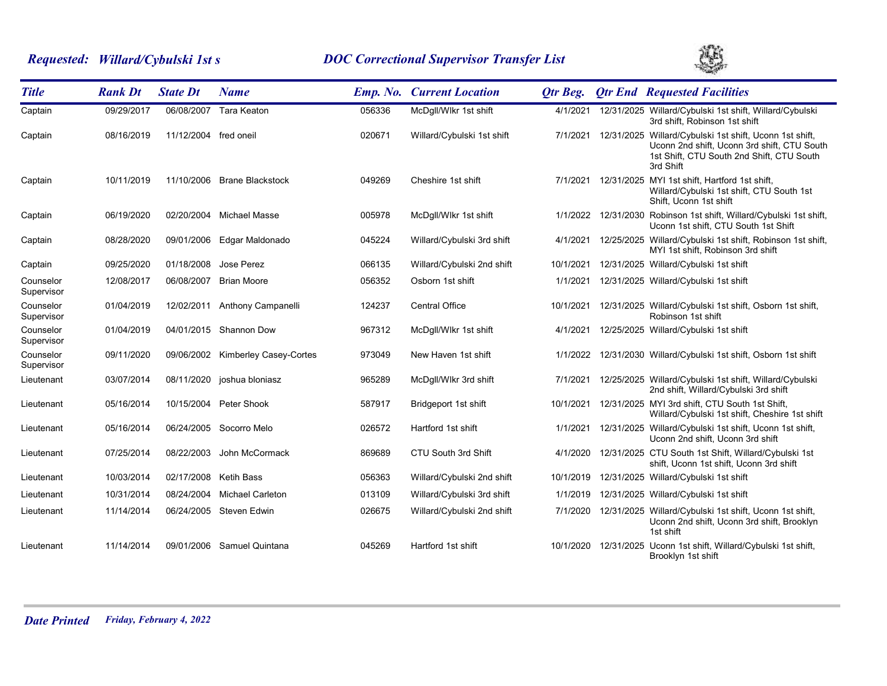**Requested: Willard/Cybulski 1st s** — **DOC Correctional Supervisor Transfer List**

| Title | Rank Dt | State Dt | Name | Emp. No. | Current Location | Qtr Beg. | Qtr End | Requested Facilities |
|---|---|---|---|---|---|---|---|---|
| Captain | 09/29/2017 | 06/08/2007 | Tara Keaton | 056336 | McDgll/Wlkr 1st shift | 4/1/2021 | 12/31/2025 | Willard/Cybulski 1st shift, Willard/Cybulski 3rd shift, Robinson 1st shift |
| Captain | 08/16/2019 | 11/12/2004 | fred oneil | 020671 | Willard/Cybulski 1st shift | 7/1/2021 | 12/31/2025 | Willard/Cybulski 1st shift, Uconn 1st shift, Uconn 2nd shift, Uconn 3rd shift, CTU South 1st Shift, CTU South 2nd Shift, CTU South 3rd Shift |
| Captain | 10/11/2019 | 11/10/2006 | Brane Blackstock | 049269 | Cheshire 1st shift | 7/1/2021 | 12/31/2025 | MYI 1st shift, Hartford 1st shift, Willard/Cybulski 1st shift, CTU South 1st Shift, Uconn 1st shift |
| Captain | 06/19/2020 | 02/20/2004 | Michael Masse | 005978 | McDgll/Wlkr 1st shift | 1/1/2022 | 12/31/2030 | Robinson 1st shift, Willard/Cybulski 1st shift, Uconn 1st shift, CTU South 1st Shift |
| Captain | 08/28/2020 | 09/01/2006 | Edgar Maldonado | 045224 | Willard/Cybulski 3rd shift | 4/1/2021 | 12/25/2025 | Willard/Cybulski 1st shift, Robinson 1st shift, MYI 1st shift, Robinson 3rd shift |
| Captain | 09/25/2020 | 01/18/2008 | Jose Perez | 066135 | Willard/Cybulski 2nd shift | 10/1/2021 | 12/31/2025 | Willard/Cybulski 1st shift |
| Counselor Supervisor | 12/08/2017 | 06/08/2007 | Brian Moore | 056352 | Osborn 1st shift | 1/1/2021 | 12/31/2025 | Willard/Cybulski 1st shift |
| Counselor Supervisor | 01/04/2019 | 12/02/2011 | Anthony Campanelli | 124237 | Central Office | 10/1/2021 | 12/31/2025 | Willard/Cybulski 1st shift, Osborn 1st shift, Robinson 1st shift |
| Counselor Supervisor | 01/04/2019 | 04/01/2015 | Shannon Dow | 967312 | McDgll/Wlkr 1st shift | 4/1/2021 | 12/25/2025 | Willard/Cybulski 1st shift |
| Counselor Supervisor | 09/11/2020 | 09/06/2002 | Kimberley Casey-Cortes | 973049 | New Haven 1st shift | 1/1/2022 | 12/31/2030 | Willard/Cybulski 1st shift, Osborn 1st shift |
| Lieutenant | 03/07/2014 | 08/11/2020 | joshua bloniasz | 965289 | McDgll/Wlkr 3rd shift | 7/1/2021 | 12/25/2025 | Willard/Cybulski 1st shift, Willard/Cybulski 2nd shift, Willard/Cybulski 3rd shift |
| Lieutenant | 05/16/2014 | 10/15/2004 | Peter Shook | 587917 | Bridgeport 1st shift | 10/1/2021 | 12/31/2025 | MYI 3rd shift, CTU South 1st Shift, Willard/Cybulski 1st shift, Cheshire 1st shift |
| Lieutenant | 05/16/2014 | 06/24/2005 | Socorro Melo | 026572 | Hartford 1st shift | 1/1/2021 | 12/31/2025 | Willard/Cybulski 1st shift, Uconn 1st shift, Uconn 2nd shift, Uconn 3rd shift |
| Lieutenant | 07/25/2014 | 08/22/2003 | John McCormack | 869689 | CTU South 3rd Shift | 4/1/2020 | 12/31/2025 | CTU South 1st Shift, Willard/Cybulski 1st shift, Uconn 1st shift, Uconn 3rd shift |
| Lieutenant | 10/03/2014 | 02/17/2008 | Ketih Bass | 056363 | Willard/Cybulski 2nd shift | 10/1/2019 | 12/31/2025 | Willard/Cybulski 1st shift |
| Lieutenant | 10/31/2014 | 08/24/2004 | Michael Carleton | 013109 | Willard/Cybulski 3rd shift | 1/1/2019 | 12/31/2025 | Willard/Cybulski 1st shift |
| Lieutenant | 11/14/2014 | 06/24/2005 | Steven Edwin | 026675 | Willard/Cybulski 2nd shift | 7/1/2020 | 12/31/2025 | Willard/Cybulski 1st shift, Uconn 1st shift, Uconn 2nd shift, Uconn 3rd shift, Brooklyn 1st shift |
| Lieutenant | 11/14/2014 | 09/01/2006 | Samuel Quintana | 045269 | Hartford 1st shift | 10/1/2020 | 12/31/2025 | Uconn 1st shift, Willard/Cybulski 1st shift, Brooklyn 1st shift |

**Date Printed** *Friday, February 4, 2022*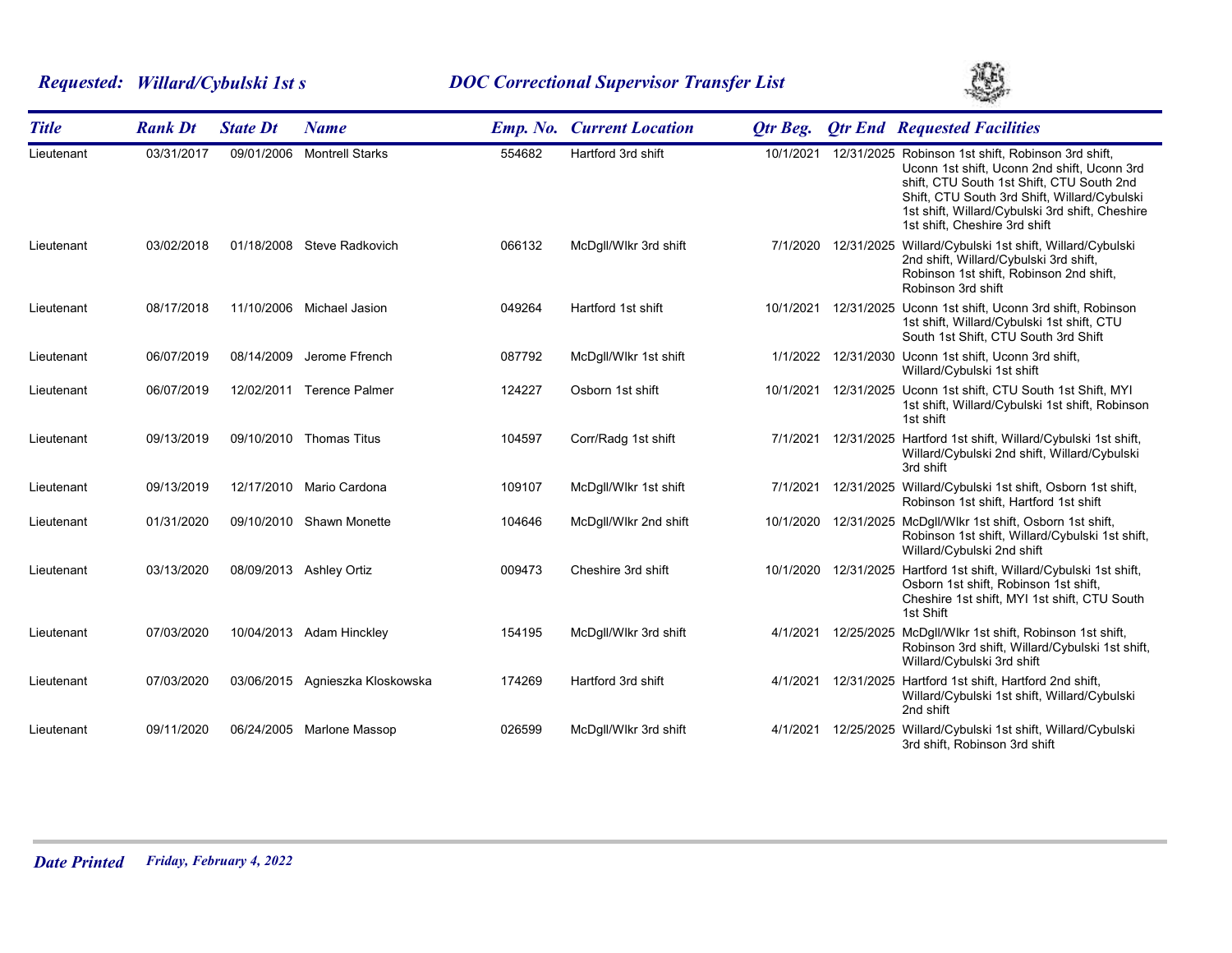***Requested: Willard/Cybulski 1st s*** ***DOC Correctional Supervisor Transfer List***

| *Title* | *Rank Dt* | *State Dt* | *Name* | *Emp. No.* | *Current Location* | *Qtr Beg.* | *Qtr End* | *Requested Facilities* |
|---|---|---|---|---|---|---|---|---|
| Lieutenant | 03/31/2017 | 09/01/2006 | Montrell Starks | 554682 | Hartford 3rd shift | 10/1/2021 | 12/31/2025 | Robinson 1st shift, Robinson 3rd shift, Uconn 1st shift, Uconn 2nd shift, Uconn 3rd shift, CTU South 1st Shift, CTU South 2nd Shift, CTU South 3rd Shift, Willard/Cybulski 1st shift, Willard/Cybulski 3rd shift, Cheshire 1st shift, Cheshire 3rd shift |
| Lieutenant | 03/02/2018 | 01/18/2008 | Steve Radkovich | 066132 | McDgll/Wlkr 3rd shift | 7/1/2020 | 12/31/2025 | Willard/Cybulski 1st shift, Willard/Cybulski 2nd shift, Willard/Cybulski 3rd shift, Robinson 1st shift, Robinson 2nd shift, Robinson 3rd shift |
| Lieutenant | 08/17/2018 | 11/10/2006 | Michael Jasion | 049264 | Hartford 1st shift | 10/1/2021 | 12/31/2025 | Uconn 1st shift, Uconn 3rd shift, Robinson 1st shift, Willard/Cybulski 1st shift, CTU South 1st Shift, CTU South 3rd Shift |
| Lieutenant | 06/07/2019 | 08/14/2009 | Jerome Ffrench | 087792 | McDgll/Wlkr 1st shift | 1/1/2022 | 12/31/2030 | Uconn 1st shift, Uconn 3rd shift, Willard/Cybulski 1st shift |
| Lieutenant | 06/07/2019 | 12/02/2011 | Terence Palmer | 124227 | Osborn 1st shift | 10/1/2021 | 12/31/2025 | Uconn 1st shift, CTU South 1st Shift, MYI 1st shift, Willard/Cybulski 1st shift, Robinson 1st shift |
| Lieutenant | 09/13/2019 | 09/10/2010 | Thomas Titus | 104597 | Corr/Radg 1st shift | 7/1/2021 | 12/31/2025 | Hartford 1st shift, Willard/Cybulski 1st shift, Willard/Cybulski 2nd shift, Willard/Cybulski 3rd shift |
| Lieutenant | 09/13/2019 | 12/17/2010 | Mario Cardona | 109107 | McDgll/Wlkr 1st shift | 7/1/2021 | 12/31/2025 | Willard/Cybulski 1st shift, Osborn 1st shift, Robinson 1st shift, Hartford 1st shift |
| Lieutenant | 01/31/2020 | 09/10/2010 | Shawn Monette | 104646 | McDgll/Wlkr 2nd shift | 10/1/2020 | 12/31/2025 | McDgll/Wlkr 1st shift, Osborn 1st shift, Robinson 1st shift, Willard/Cybulski 1st shift, Willard/Cybulski 2nd shift |
| Lieutenant | 03/13/2020 | 08/09/2013 | Ashley Ortiz | 009473 | Cheshire 3rd shift | 10/1/2020 | 12/31/2025 | Hartford 1st shift, Willard/Cybulski 1st shift, Osborn 1st shift, Robinson 1st shift, Cheshire 1st shift, MYI 1st shift, CTU South 1st Shift |
| Lieutenant | 07/03/2020 | 10/04/2013 | Adam Hinckley | 154195 | McDgll/Wlkr 3rd shift | 4/1/2021 | 12/25/2025 | McDgll/Wlkr 1st shift, Robinson 1st shift, Robinson 3rd shift, Willard/Cybulski 1st shift, Willard/Cybulski 3rd shift |
| Lieutenant | 07/03/2020 | 03/06/2015 | Agnieszka Kloskowska | 174269 | Hartford 3rd shift | 4/1/2021 | 12/31/2025 | Hartford 1st shift, Hartford 2nd shift, Willard/Cybulski 1st shift, Willard/Cybulski 2nd shift |
| Lieutenant | 09/11/2020 | 06/24/2005 | Marlone Massop | 026599 | McDgll/Wlkr 3rd shift | 4/1/2021 | 12/25/2025 | Willard/Cybulski 1st shift, Willard/Cybulski 3rd shift, Robinson 3rd shift |

***Date Printed*** *Friday, February 4, 2022*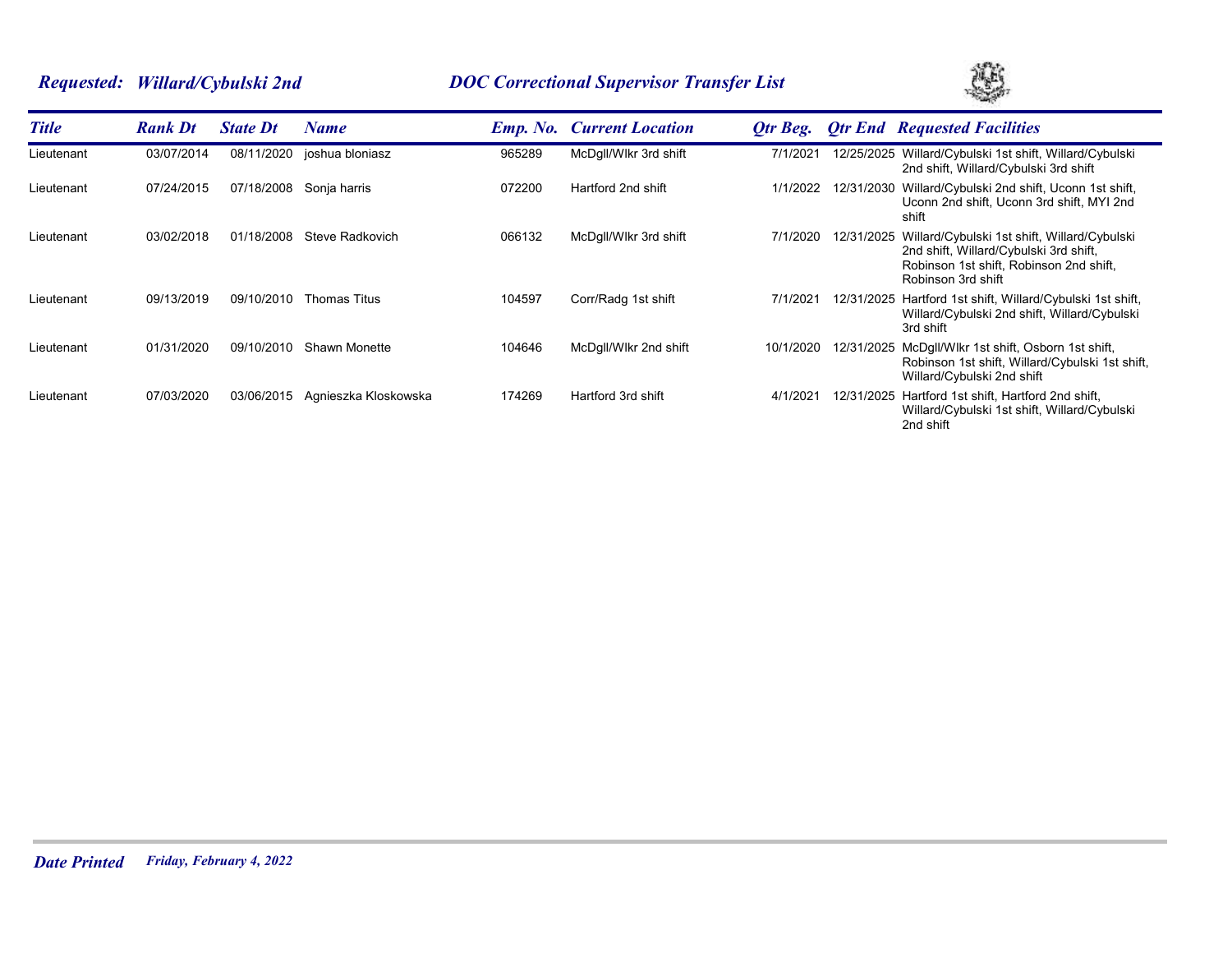**Requested:** *Willard/Cybulski 2nd* **DOC Correctional Supervisor Transfer List**

| Title | Rank Dt | State Dt | Name | Emp. No. | Current Location | Qtr Beg. | Qtr End | Requested Facilities |
|---|---|---|---|---|---|---|---|---|
| Lieutenant | 03/07/2014 | 08/11/2020 | joshua bloniasz | 965289 | McDgll/Wlkr 3rd shift | 7/1/2021 | 12/25/2025 | Willard/Cybulski 1st shift, Willard/Cybulski 2nd shift, Willard/Cybulski 3rd shift |
| Lieutenant | 07/24/2015 | 07/18/2008 | Sonja harris | 072200 | Hartford 2nd shift | 1/1/2022 | 12/31/2030 | Willard/Cybulski 2nd shift, Uconn 1st shift, Uconn 2nd shift, Uconn 3rd shift, MYI 2nd shift |
| Lieutenant | 03/02/2018 | 01/18/2008 | Steve Radkovich | 066132 | McDgll/Wlkr 3rd shift | 7/1/2020 | 12/31/2025 | Willard/Cybulski 1st shift, Willard/Cybulski 2nd shift, Willard/Cybulski 3rd shift, Robinson 1st shift, Robinson 2nd shift, Robinson 3rd shift |
| Lieutenant | 09/13/2019 | 09/10/2010 | Thomas Titus | 104597 | Corr/Radg 1st shift | 7/1/2021 | 12/31/2025 | Hartford 1st shift, Willard/Cybulski 1st shift, Willard/Cybulski 2nd shift, Willard/Cybulski 3rd shift |
| Lieutenant | 01/31/2020 | 09/10/2010 | Shawn Monette | 104646 | McDgll/Wlkr 2nd shift | 10/1/2020 | 12/31/2025 | McDgll/Wlkr 1st shift, Osborn 1st shift, Robinson 1st shift, Willard/Cybulski 1st shift, Willard/Cybulski 2nd shift |
| Lieutenant | 07/03/2020 | 03/06/2015 | Agnieszka Kloskowska | 174269 | Hartford 3rd shift | 4/1/2021 | 12/31/2025 | Hartford 1st shift, Hartford 2nd shift, Willard/Cybulski 1st shift, Willard/Cybulski 2nd shift |

**Date Printed** *Friday, February 4, 2022*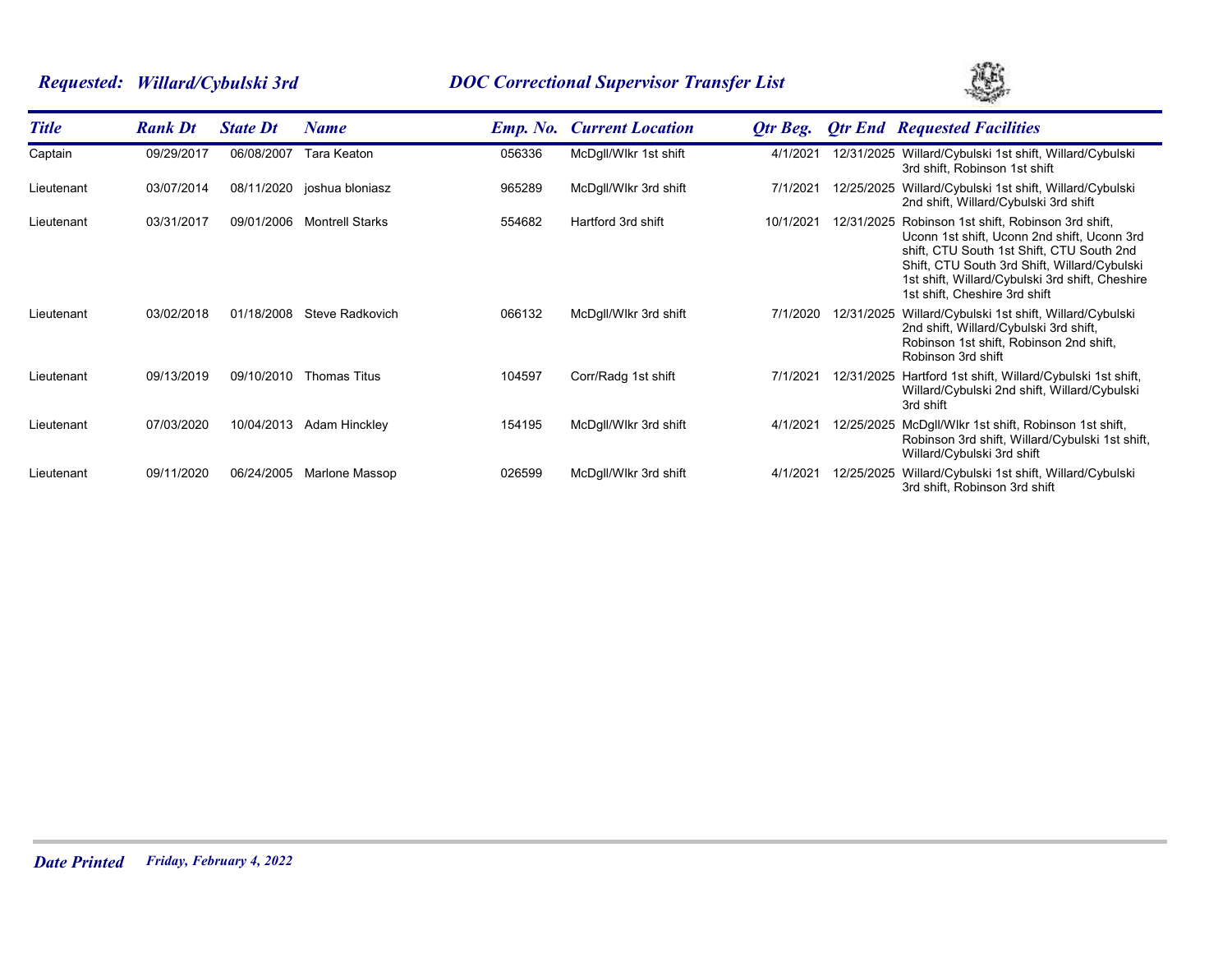## *Requested: Willard/Cybulski 3rd*

## *DOC Correctional Supervisor Transfer List*

| *Title* | *Rank Dt* | *State Dt* | *Name* | *Emp. No.* | *Current Location* | *Qtr Beg.* | *Qtr End* | *Requested Facilities* |
|---|---|---|---|---|---|---|---|---|
| Captain | 09/29/2017 | 06/08/2007 | Tara Keaton | 056336 | McDgll/Wlkr 1st shift | 4/1/2021 | 12/31/2025 | Willard/Cybulski 1st shift, Willard/Cybulski 3rd shift, Robinson 1st shift |
| Lieutenant | 03/07/2014 | 08/11/2020 | joshua bloniasz | 965289 | McDgll/Wlkr 3rd shift | 7/1/2021 | 12/25/2025 | Willard/Cybulski 1st shift, Willard/Cybulski 2nd shift, Willard/Cybulski 3rd shift |
| Lieutenant | 03/31/2017 | 09/01/2006 | Montrell Starks | 554682 | Hartford 3rd shift | 10/1/2021 | 12/31/2025 | Robinson 1st shift, Robinson 3rd shift, Uconn 1st shift, Uconn 2nd shift, Uconn 3rd shift, CTU South 1st Shift, CTU South 2nd Shift, CTU South 3rd Shift, Willard/Cybulski 1st shift, Willard/Cybulski 3rd shift, Cheshire 1st shift, Cheshire 3rd shift |
| Lieutenant | 03/02/2018 | 01/18/2008 | Steve Radkovich | 066132 | McDgll/Wlkr 3rd shift | 7/1/2020 | 12/31/2025 | Willard/Cybulski 1st shift, Willard/Cybulski 2nd shift, Willard/Cybulski 3rd shift, Robinson 1st shift, Robinson 2nd shift, Robinson 3rd shift |
| Lieutenant | 09/13/2019 | 09/10/2010 | Thomas Titus | 104597 | Corr/Radg 1st shift | 7/1/2021 | 12/31/2025 | Hartford 1st shift, Willard/Cybulski 1st shift, Willard/Cybulski 2nd shift, Willard/Cybulski 3rd shift |
| Lieutenant | 07/03/2020 | 10/04/2013 | Adam Hinckley | 154195 | McDgll/Wlkr 3rd shift | 4/1/2021 | 12/25/2025 | McDgll/Wlkr 1st shift, Robinson 1st shift, Robinson 3rd shift, Willard/Cybulski 1st shift, Willard/Cybulski 3rd shift |
| Lieutenant | 09/11/2020 | 06/24/2005 | Marlone Massop | 026599 | McDgll/Wlkr 3rd shift | 4/1/2021 | 12/25/2025 | Willard/Cybulski 1st shift, Willard/Cybulski 3rd shift, Robinson 3rd shift |

***Date Printed*** *Friday, February 4, 2022*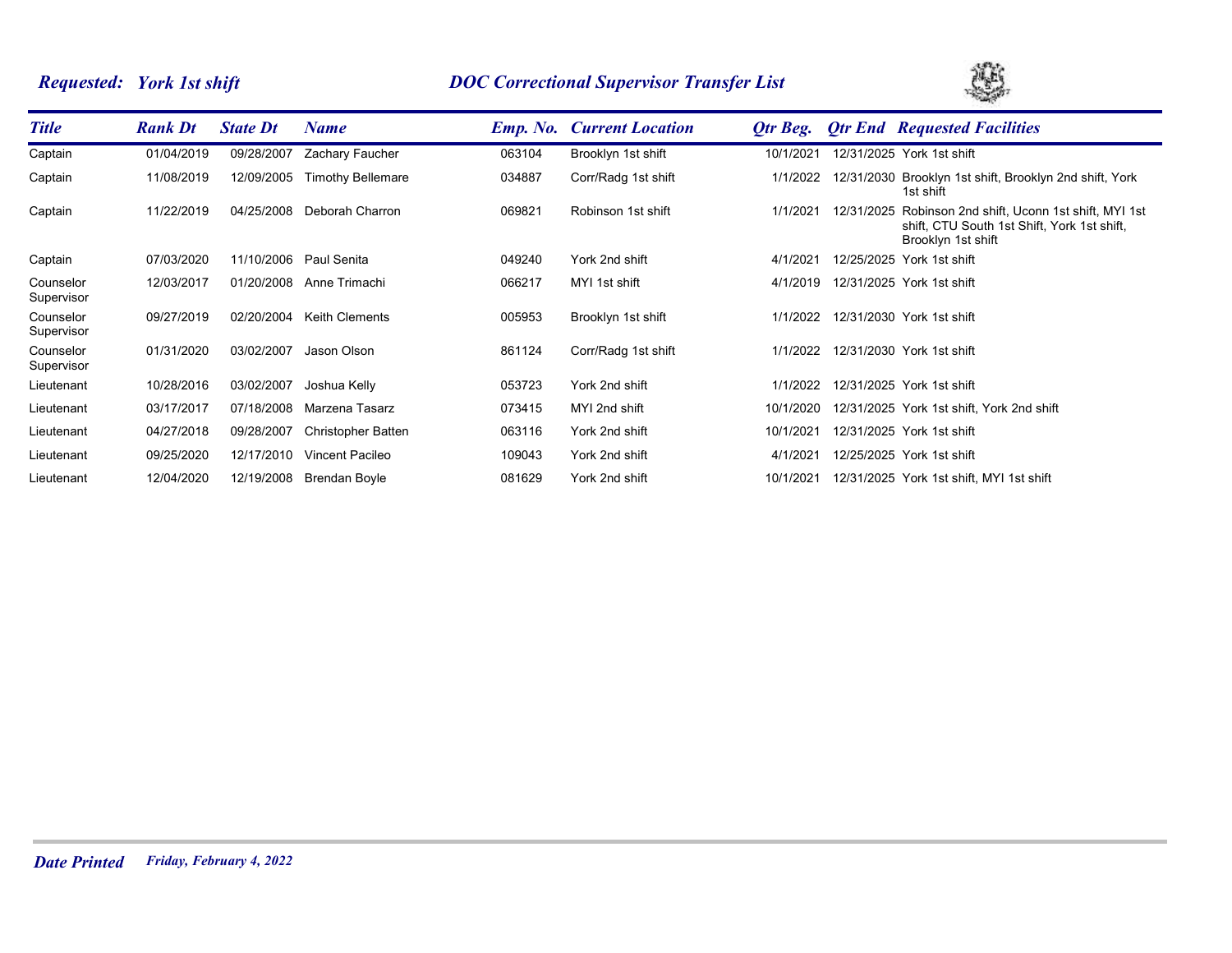**Requested: York 1st shift** **DOC Correctional Supervisor Transfer List**

| Title | Rank Dt | State Dt | Name | Emp. No. | Current Location | Qtr Beg. | Qtr End | Requested Facilities |
|---|---|---|---|---|---|---|---|---|
| Captain | 01/04/2019 | 09/28/2007 | Zachary Faucher | 063104 | Brooklyn 1st shift | 10/1/2021 | 12/31/2025 | York 1st shift |
| Captain | 11/08/2019 | 12/09/2005 | Timothy Bellemare | 034887 | Corr/Radg 1st shift | 1/1/2022 | 12/31/2030 | Brooklyn 1st shift, Brooklyn 2nd shift, York 1st shift |
| Captain | 11/22/2019 | 04/25/2008 | Deborah Charron | 069821 | Robinson 1st shift | 1/1/2021 | 12/31/2025 | Robinson 2nd shift, Uconn 1st shift, MYI 1st shift, CTU South 1st Shift, York 1st shift, Brooklyn 1st shift |
| Captain | 07/03/2020 | 11/10/2006 | Paul Senita | 049240 | York 2nd shift | 4/1/2021 | 12/25/2025 | York 1st shift |
| Counselor Supervisor | 12/03/2017 | 01/20/2008 | Anne Trimachi | 066217 | MYI 1st shift | 4/1/2019 | 12/31/2025 | York 1st shift |
| Counselor Supervisor | 09/27/2019 | 02/20/2004 | Keith Clements | 005953 | Brooklyn 1st shift | 1/1/2022 | 12/31/2030 | York 1st shift |
| Counselor Supervisor | 01/31/2020 | 03/02/2007 | Jason Olson | 861124 | Corr/Radg 1st shift | 1/1/2022 | 12/31/2030 | York 1st shift |
| Lieutenant | 10/28/2016 | 03/02/2007 | Joshua Kelly | 053723 | York 2nd shift | 1/1/2022 | 12/31/2025 | York 1st shift |
| Lieutenant | 03/17/2017 | 07/18/2008 | Marzena Tasarz | 073415 | MYI 2nd shift | 10/1/2020 | 12/31/2025 | York 1st shift, York 2nd shift |
| Lieutenant | 04/27/2018 | 09/28/2007 | Christopher Batten | 063116 | York 2nd shift | 10/1/2021 | 12/31/2025 | York 1st shift |
| Lieutenant | 09/25/2020 | 12/17/2010 | Vincent Pacileo | 109043 | York 2nd shift | 4/1/2021 | 12/25/2025 | York 1st shift |
| Lieutenant | 12/04/2020 | 12/19/2008 | Brendan Boyle | 081629 | York 2nd shift | 10/1/2021 | 12/31/2025 | York 1st shift, MYI 1st shift |

**Date Printed** *Friday, February 4, 2022*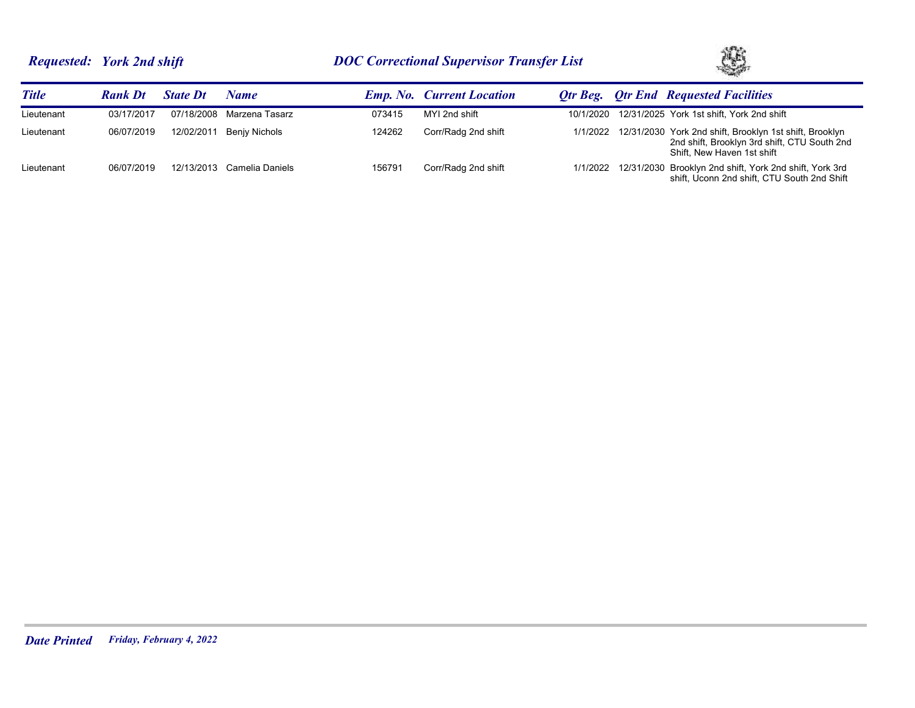**Requested: York 2nd shift** — **DOC Correctional Supervisor Transfer List**

| Title | Rank Dt | State Dt | Name | Emp. No. | Current Location | Qtr Beg. | Qtr End | Requested Facilities |
|---|---|---|---|---|---|---|---|---|
| Lieutenant | 03/17/2017 | 07/18/2008 | Marzena Tasarz | 073415 | MYI 2nd shift | 10/1/2020 | 12/31/2025 | York 1st shift, York 2nd shift |
| Lieutenant | 06/07/2019 | 12/02/2011 | Benjy Nichols | 124262 | Corr/Radg 2nd shift | 1/1/2022 | 12/31/2030 | York 2nd shift, Brooklyn 1st shift, Brooklyn 2nd shift, Brooklyn 3rd shift, CTU South 2nd Shift, New Haven 1st shift |
| Lieutenant | 06/07/2019 | 12/13/2013 | Camelia Daniels | 156791 | Corr/Radg 2nd shift | 1/1/2022 | 12/31/2030 | Brooklyn 2nd shift, York 2nd shift, York 3rd shift, Uconn 2nd shift, CTU South 2nd Shift |

**Date Printed** *Friday, February 4, 2022*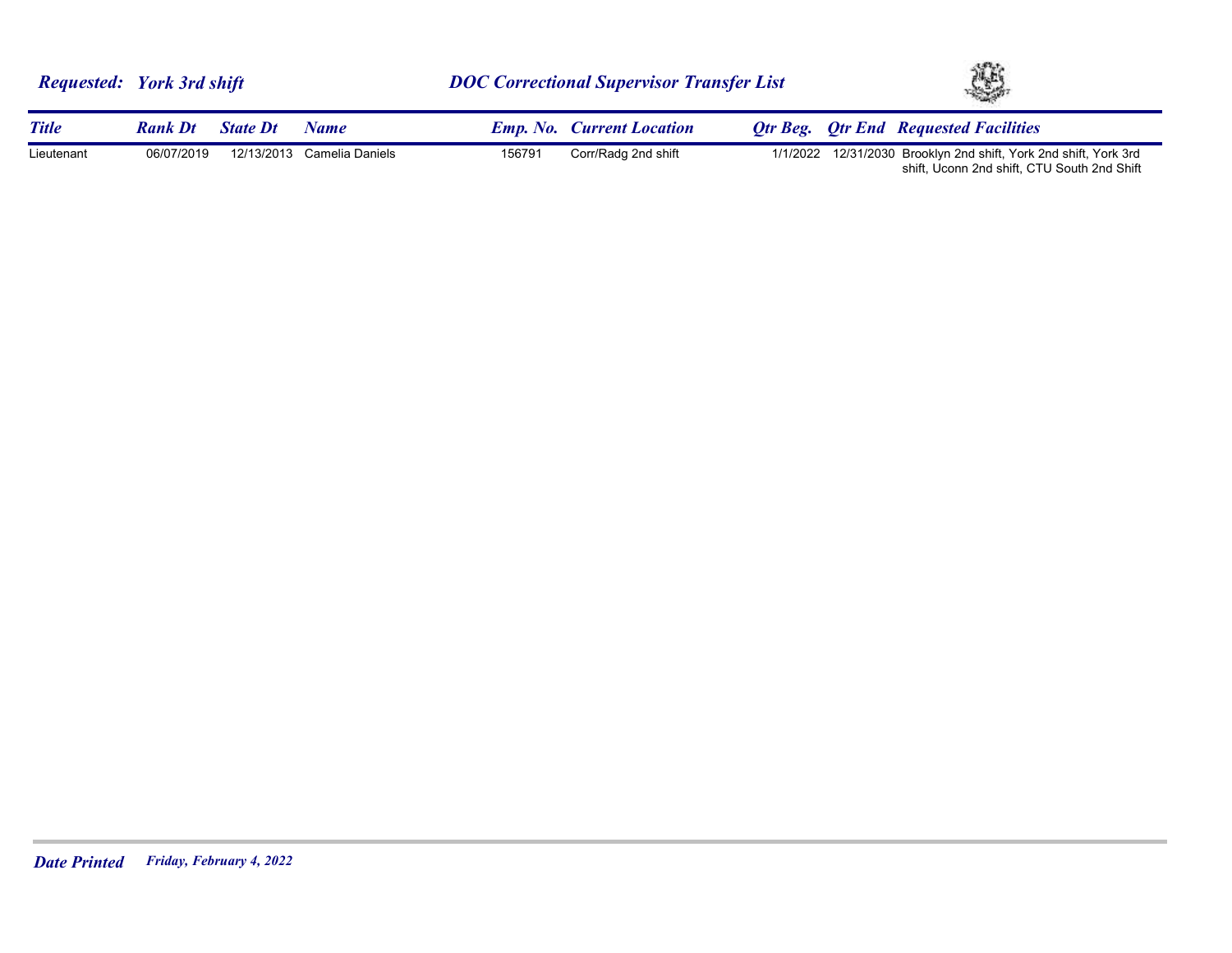**Requested: York 3rd shift** **DOC Correctional Supervisor Transfer List**

| Title | Rank Dt | State Dt | Name | Emp. No. | Current Location | Qtr Beg. | Qtr End | Requested Facilities |
|---|---|---|---|---|---|---|---|---|
| Lieutenant | 06/07/2019 | 12/13/2013 | Camelia Daniels | 156791 | Corr/Radg 2nd shift | 1/1/2022 | 12/31/2030 | Brooklyn 2nd shift, York 2nd shift, York 3rd shift, Uconn 2nd shift, CTU South 2nd Shift |

**Date Printed** *Friday, February 4, 2022*